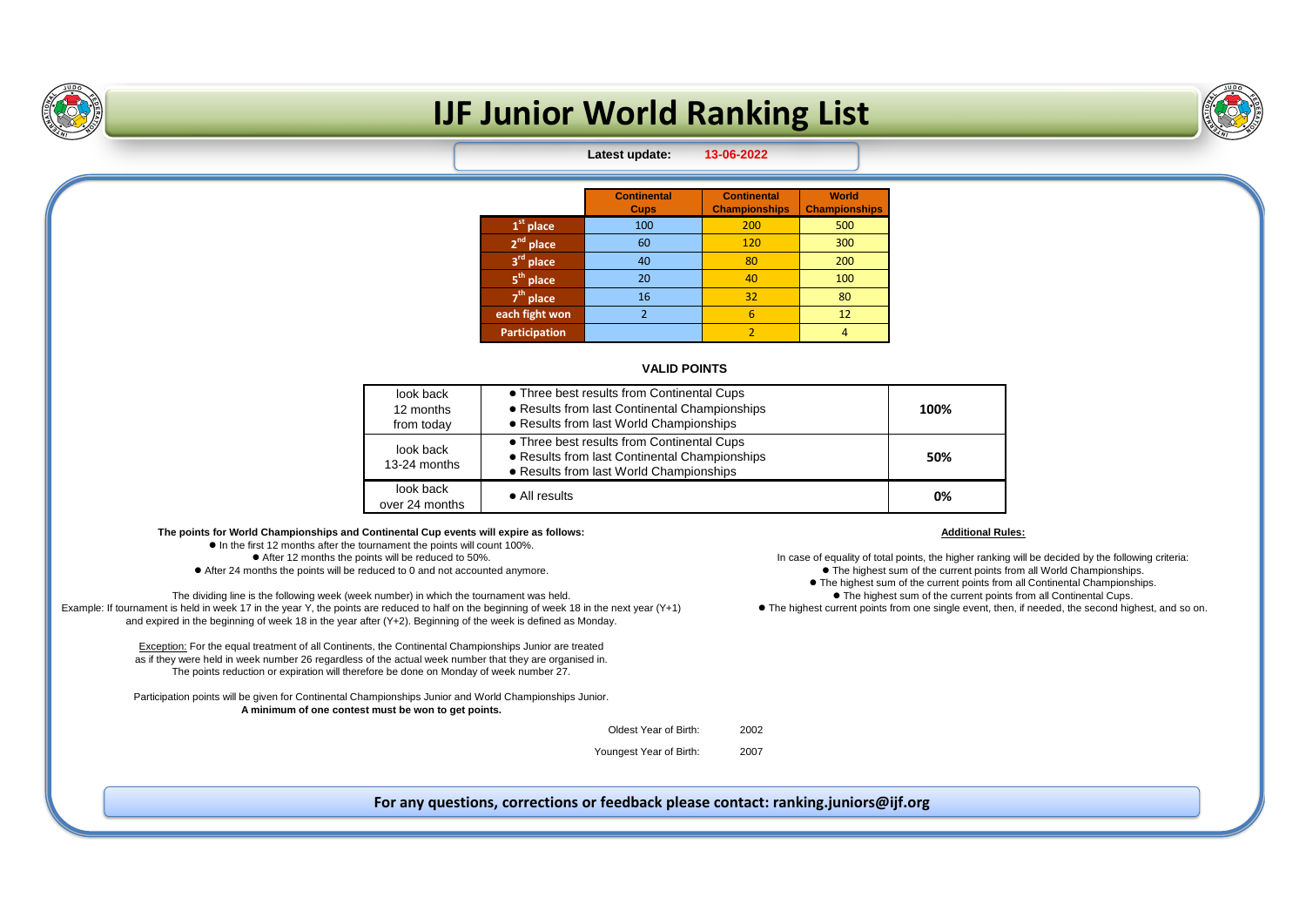# IJF Junior World Ranking List

**Latest update:** **13-06-2022**

| | Continental Cups | Continental Championships | World Championships |
|---|---|---|---|
| 1st place | 100 | 200 | 500 |
| 2nd place | 60 | 120 | 300 |
| 3rd place | 40 | 80 | 200 |
| 5th place | 20 | 40 | 100 |
| 7th place | 16 | 32 | 80 |
| each fight won | 2 | 6 | 12 |
| Participation | | 2 | 4 |

### VALID POINTS

| | | |
|---|---|---|
| look back 12 months from today | ● Three best results from Continental Cups<br>● Results from last Continental Championships<br>● Results from last World Championships | **100%** |
| look back 13-24 months | ● Three best results from Continental Cups<br>● Results from last Continental Championships<br>● Results from last World Championships | **50%** |
| look back over 24 months | ● All results | **0%** |

**The points for World Championships and Continental Cup events will expire as follows:**

- In the first 12 months after the tournament the points will count 100%.
- After 12 months the points will be reduced to 50%.
- After 24 months the points will be reduced to 0 and not accounted anymore.

The dividing line is the following week (week number) in which the tournament was held.
Example: If tournament is held in week 17 in the year Y, the points are reduced to half on the beginning of week 18 in the next year (Y+1) and expired in the beginning of week 18 in the year after (Y+2). Beginning of the week is defined as Monday.

Exception: For the equal treatment of all Continents, the Continental Championships Junior are treated as if they were held in week number 26 regardless of the actual week number that they are organised in. The points reduction or expiration will therefore be done on Monday of week number 27.

Participation points will be given for Continental Championships Junior and World Championships Junior.
**A minimum of one contest must be won to get points.**

**Additional Rules:**

In case of equality of total points, the higher ranking will be decided by the following criteria:

- The highest sum of the current points from all World Championships.
- The highest sum of the current points from all Continental Championships.
- The highest sum of the current points from all Continental Cups.
- The highest current points from one single event, then, if needed, the second highest, and so on.

Oldest Year of Birth: 2002

Youngest Year of Birth: 2007

**For any questions, corrections or feedback please contact: ranking.juniors@ijf.org**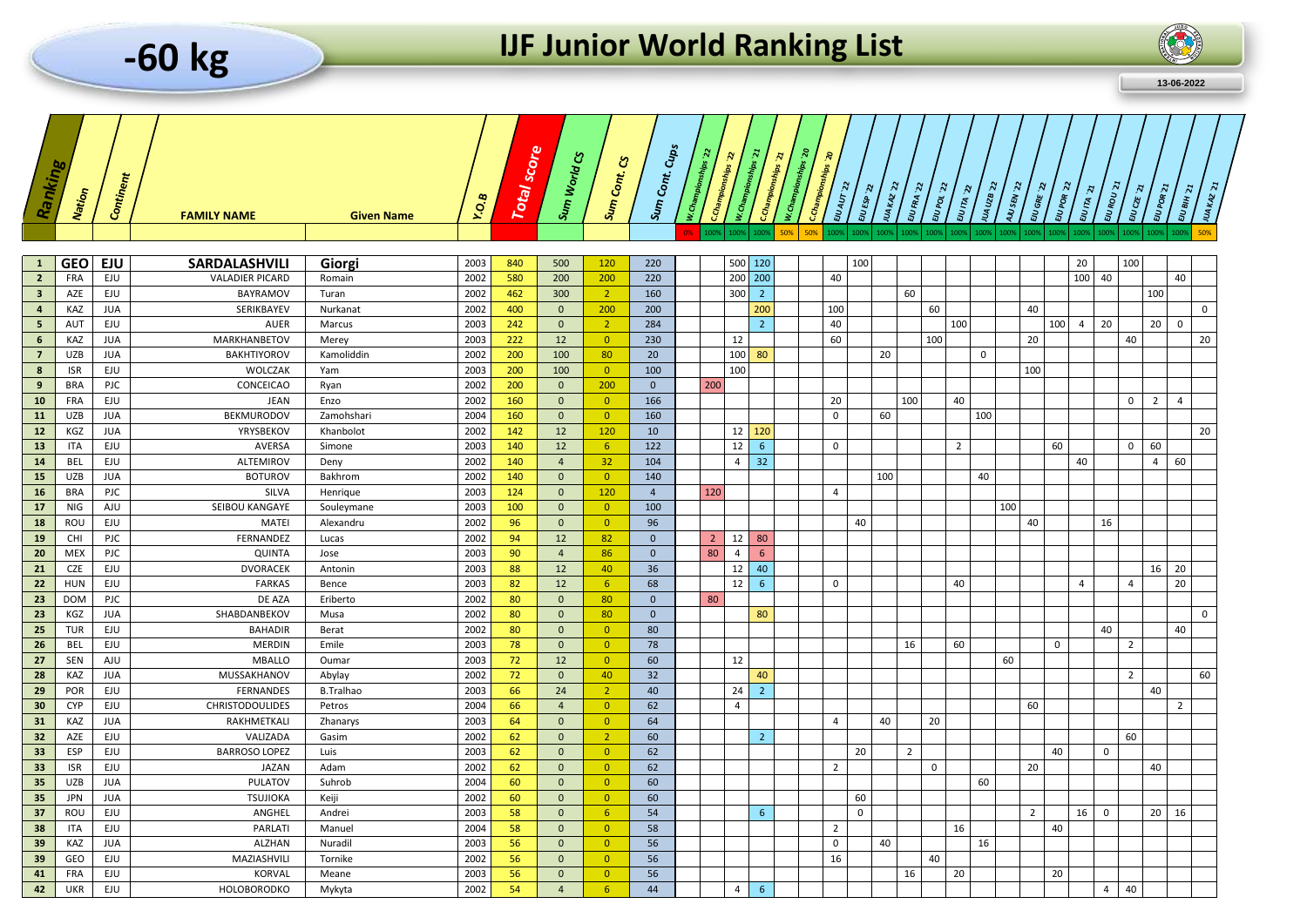# -60 kg

# IJF Junior World Ranking List

13-06-2022

| Ranking | Nation | Continent | FAMILY NAME | Given Name | Y.O.B | Total score | Sum World CS | Sum Cont. CS | Sum Cont. Cups | W.Championships '22 | C.Championships '22 | W.Championships '21 | C.Championships '21 | W.Championships '20 | C.Championships '20 | EJU AUT '22 | EJU ESP '22 | JUA KAZ '22 | EJU FRA '22 | EJU POL '22 | EJU ITA '22 | JUA UZB '22 | AJU SEN '22 | EJU GRE '22 | EJU POR '22 | EJU ITA '21 | EJU ROU '21 | EJU CZE '21 | EJU POR '21 | EJU BIH '21 | JUA KAZ '21 |
|---|---|---|---|---|---|---|---|---|---|---|---|---|---|---|---|---|---|---|---|---|---|---|---|---|---|---|---|---|---|---|---|
| | | | | | | | | | | 0% | 100% | 100% | 100% | 50% | 50% | 100% | 100% | 100% | 100% | 100% | 100% | 100% | 100% | 100% | 100% | 100% | 100% | 100% | 100% | 100% | 50% |
| 1 | GEO | EJU | SARDALASHVILI | Giorgi | 2003 | 840 | 500 | 120 | 220 | | | 500 | 120 | | | | 100 | | | | | | | | | 20 | | 100 | | | |
| 2 | FRA | EJU | VALADIER PICARD | Romain | 2002 | 580 | 200 | 200 | 220 | | | 200 | 200 | | | 40 | | | | | | | | | | 100 | 40 | | | 40 | |
| 3 | AZE | EJU | BAYRAMOV | Turan | 2002 | 462 | 300 | 2 | 160 | | | 300 | 2 | | | | | | 60 | | | | | | | | | | 100 | | |
| 4 | KAZ | JUA | SERIKBAYEV | Nurkanat | 2002 | 400 | 0 | 200 | 200 | | | | 200 | | | 100 | | | | 60 | | | | 40 | | | | | | | 0 |
| 5 | AUT | EJU | AUER | Marcus | 2003 | 242 | 0 | 2 | 284 | | | | 2 | | | 40 | | | | | 100 | | | | 100 | 4 | 20 | | 20 | 0 | |
| 6 | KAZ | JUA | MARKHANBETOV | Merey | 2003 | 222 | 12 | 0 | 230 | | | 12 | | | | 60 | | | | 100 | | | | 20 | | | | 40 | | | 20 |
| 7 | UZB | JUA | BAKHTIYOROV | Kamoliddin | 2002 | 200 | 100 | 80 | 20 | | | 100 | 80 | | | | | 20 | | | | 0 | | | | | | | | | |
| 8 | ISR | EJU | WOLCZAK | Yam | 2003 | 200 | 100 | 0 | 100 | | | 100 | | | | | | | | | | | | 100 | | | | | | | |
| 9 | BRA | PJC | CONCEICAO | Ryan | 2002 | 200 | 0 | 200 | 0 | | 200 | | | | | | | | | | | | | | | | | | | | |
| 10 | FRA | EJU | JEAN | Enzo | 2002 | 160 | 0 | 0 | 166 | | | | | | | 20 | | | 100 | | 40 | | | | | | | 0 | 2 | 4 | |
| 11 | UZB | JUA | BEKMURODOV | Zamohshari | 2004 | 160 | 0 | 0 | 160 | | | | | | | 0 | 60 | | | | | 100 | | | | | | | | | |
| 12 | KGZ | JUA | YRYSBEKOV | Khanbolot | 2002 | 142 | 12 | 120 | 10 | | | 12 | 120 | | | | | | | | | | | | | | | | | | 20 |
| 13 | ITA | EJU | AVERSA | Simone | 2003 | 140 | 12 | 6 | 122 | | | 12 | 6 | | | 0 | | | | | 2 | | | | 60 | | | 0 | 60 | | |
| 14 | BEL | EJU | ALTEMIROV | Deny | 2002 | 140 | 4 | 32 | 104 | | | 4 | 32 | | | | | | | | | | | | | 40 | | | 4 | 60 | |
| 15 | UZB | JUA | BOTUROV | Bakhrom | 2002 | 140 | 0 | 0 | 140 | | | | | | | | | 100 | | | | 40 | | | | | | | | | |
| 16 | BRA | PJC | SILVA | Henrique | 2003 | 124 | 0 | 120 | 4 | | 120 | | | | | 4 | | | | | | | | | | | | | | | |
| 17 | NIG | AJU | SEIBOU KANGAYE | Souleymane | 2003 | 100 | 0 | 0 | 100 | | | | | | | | | | | | | | 100 | | | | | | | | |
| 18 | ROU | EJU | MATEI | Alexandru | 2002 | 96 | 0 | 0 | 96 | | | | | | | | 40 | | | | | | | 40 | | | 16 | | | | |
| 19 | CHI | PJC | FERNANDEZ | Lucas | 2002 | 94 | 12 | 82 | 0 | | 2 | 12 | 80 | | | | | | | | | | | | | | | | | | |
| 20 | MEX | PJC | QUINTA | Jose | 2003 | 90 | 4 | 86 | 0 | | 80 | 4 | 6 | | | | | | | | | | | | | | | | | | |
| 21 | CZE | EJU | DVORACEK | Antonin | 2003 | 88 | 12 | 40 | 36 | | | 12 | 40 | | | | | | | | | | | | | | | | 16 | 20 | |
| 22 | HUN | EJU | FARKAS | Bence | 2003 | 82 | 12 | 6 | 68 | | | 12 | 6 | | | 0 | | | | | 40 | | | | | 4 | | 4 | | 20 | |
| 23 | DOM | PJC | DE AZA | Eriberto | 2002 | 80 | 0 | 80 | 0 | | 80 | | | | | | | | | | | | | | | | | | | | |
| 23 | KGZ | JUA | SHABDANBEKOV | Musa | 2002 | 80 | 0 | 80 | 0 | | | | 80 | | | | | | | | | | | | | | | | | | 0 |
| 25 | TUR | EJU | BAHADIR | Berat | 2002 | 80 | 0 | 0 | 80 | | | | | | | | | | | | | | | | | | 40 | | | 40 | |
| 26 | BEL | EJU | MERDIN | Emile | 2003 | 78 | 0 | 0 | 78 | | | | | | | | | | 16 | | 60 | | | | 0 | | | 2 | | | |
| 27 | SEN | AJU | MBALLO | Oumar | 2003 | 72 | 12 | 0 | 60 | | | 12 | | | | | | | | | | | 60 | | | | | | | | |
| 28 | KAZ | JUA | MUSSAKHANOV | Abylay | 2002 | 72 | 0 | 40 | 32 | | | | 40 | | | | | | | | | | | | | | | 2 | | | 60 |
| 29 | POR | EJU | FERNANDES | B.Tralhao | 2003 | 66 | 24 | 2 | 40 | | | 24 | 2 | | | | | | | | | | | | | | | | 40 | | |
| 30 | CYP | EJU | CHRISTODOULIDES | Petros | 2004 | 66 | 4 | 0 | 62 | | | 4 | | | | | | | | | | | | 60 | | | | | | 2 | |
| 31 | KAZ | JUA | RAKHMETKALI | Zhanarys | 2003 | 64 | 0 | 0 | 64 | | | | | | | 4 | | 40 | | 20 | | | | | | | | | | | |
| 32 | AZE | EJU | VALIZADA | Gasim | 2002 | 62 | 0 | 2 | 60 | | | | 2 | | | | | | | | | | | | | | | 60 | | | |
| 33 | ESP | EJU | BARROSO LOPEZ | Luis | 2003 | 62 | 0 | 0 | 62 | | | | | | | | 20 | | 2 | | | | | | 40 | | 0 | | | | |
| 33 | ISR | EJU | JAZAN | Adam | 2002 | 62 | 0 | 0 | 62 | | | | | | | 2 | | | | 0 | | | | 20 | | | | | 40 | | |
| 35 | UZB | JUA | PULATOV | Suhrob | 2004 | 60 | 0 | 0 | 60 | | | | | | | | | | | | | 60 | | | | | | | | | |
| 35 | JPN | JUA | TSUJIOKA | Keiji | 2002 | 60 | 0 | 0 | 60 | | | | | | | | 60 | | | | | | | | | | | | | | |
| 37 | ROU | EJU | ANGHEL | Andrei | 2003 | 58 | 0 | 6 | 54 | | | | 6 | | | | 0 | | | | | | | 2 | | 16 | 0 | | 20 | 16 | |
| 38 | ITA | EJU | PARLATI | Manuel | 2004 | 58 | 0 | 0 | 58 | | | | | | | 2 | | | | | 16 | | | | 40 | | | | | | |
| 39 | KAZ | JUA | ALZHAN | Nuradil | 2003 | 56 | 0 | 0 | 56 | | | | | | | 0 | | 40 | | | | 16 | | | | | | | | | |
| 39 | GEO | EJU | MAZIASHVILI | Tornike | 2002 | 56 | 0 | 0 | 56 | | | | | | | 16 | | | | 40 | | | | | | | | | | | |
| 41 | FRA | EJU | KORVAL | Meane | 2003 | 56 | 0 | 0 | 56 | | | | | | | | | | 16 | | 20 | | | | 20 | | | | | | |
| 42 | UKR | EJU | HOLOBORODKO | Mykyta | 2002 | 54 | 4 | 6 | 44 | | | 4 | 6 | | | | | | | | | | | | | | 4 | 40 | | | |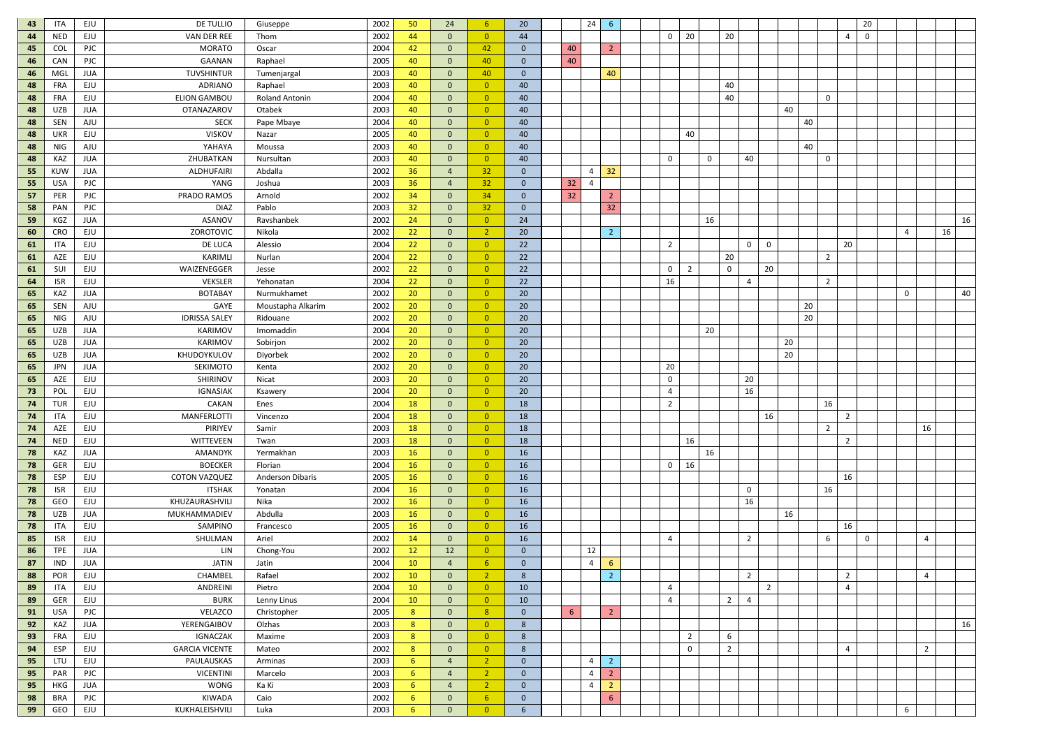| | | | | | | | | | | | | | | | | | | | | | | | | | | | | |
|---|---|---|---|---|---|---|---|---|---|---|---|---|---|---|---|---|---|---|---|---|---|---|---|---|---|---|---|---|
| 43 | ITA | EJU | DE TULLIO | Giuseppe | 2002 | 50 | 24 | 6 | 20 | | 24 | 6 | | | | | | | | | | | 20 | | | | | |
| 44 | NED | EJU | VAN DER REE | Thom | 2002 | 44 | 0 | 0 | 44 | | | | 0 | 20 | | 20 | | | | | | 4 | 0 | | | | | |
| 45 | COL | PJC | MORATO | Oscar | 2004 | 42 | 0 | 42 | 0 | 40 | | 2 | | | | | | | | | | | | | | | | |
| 46 | CAN | PJC | GAANAN | Raphael | 2005 | 40 | 0 | 40 | 0 | 40 | | | | | | | | | | | | | | | | | | |
| 46 | MGL | JUA | TUVSHINTUR | Tumenjargal | 2003 | 40 | 0 | 40 | 0 | | | 40 | | | | | | | | | | | | | | | | |
| 48 | FRA | EJU | ADRIANO | Raphael | 2003 | 40 | 0 | 0 | 40 | | | | | | | 40 | | | | | | | | | | | | |
| 48 | FRA | EJU | ELION GAMBOU | Roland Antonin | 2004 | 40 | 0 | 0 | 40 | | | | | | | 40 | | | | | 0 | | | | | | | |
| 48 | UZB | JUA | OTANAZAROV | Otabek | 2003 | 40 | 0 | 0 | 40 | | | | | | | | | | 40 | | | | | | | | | |
| 48 | SEN | AJU | SECK | Pape Mbaye | 2004 | 40 | 0 | 0 | 40 | | | | | | | | | | | 40 | | | | | | | | |
| 48 | UKR | EJU | VISKOV | Nazar | 2005 | 40 | 0 | 0 | 40 | | | | | 40 | | | | | | | | | | | | | | |
| 48 | NIG | AJU | YAHAYA | Moussa | 2003 | 40 | 0 | 0 | 40 | | | | | | | | | | | 40 | | | | | | | | |
| 48 | KAZ | JUA | ZHUBATKAN | Nursultan | 2003 | 40 | 0 | 0 | 40 | | | | 0 | | 0 | | 40 | | | | 0 | | | | | | | |
| 55 | KUW | JUA | ALDHUFAIRI | Abdalla | 2002 | 36 | 4 | 32 | 0 | | 4 | 32 | | | | | | | | | | | | | | | | |
| 55 | USA | PJC | YANG | Joshua | 2003 | 36 | 4 | 32 | 0 | 32 | 4 | | | | | | | | | | | | | | | | | |
| 57 | PER | PJC | PRADO RAMOS | Arnold | 2002 | 34 | 0 | 34 | 0 | 32 | | 2 | | | | | | | | | | | | | | | | |
| 58 | PAN | PJC | DIAZ | Pablo | 2003 | 32 | 0 | 32 | 0 | | | 32 | | | | | | | | | | | | | | | | |
| 59 | KGZ | JUA | ASANOV | Ravshanbek | 2002 | 24 | 0 | 0 | 24 | | | | | | 16 | | | | | | | | | | | | | 16 |
| 60 | CRO | EJU | ZOROTOVIC | Nikola | 2002 | 22 | 0 | 2 | 20 | | | 2 | | | | | | | | | | | | | 4 | | 16 | |
| 61 | ITA | EJU | DE LUCA | Alessio | 2004 | 22 | 0 | 0 | 22 | | | | 2 | | | | 0 | 0 | | | | 20 | | | | | | |
| 61 | AZE | EJU | KARIMLI | Nurlan | 2004 | 22 | 0 | 0 | 22 | | | | | | | 20 | | | | | 2 | | | | | | | |
| 61 | SUI | EJU | WAIZENEGGER | Jesse | 2002 | 22 | 0 | 0 | 22 | | | | 0 | 2 | | 0 | | 20 | | | | | | | | | | |
| 64 | ISR | EJU | VEKSLER | Yehonatan | 2004 | 22 | 0 | 0 | 22 | | | | 16 | | | | 4 | | | | 2 | | | | | | | |
| 65 | KAZ | JUA | BOTABAY | Nurmukhamet | 2002 | 20 | 0 | 0 | 20 | | | | | | | | | | | | | | | | 0 | | | 40 |
| 65 | SEN | AJU | GAYE | Moustapha Alkarim | 2002 | 20 | 0 | 0 | 20 | | | | | | | | | | | 20 | | | | | | | | |
| 65 | NIG | AJU | IDRISSA SALEY | Ridouane | 2002 | 20 | 0 | 0 | 20 | | | | | | | | | | | 20 | | | | | | | | |
| 65 | UZB | JUA | KARIMOV | Imomaddin | 2004 | 20 | 0 | 0 | 20 | | | | | | 20 | | | | | | | | | | | | | |
| 65 | UZB | JUA | KARIMOV | Sobirjon | 2002 | 20 | 0 | 0 | 20 | | | | | | | | | | 20 | | | | | | | | | |
| 65 | UZB | JUA | KHUDOYKULOV | Diyorbek | 2002 | 20 | 0 | 0 | 20 | | | | | | | | | | 20 | | | | | | | | | |
| 65 | JPN | JUA | SEKIMOTO | Kenta | 2002 | 20 | 0 | 0 | 20 | | | | 20 | | | | | | | | | | | | | | | |
| 65 | AZE | EJU | SHIRINOV | Nicat | 2003 | 20 | 0 | 0 | 20 | | | | 0 | | | | 20 | | | | | | | | | | | |
| 73 | POL | EJU | IGNASIAK | Ksawery | 2004 | 20 | 0 | 0 | 20 | | | | 4 | | | | 16 | | | | | | | | | | | |
| 74 | TUR | EJU | CAKAN | Enes | 2004 | 18 | 0 | 0 | 18 | | | | 2 | | | | | | | | 16 | | | | | | | |
| 74 | ITA | EJU | MANFERLOTTI | Vincenzo | 2004 | 18 | 0 | 0 | 18 | | | | | | | | | 16 | | | | 2 | | | | | | |
| 74 | AZE | EJU | PIRIYEV | Samir | 2003 | 18 | 0 | 0 | 18 | | | | | | | | | | | | 2 | | | | | 16 | | |
| 74 | NED | EJU | WITTEVEEN | Twan | 2003 | 18 | 0 | 0 | 18 | | | | | 16 | | | | | | | | 2 | | | | | | |
| 78 | KAZ | JUA | AMANDYK | Yermakhan | 2003 | 16 | 0 | 0 | 16 | | | | | | 16 | | | | | | | | | | | | | |
| 78 | GER | EJU | BOECKER | Florian | 2004 | 16 | 0 | 0 | 16 | | | | 0 | 16 | | | | | | | | | | | | | | |
| 78 | ESP | EJU | COTON VAZQUEZ | Anderson Dibaris | 2005 | 16 | 0 | 0 | 16 | | | | | | | | | | | | | 16 | | | | | | |
| 78 | ISR | EJU | ITSHAK | Yonatan | 2004 | 16 | 0 | 0 | 16 | | | | | | | | 0 | | | | 16 | | | | | | | |
| 78 | GEO | EJU | KHUZAURASHVILI | Nika | 2002 | 16 | 0 | 0 | 16 | | | | | | | | 16 | | | | | | | | | | | |
| 78 | UZB | JUA | MUKHAMMADIEV | Abdulla | 2003 | 16 | 0 | 0 | 16 | | | | | | | | | | 16 | | | | | | | | | |
| 78 | ITA | EJU | SAMPINO | Francesco | 2005 | 16 | 0 | 0 | 16 | | | | | | | | | | | | | 16 | | | | | | |
| 85 | ISR | EJU | SHULMAN | Ariel | 2002 | 14 | 0 | 0 | 16 | | | | 4 | | | | 2 | | | | 6 | | 0 | | | 4 | | |
| 86 | TPE | JUA | LIN | Chong-You | 2002 | 12 | 12 | 0 | 0 | | 12 | | | | | | | | | | | | | | | | | |
| 87 | IND | JUA | JATIN | Jatin | 2004 | 10 | 4 | 6 | 0 | | 4 | 6 | | | | | | | | | | | | | | | | |
| 88 | POR | EJU | CHAMBEL | Rafael | 2002 | 10 | 0 | 2 | 8 | | | 2 | | | | | 2 | | | | | 2 | | | | 4 | | |
| 89 | ITA | EJU | ANDREINI | Pietro | 2004 | 10 | 0 | 0 | 10 | | | | 4 | | | | | 2 | | | | 4 | | | | | | |
| 89 | GER | EJU | BURK | Lenny Linus | 2004 | 10 | 0 | 0 | 10 | | | | 4 | | | 2 | 4 | | | | | | | | | | | |
| 91 | USA | PJC | VELAZCO | Christopher | 2005 | 8 | 0 | 8 | 0 | 6 | | 2 | | | | | | | | | | | | | | | | |
| 92 | KAZ | JUA | YERENGAIBOV | Olzhas | 2003 | 8 | 0 | 0 | 8 | | | | | | | | | | | | | | | | | | | 16 |
| 93 | FRA | EJU | IGNACZAK | Maxime | 2003 | 8 | 0 | 0 | 8 | | | | | 2 | | 6 | | | | | | | | | | | | |
| 94 | ESP | EJU | GARCIA VICENTE | Mateo | 2002 | 8 | 0 | 0 | 8 | | | | | 0 | | 2 | | | | | | 4 | | | | 2 | | |
| 95 | LTU | EJU | PAULAUSKAS | Arminas | 2003 | 6 | 4 | 2 | 0 | | 4 | 2 | | | | | | | | | | | | | | | | |
| 95 | PAR | PJC | VICENTINI | Marcelo | 2003 | 6 | 4 | 2 | 0 | | 4 | 2 | | | | | | | | | | | | | | | | |
| 95 | HKG | JUA | WONG | Ka Ki | 2003 | 6 | 4 | 2 | 0 | | 4 | 2 | | | | | | | | | | | | | | | | |
| 98 | BRA | PJC | KIWADA | Caio | 2002 | 6 | 0 | 6 | 0 | | | 6 | | | | | | | | | | | | | | | | |
| 99 | GEO | EJU | KUKHALEISHVILI | Luka | 2003 | 6 | 0 | 0 | 6 | | | | | | | | | | | | | | | | 6 | | | |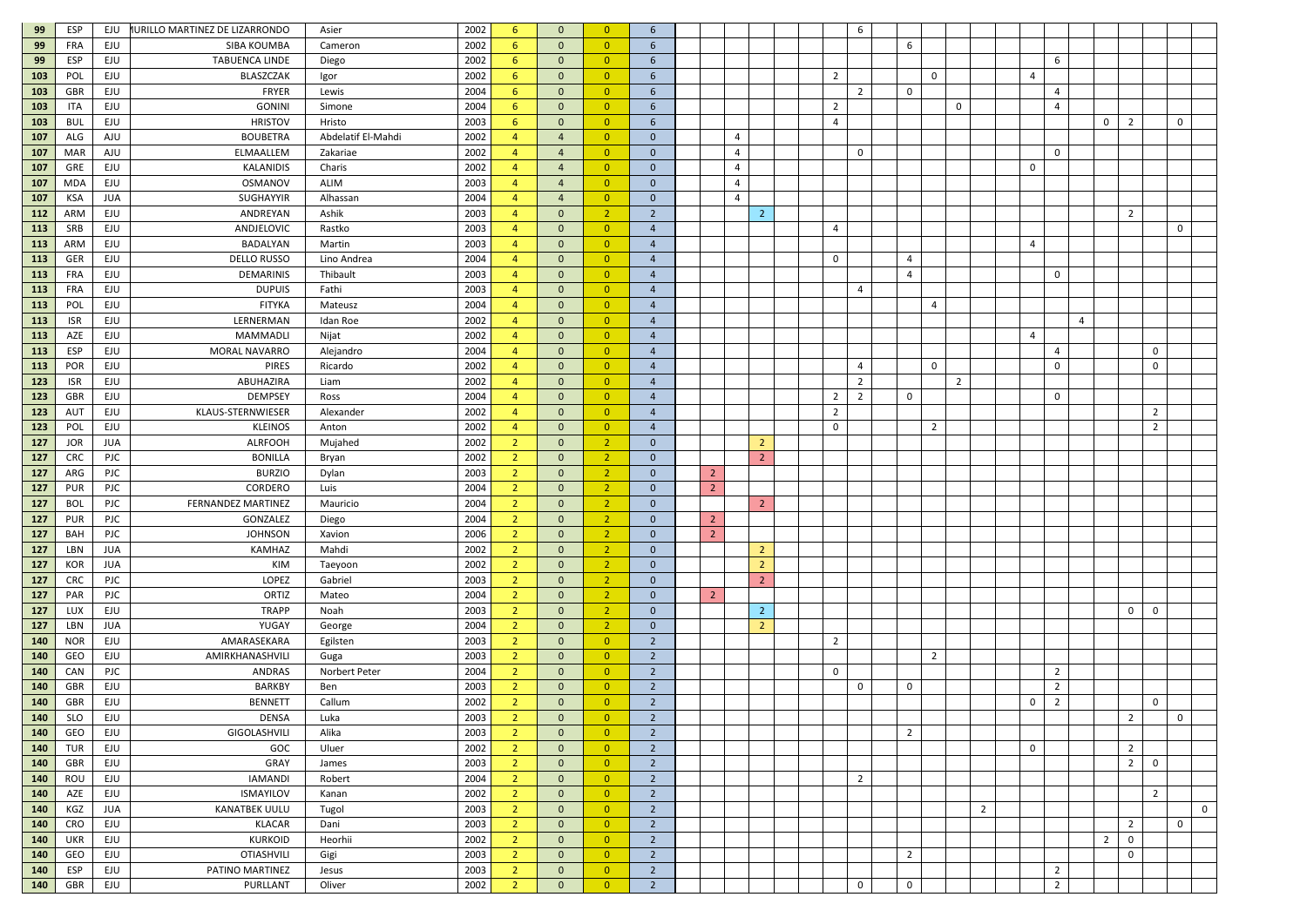| | | | | | | | | | | | | | | | | | | | | | | | | | | | | | | | |
|---|---|---|---|---|---|---|---|---|---|---|---|---|---|---|---|---|---|---|---|---|---|---|---|---|---|---|---|---|---|---|---|
| 99 | ESP | EJU | MURILLO MARTINEZ DE LIZARRONDO | Asier | 2002 | 6 | 0 | 0 | 6 | | | | | | | | 6 | | | | | | | | | | | | | | |
| 99 | FRA | EJU | SIBA KOUMBA | Cameron | 2002 | 6 | 0 | 0 | 6 | | | | | | | | | | 6 | | | | | | | | | | | | |
| 99 | ESP | EJU | TABUENCA LINDE | Diego | 2002 | 6 | 0 | 0 | 6 | | | | | | | | | | | | | | | | 6 | | | | | | |
| 103 | POL | EJU | BLASZCZAK | Igor | 2002 | 6 | 0 | 0 | 6 | | | | | | | 2 | | | | 0 | | | | 4 | | | | | | | |
| 103 | GBR | EJU | FRYER | Lewis | 2004 | 6 | 0 | 0 | 6 | | | | | | | | 2 | | 0 | | | | | | 4 | | | | | | |
| 103 | ITA | EJU | GONINI | Simone | 2004 | 6 | 0 | 0 | 6 | | | | | | | 2 | | | | | 0 | | | | 4 | | | | | | |
| 103 | BUL | EJU | HRISTOV | Hristo | 2003 | 6 | 0 | 0 | 6 | | | | | | | 4 | | | | | | | | | | | 0 | 2 | | 0 | |
| 107 | ALG | AJU | BOUBETRA | Abdelatif El-Mahdi | 2002 | 4 | 4 | 0 | 0 | | | 4 | | | | | | | | | | | | | | | | | | | |
| 107 | MAR | AJU | ELMAALLEM | Zakariae | 2002 | 4 | 4 | 0 | 0 | | | 4 | | | | | 0 | | | | | | | | 0 | | | | | | |
| 107 | GRE | EJU | KALANIDIS | Charis | 2002 | 4 | 4 | 0 | 0 | | | 4 | | | | | | | | | | | | 0 | | | | | | | |
| 107 | MDA | EJU | OSMANOV | ALIM | 2003 | 4 | 4 | 0 | 0 | | | 4 | | | | | | | | | | | | | | | | | | | |
| 107 | KSA | JUA | SUGHAYYIR | Alhassan | 2004 | 4 | 4 | 0 | 0 | | | 4 | | | | | | | | | | | | | | | | | | | |
| 112 | ARM | EJU | ANDREYAN | Ashik | 2003 | 4 | 0 | 2 | 2 | | | | 2 | | | | | | | | | | | | | | | 2 | | | |
| 113 | SRB | EJU | ANDJELOVIC | Rastko | 2003 | 4 | 0 | 0 | 4 | | | | | | | 4 | | | | | | | | | | | | | | 0 | |
| 113 | ARM | EJU | BADALYAN | Martin | 2003 | 4 | 0 | 0 | 4 | | | | | | | | | | | | | | | 4 | | | | | | | |
| 113 | GER | EJU | DELLO RUSSO | Lino Andrea | 2004 | 4 | 0 | 0 | 4 | | | | | | | 0 | | | 4 | | | | | | | | | | | | |
| 113 | FRA | EJU | DEMARINIS | Thibault | 2003 | 4 | 0 | 0 | 4 | | | | | | | | | | 4 | | | | | | 0 | | | | | | |
| 113 | FRA | EJU | DUPUIS | Fathi | 2003 | 4 | 0 | 0 | 4 | | | | | | | | 4 | | | | | | | | | | | | | | |
| 113 | POL | EJU | FITYKA | Mateusz | 2004 | 4 | 0 | 0 | 4 | | | | | | | | | | | 4 | | | | | | | | | | | |
| 113 | ISR | EJU | LERNERMAN | Idan Roe | 2002 | 4 | 0 | 0 | 4 | | | | | | | | | | | | | | | | | 4 | | | | | |
| 113 | AZE | EJU | MAMMADLI | Nijat | 2002 | 4 | 0 | 0 | 4 | | | | | | | | | | | | | | | 4 | | | | | | | |
| 113 | ESP | EJU | MORAL NAVARRO | Alejandro | 2004 | 4 | 0 | 0 | 4 | | | | | | | | | | | | | | | | 4 | | | | 0 | | |
| 113 | POR | EJU | PIRES | Ricardo | 2002 | 4 | 0 | 0 | 4 | | | | | | | | 4 | | | 0 | | | | | 0 | | | | 0 | | |
| 123 | ISR | EJU | ABUHAZIRA | Liam | 2002 | 4 | 0 | 0 | 4 | | | | | | | | 2 | | | | 2 | | | | | | | | | | |
| 123 | GBR | EJU | DEMPSEY | Ross | 2004 | 4 | 0 | 0 | 4 | | | | | | | 2 | 2 | | 0 | | | | | | 0 | | | | | | |
| 123 | AUT | EJU | KLAUS-STERNWIESER | Alexander | 2002 | 4 | 0 | 0 | 4 | | | | | | | 2 | | | | | | | | | | | | | 2 | | |
| 123 | POL | EJU | KLEINOS | Anton | 2002 | 4 | 0 | 0 | 4 | | | | | | | 0 | | | | 2 | | | | | | | | | 2 | | |
| 127 | JOR | JUA | ALRFOOH | Mujahed | 2002 | 2 | 0 | 2 | 0 | | | | 2 | | | | | | | | | | | | | | | | | | |
| 127 | CRC | PJC | BONILLA | Bryan | 2002 | 2 | 0 | 2 | 0 | | | | 2 | | | | | | | | | | | | | | | | | | |
| 127 | ARG | PJC | BURZIO | Dylan | 2003 | 2 | 0 | 2 | 0 | | 2 | | | | | | | | | | | | | | | | | | | | |
| 127 | PUR | PJC | CORDERO | Luis | 2004 | 2 | 0 | 2 | 0 | | 2 | | | | | | | | | | | | | | | | | | | | |
| 127 | BOL | PJC | FERNANDEZ MARTINEZ | Mauricio | 2004 | 2 | 0 | 2 | 0 | | | | 2 | | | | | | | | | | | | | | | | | | |
| 127 | PUR | PJC | GONZALEZ | Diego | 2004 | 2 | 0 | 2 | 0 | | 2 | | | | | | | | | | | | | | | | | | | | |
| 127 | BAH | PJC | JOHNSON | Xavion | 2006 | 2 | 0 | 2 | 0 | | 2 | | | | | | | | | | | | | | | | | | | | |
| 127 | LBN | JUA | KAMHAZ | Mahdi | 2002 | 2 | 0 | 2 | 0 | | | | 2 | | | | | | | | | | | | | | | | | | |
| 127 | KOR | JUA | KIM | Taeyoon | 2002 | 2 | 0 | 2 | 0 | | | | 2 | | | | | | | | | | | | | | | | | | |
| 127 | CRC | PJC | LOPEZ | Gabriel | 2003 | 2 | 0 | 2 | 0 | | | | 2 | | | | | | | | | | | | | | | | | | |
| 127 | PAR | PJC | ORTIZ | Mateo | 2004 | 2 | 0 | 2 | 0 | | 2 | | | | | | | | | | | | | | | | | | | | |
| 127 | LUX | EJU | TRAPP | Noah | 2003 | 2 | 0 | 2 | 0 | | | | 2 | | | | | | | | | | | | | | | 0 | 0 | | |
| 127 | LBN | JUA | YUGAY | George | 2004 | 2 | 0 | 2 | 0 | | | | 2 | | | | | | | | | | | | | | | | | | |
| 140 | NOR | EJU | AMARASEKARA | Egilsten | 2003 | 2 | 0 | 0 | 2 | | | | | | | 2 | | | | | | | | | | | | | | | |
| 140 | GEO | EJU | AMIRKHANASHVILI | Guga | 2003 | 2 | 0 | 0 | 2 | | | | | | | | | | | 2 | | | | | | | | | | | |
| 140 | CAN | PJC | ANDRAS | Norbert Peter | 2004 | 2 | 0 | 0 | 2 | | | | | | | 0 | | | | | | | | | 2 | | | | | | |
| 140 | GBR | EJU | BARKBY | Ben | 2003 | 2 | 0 | 0 | 2 | | | | | | | | 0 | | 0 | | | | | | 2 | | | | | | |
| 140 | GBR | EJU | BENNETT | Callum | 2002 | 2 | 0 | 0 | 2 | | | | | | | | | | | | | | | 0 | 2 | | | | 0 | | |
| 140 | SLO | EJU | DENSA | Luka | 2003 | 2 | 0 | 0 | 2 | | | | | | | | | | | | | | | | | | | 2 | | 0 | |
| 140 | GEO | EJU | GIGOLASHVILI | Alika | 2003 | 2 | 0 | 0 | 2 | | | | | | | | | | 2 | | | | | | | | | | | | |
| 140 | TUR | EJU | GOC | Uluer | 2002 | 2 | 0 | 0 | 2 | | | | | | | | | | | | | | | 0 | | | | 2 | | | |
| 140 | GBR | EJU | GRAY | James | 2003 | 2 | 0 | 0 | 2 | | | | | | | | | | | | | | | | | | | 2 | 0 | | |
| 140 | ROU | EJU | IAMANDI | Robert | 2004 | 2 | 0 | 0 | 2 | | | | | | | | 2 | | | | | | | | | | | | | | |
| 140 | AZE | EJU | ISMAYILOV | Kanan | 2002 | 2 | 0 | 0 | 2 | | | | | | | | | | | | | | | | | | | | 2 | | |
| 140 | KGZ | JUA | KANATBEK UULU | Tugol | 2003 | 2 | 0 | 0 | 2 | | | | | | | | | | | | | 2 | | | | | | | | | 0 |
| 140 | CRO | EJU | KLACAR | Dani | 2003 | 2 | 0 | 0 | 2 | | | | | | | | | | | | | | | | | | | 2 | | 0 | |
| 140 | UKR | EJU | KURKOID | Heorhii | 2002 | 2 | 0 | 0 | 2 | | | | | | | | | | | | | | | | | | 2 | 0 | | | |
| 140 | GEO | EJU | OTIASHVILI | Gigi | 2003 | 2 | 0 | 0 | 2 | | | | | | | | | | 2 | | | | | | | | | 0 | | | |
| 140 | ESP | EJU | PATINO MARTINEZ | Jesus | 2003 | 2 | 0 | 0 | 2 | | | | | | | | | | | | | | | | 2 | | | | | | |
| 140 | GBR | EJU | PURLLANT | Oliver | 2002 | 2 | 0 | 0 | 2 | | | | | | | | 0 | | 0 | | | | | | 2 | | | | | | |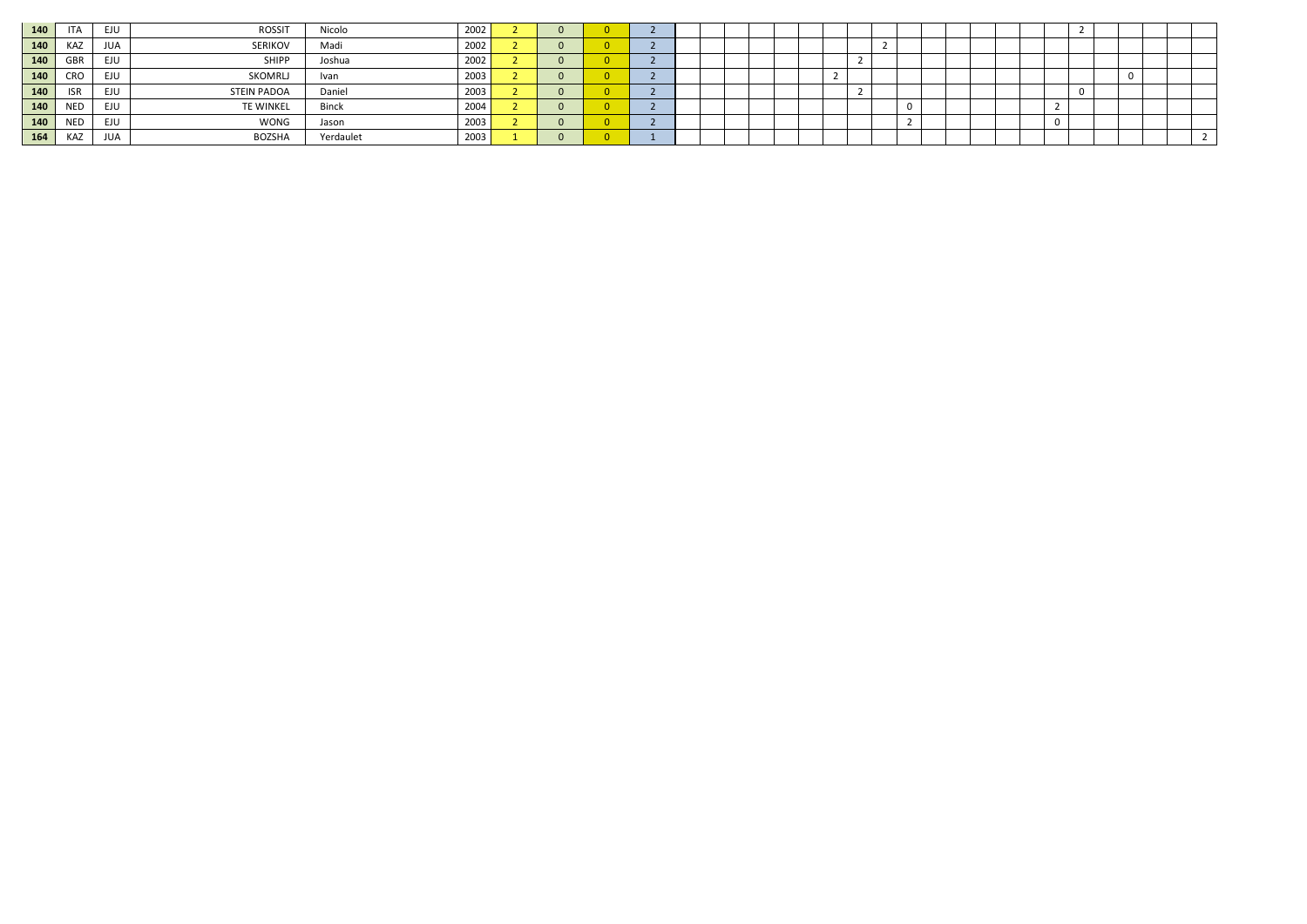| | | | | | | | | | | | | | | | | | | | | | | | | | | | | | | | |
|---|---|---|---|---|---|---|---|---|---|---|---|---|---|---|---|---|---|---|---|---|---|---|---|---|---|---|---|---|---|---|---|
| 140 | ITA | EJU | ROSSIT | Nicolo | 2002 | 2 | 0 | 0 | 2 | | | | | | | | | | | | | | | | | 2 | | | | | |
| 140 | KAZ | JUA | SERIKOV | Madi | 2002 | 2 | 0 | 0 | 2 | | | | | | | | | 2 | | | | | | | | | | | | | |
| 140 | GBR | EJU | SHIPP | Joshua | 2002 | 2 | 0 | 0 | 2 | | | | | | | | 2 | | | | | | | | | | | | | | |
| 140 | CRO | EJU | SKOMRLJ | Ivan | 2003 | 2 | 0 | 0 | 2 | | | | | | | 2 | | | | | | | | | | | | 0 | | | |
| 140 | ISR | EJU | STEIN PADOA | Daniel | 2003 | 2 | 0 | 0 | 2 | | | | | | | | 2 | | | | | | | | | 0 | | | | | |
| 140 | NED | EJU | TE WINKEL | Binck | 2004 | 2 | 0 | 0 | 2 | | | | | | | | | | 0 | | | | | | 2 | | | | | | |
| 140 | NED | EJU | WONG | Jason | 2003 | 2 | 0 | 0 | 2 | | | | | | | | | | 2 | | | | | | 0 | | | | | | |
| 164 | KAZ | JUA | BOZSHA | Yerdaulet | 2003 | 1 | 0 | 0 | 1 | | | | | | | | | | | | | | | | | | | | | | 2 |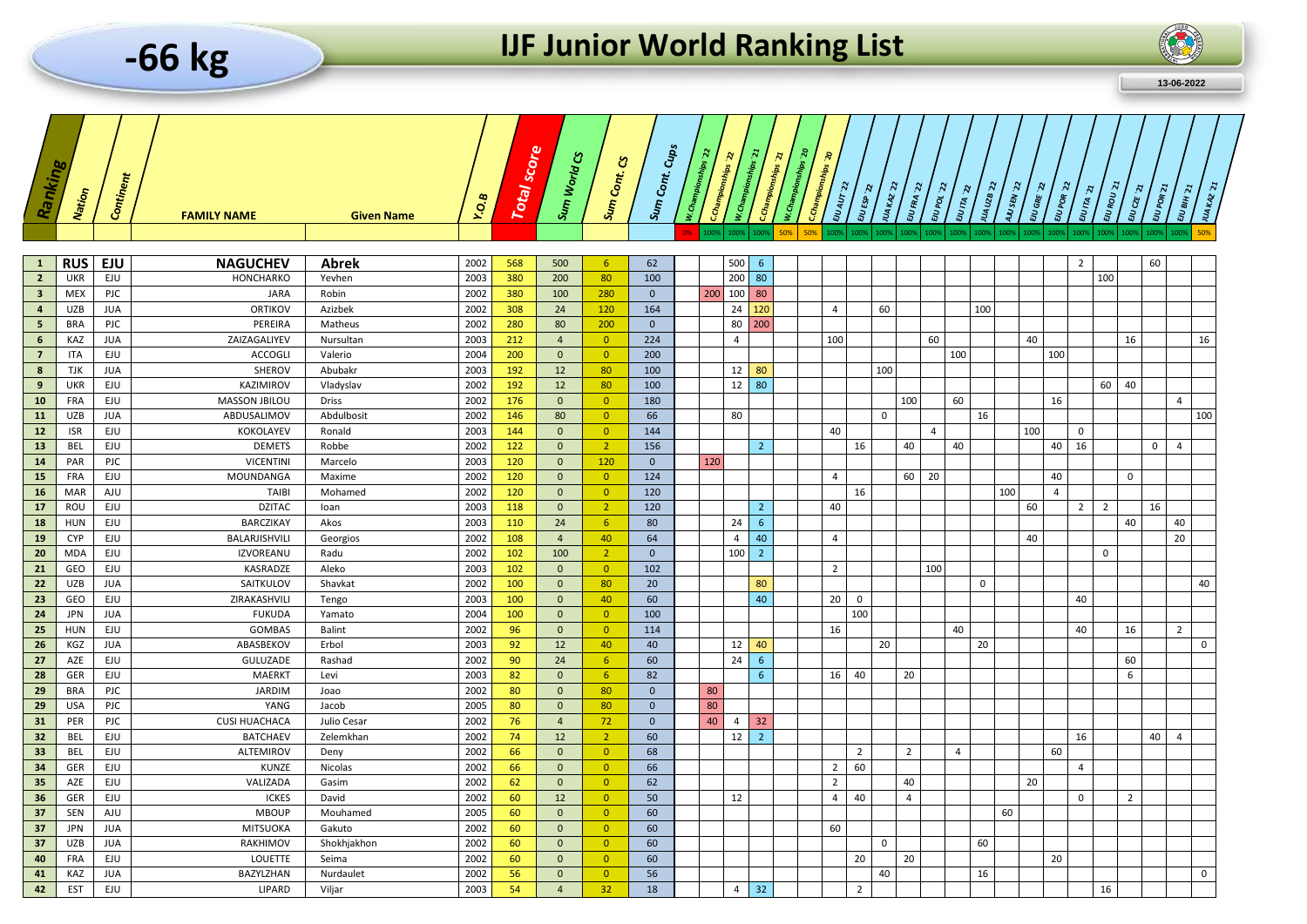# -66 kg

# IJF Junior World Ranking List

13-06-2022

| Ranking | Nation | Continent | FAMILY NAME | Given Name | Y.O.B | Total score | Sum World CS | Sum Cont. CS | Sum Cont. Cups | W.Championships '22 | C.Championships '22 | W.Championships '21 | C.Championships '21 | W.Championships '20 | C.Championships '20 | EJU AUT 22 | EJU ESP 22 | JUA KAZ 22 | EJU FRA 22 | EJU POL 22 | EJU ITA 22 | JUA UZB 22 | AJU SEN 22 | EJU GRE 22 | EJU POR 22 | EJU ITA 21 | EJU ROU 21 | EJU CZE 21 | EJU POR 21 | EJU BIH 21 | JUA KAZ 21 |
|---|---|---|---|---|---|---|---|---|---|---|---|---|---|---|---|---|---|---|---|---|---|---|---|---|---|---|---|---|---|---|---|
| | | | | | | | | | | 0% | 100% | 100% | 100% | 50% | 50% | 100% | 100% | 100% | 100% | 100% | 100% | 100% | 100% | 100% | 100% | 100% | 100% | 100% | 100% | 100% | 50% |
| 1 | RUS | EJU | NAGUCHEV | Abrek | 2002 | 568 | 500 | 6 | 62 | | | 500 | 6 | | | | | | | | | | | | | 2 | | | 60 | | |
| 2 | UKR | EJU | HONCHARKO | Yevhen | 2003 | 380 | 200 | 80 | 100 | | | 200 | 80 | | | | | | | | | | | | | | 100 | | | | |
| 3 | MEX | PJC | JARA | Robin | 2002 | 380 | 100 | 280 | 0 | | 200 | 100 | 80 | | | | | | | | | | | | | | | | | | |
| 4 | UZB | JUA | ORTIKOV | Azizbek | 2002 | 308 | 24 | 120 | 164 | | | 24 | 120 | | | 4 | | 60 | | | | 100 | | | | | | | | | |
| 5 | BRA | PJC | PEREIRA | Matheus | 2002 | 280 | 80 | 200 | 0 | | | 80 | 200 | | | | | | | | | | | | | | | | | | |
| 6 | KAZ | JUA | ZAIZAGALIYEV | Nursultan | 2003 | 212 | 4 | 0 | 224 | | | 4 | | | | 100 | | | | 60 | | | | 40 | | | | 16 | | | 16 |
| 7 | ITA | EJU | ACCOGLI | Valerio | 2004 | 200 | 0 | 0 | 200 | | | | | | | | | | | | 100 | | | | 100 | | | | | | |
| 8 | TJK | JUA | SHEROV | Abubakr | 2003 | 192 | 12 | 80 | 100 | | | 12 | 80 | | | | | 100 | | | | | | | | | | | | | |
| 9 | UKR | EJU | KAZIMIROV | Vladyslav | 2002 | 192 | 12 | 80 | 100 | | | 12 | 80 | | | | | | | | | | | | | | 60 | 40 | | | |
| 10 | FRA | EJU | MASSON JIBILOU | Driss | 2002 | 176 | 0 | 0 | 180 | | | | | | | | | | 100 | | 60 | | | | 16 | | | | | 4 | |
| 11 | UZB | JUA | ABDUSALIMOV | Abdulbosit | 2002 | 146 | 80 | 0 | 66 | | | 80 | | | | | | 0 | | | | 16 | | | | | | | | | 100 |
| 12 | ISR | EJU | KOKOLAYEV | Ronald | 2003 | 144 | 0 | 0 | 144 | | | | | | | 40 | | | | 4 | | | | 100 | | 0 | | | | | |
| 13 | BEL | EJU | DEMETS | Robbe | 2002 | 122 | 0 | 2 | 156 | | | | 2 | | | | 16 | | 40 | | 40 | | | | 40 | 16 | | | 0 | 4 | |
| 14 | PAR | PJC | VICENTINI | Marcelo | 2003 | 120 | 0 | 120 | 0 | | 120 | | | | | | | | | | | | | | | | | | | | |
| 15 | FRA | EJU | MOUNDANGA | Maxime | 2002 | 120 | 0 | 0 | 124 | | | | | | | 4 | | | 60 | 20 | | | | | 40 | | | 0 | | | |
| 16 | MAR | AJU | TAIBI | Mohamed | 2002 | 120 | 0 | 0 | 120 | | | | | | | | 16 | | | | | | 100 | | 4 | | | | | | |
| 17 | ROU | EJU | DZITAC | Ioan | 2003 | 118 | 0 | 2 | 120 | | | | 2 | | | 40 | | | | | | | | 60 | | 2 | 2 | | 16 | | |
| 18 | HUN | EJU | BARCZIKAY | Akos | 2003 | 110 | 24 | 6 | 80 | | | 24 | 6 | | | | | | | | | | | | | | | 40 | | 40 | |
| 19 | CYP | EJU | BALARJISHVILI | Georgios | 2002 | 108 | 4 | 40 | 64 | | | 4 | 40 | | | 4 | | | | | | | | 40 | | | | | | 20 | |
| 20 | MDA | EJU | IZVOREANU | Radu | 2002 | 102 | 100 | 2 | 0 | | | 100 | 2 | | | | | | | | | | | | | | 0 | | | | |
| 21 | GEO | EJU | KASRADZE | Aleko | 2003 | 102 | 0 | 0 | 102 | | | | | | | 2 | | | | 100 | | | | | | | | | | | |
| 22 | UZB | JUA | SAITKULOV | Shavkat | 2002 | 100 | 0 | 80 | 20 | | | | 80 | | | | | | | | | 0 | | | | | | | | | 40 |
| 23 | GEO | EJU | ZIRAKASHVILI | Tengo | 2003 | 100 | 0 | 40 | 60 | | | | 40 | | | 20 | 0 | | | | | | | | | 40 | | | | | |
| 24 | JPN | JUA | FUKUDA | Yamato | 2004 | 100 | 0 | 0 | 100 | | | | | | | | 100 | | | | | | | | | | | | | | |
| 25 | HUN | EJU | GOMBAS | Balint | 2002 | 96 | 0 | 0 | 114 | | | | | | | 16 | | | | | 40 | | | | | 40 | | 16 | | 2 | |
| 26 | KGZ | JUA | ABASBEKOV | Erbol | 2003 | 92 | 12 | 40 | 40 | | | 12 | 40 | | | | | 20 | | | | 20 | | | | | | | | | 0 |
| 27 | AZE | EJU | GULUZADE | Rashad | 2002 | 90 | 24 | 6 | 60 | | | 24 | 6 | | | | | | | | | | | | | | | 60 | | | |
| 28 | GER | EJU | MAERKT | Levi | 2003 | 82 | 0 | 6 | 82 | | | | 6 | | | 16 | 40 | | 20 | | | | | | | | | 6 | | | |
| 29 | BRA | PJC | JARDIM | Joao | 2002 | 80 | 0 | 80 | 0 | | 80 | | | | | | | | | | | | | | | | | | | | |
| 29 | USA | PJC | YANG | Jacob | 2005 | 80 | 0 | 80 | 0 | | 80 | | | | | | | | | | | | | | | | | | | | |
| 31 | PER | PJC | CUSI HUACHACA | Julio Cesar | 2002 | 76 | 4 | 72 | 0 | | 40 | 4 | 32 | | | | | | | | | | | | | | | | | | |
| 32 | BEL | EJU | BATCHAEV | Zelemkhan | 2002 | 74 | 12 | 2 | 60 | | | 12 | 2 | | | | | | | | | | | | | 16 | | | 40 | 4 | |
| 33 | BEL | EJU | ALTEMIROV | Deny | 2002 | 66 | 0 | 0 | 68 | | | | | | | | 2 | | 2 | | 4 | | | | 60 | | | | | | |
| 34 | GER | EJU | KUNZE | Nicolas | 2002 | 66 | 0 | 0 | 66 | | | | | | | 2 | 60 | | | | | | | | | 4 | | | | | |
| 35 | AZE | EJU | VALIZADA | Gasim | 2002 | 62 | 0 | 0 | 62 | | | | | | | 2 | | | 40 | | | | | 20 | | | | | | | |
| 36 | GER | EJU | ICKES | David | 2002 | 60 | 12 | 0 | 50 | | | 12 | | | | 4 | 40 | | 4 | | | | | | | 0 | | 2 | | | |
| 37 | SEN | AJU | MBOUP | Mouhamed | 2005 | 60 | 0 | 0 | 60 | | | | | | | | | | | | | | 60 | | | | | | | | |
| 37 | JPN | JUA | MITSUOKA | Gakuto | 2002 | 60 | 0 | 0 | 60 | | | | | | | 60 | | | | | | | | | | | | | | | |
| 37 | UZB | JUA | RAKHIMOV | Shokhjakhon | 2002 | 60 | 0 | 0 | 60 | | | | | | | | | 0 | | | | 60 | | | | | | | | | |
| 40 | FRA | EJU | LOUETTE | Seima | 2002 | 60 | 0 | 0 | 60 | | | | | | | | 20 | | 20 | | | | | | 20 | | | | | | |
| 41 | KAZ | JUA | BAZYLZHAN | Nurdaulet | 2002 | 56 | 0 | 0 | 56 | | | | | | | | | 40 | | | | 16 | | | | | | | | | 0 |
| 42 | EST | EJU | LIPARD | Viljar | 2003 | 54 | 4 | 32 | 18 | | | 4 | 32 | | | | 2 | | | | | | | | | | 16 | | | | |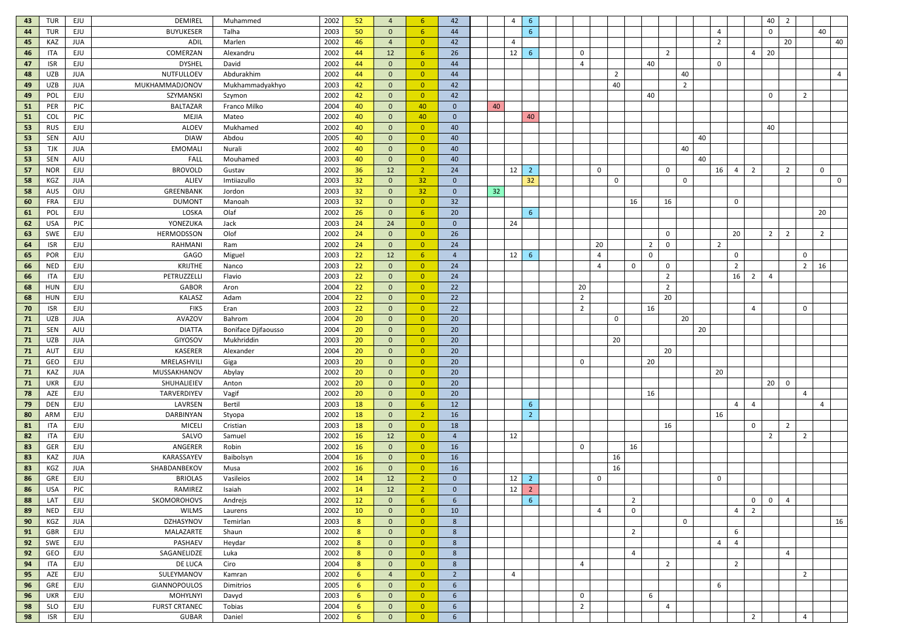| | | | | | | | | | | | | | | | | | | | | | | | | | | | | | |
|---|---|---|---|---|---|---|---|---|---|---|---|---|---|---|---|---|---|---|---|---|---|---|---|---|---|---|---|---|---|
| 43 | TUR | EJU | DEMIREL | Muhammed | 2002 | 52 | 4 | 6 | 42 | | 4 | 6 | | | | | | | | | | | | 40 | 2 | | | | |
| 44 | TUR | EJU | BUYUKESER | Talha | 2003 | 50 | 0 | 6 | 44 | | | 6 | | | | | | | | | 4 | | | 0 | | | 40 | | |
| 45 | KAZ | JUA | ADIL | Marlen | 2002 | 46 | 4 | 0 | 42 | | 4 | | | | | | | | | | 2 | | | | 20 | | | 40 | |
| 46 | ITA | EJU | COMERZAN | Alexandru | 2002 | 44 | 12 | 6 | 26 | | 12 | 6 | 0 | | | | | 2 | | | | | 4 | 20 | | | | | |
| 47 | ISR | EJU | DYSHEL | David | 2002 | 44 | 0 | 0 | 44 | | | | 4 | | | | 40 | | | | 0 | | | | | | | | |
| 48 | UZB | JUA | NUTFULLOEV | Abdurakhim | 2002 | 44 | 0 | 0 | 44 | | | | | | 2 | | | | 40 | | | | | | | | | 4 | |
| 49 | UZB | JUA | MUKHAMMADJONOV | Mukhammadyakhyo | 2003 | 42 | 0 | 0 | 42 | | | | | | 40 | | | | 2 | | | | | | | | | | |
| 49 | POL | EJU | SZYMANSKI | Szymon | 2002 | 42 | 0 | 0 | 42 | | | | | | | | 40 | | | | | | | 0 | | 2 | | | |
| 51 | PER | PJC | BALTAZAR | Franco Milko | 2004 | 40 | 0 | 40 | 0 | 40 | | | | | | | | | | | | | | | | | | | |
| 51 | COL | PJC | MEJIA | Mateo | 2002 | 40 | 0 | 40 | 0 | | | 40 | | | | | | | | | | | | | | | | | |
| 53 | RUS | EJU | ALOEV | Mukhamed | 2002 | 40 | 0 | 0 | 40 | | | | | | | | | | | | | | | 40 | | | | | |
| 53 | SEN | AJU | DIAW | Abdou | 2005 | 40 | 0 | 0 | 40 | | | | | | | | | | | 40 | | | | | | | | | |
| 53 | TJK | JUA | EMOMALI | Nurali | 2002 | 40 | 0 | 0 | 40 | | | | | | | | | | 40 | | | | | | | | | | |
| 53 | SEN | AJU | FALL | Mouhamed | 2003 | 40 | 0 | 0 | 40 | | | | | | | | | | | 40 | | | | | | | | | |
| 57 | NOR | EJU | BROVOLD | Gustav | 2002 | 36 | 12 | 2 | 24 | | 12 | 2 | | 0 | | | | 0 | | | 16 | 4 | 2 | | 2 | | 0 | | |
| 58 | KGZ | JUA | ALIEV | Imtiiazullo | 2003 | 32 | 0 | 32 | 0 | | | 32 | | | 0 | | | | 0 | | | | | | | | | | 0 |
| 58 | AUS | OJU | GREENBANK | Jordon | 2003 | 32 | 0 | 32 | 0 | 32 | | | | | | | | | | | | | | | | | | | |
| 60 | FRA | EJU | DUMONT | Manoah | 2003 | 32 | 0 | 0 | 32 | | | | | | | 16 | | 16 | | | | 0 | | | | | | | |
| 61 | POL | EJU | LOSKA | Olaf | 2002 | 26 | 0 | 6 | 20 | | | 6 | | | | | | | | | | | | | | | 20 | | |
| 62 | USA | PJC | YONEZUKA | Jack | 2003 | 24 | 24 | 0 | 0 | | 24 | | | | | | | | | | | | | | | | | | |
| 63 | SWE | EJU | HERMODSSON | Olof | 2002 | 24 | 0 | 0 | 26 | | | | | | | | | 0 | | | | 20 | | 2 | 2 | | 2 | | |
| 64 | ISR | EJU | RAHMANI | Ram | 2002 | 24 | 0 | 0 | 24 | | | | | 20 | | | 2 | 0 | | | 2 | | | | | | | | |
| 65 | POR | EJU | GAGO | Miguel | 2003 | 22 | 12 | 6 | 4 | | 12 | 6 | | 4 | | | 0 | | | | | 0 | | | | 0 | | | |
| 66 | NED | EJU | KRIJTHE | Nanco | 2003 | 22 | 0 | 0 | 24 | | | | | 4 | | 0 | | 0 | | | | 2 | | | | 2 | 16 | | |
| 66 | ITA | EJU | PETRUZZELLI | Flavio | 2003 | 22 | 0 | 0 | 24 | | | | | | | | | 2 | | | | 16 | 2 | 4 | | | | | |
| 68 | HUN | EJU | GABOR | Aron | 2004 | 22 | 0 | 0 | 22 | | | | 20 | | | | | 2 | | | | | | | | | | | |
| 68 | HUN | EJU | KALASZ | Adam | 2004 | 22 | 0 | 0 | 22 | | | | 2 | | | | | 20 | | | | | | | | | | | |
| 70 | ISR | EJU | FIKS | Eran | 2003 | 22 | 0 | 0 | 22 | | | | 2 | | | | 16 | | | | | | 4 | | | 0 | | | |
| 71 | UZB | JUA | AVAZOV | Bahrom | 2004 | 20 | 0 | 0 | 20 | | | | | | 0 | | | | 20 | | | | | | | | | | |
| 71 | SEN | AJU | DIATTA | Boniface Djifaousso | 2004 | 20 | 0 | 0 | 20 | | | | | | | | | | | 20 | | | | | | | | | |
| 71 | UZB | JUA | GIYOSOV | Mukhriddin | 2003 | 20 | 0 | 0 | 20 | | | | | | 20 | | | | | | | | | | | | | | |
| 71 | AUT | EJU | KASERER | Alexander | 2004 | 20 | 0 | 0 | 20 | | | | | | | | | 20 | | | | | | | | | | | |
| 71 | GEO | EJU | MRELASHVILI | Giga | 2003 | 20 | 0 | 0 | 20 | | | | 0 | | | | 20 | | | | | | | | | | | | |
| 71 | KAZ | JUA | MUSSAKHANOV | Abylay | 2002 | 20 | 0 | 0 | 20 | | | | | | | | | | | | 20 | | | | | | | | |
| 71 | UKR | EJU | SHUHALIEIEV | Anton | 2002 | 20 | 0 | 0 | 20 | | | | | | | | | | | | | | | 20 | 0 | | | | |
| 78 | AZE | EJU | TARVERDIYEV | Vagif | 2002 | 20 | 0 | 0 | 20 | | | | | | | | 16 | | | | | | | | | 4 | | | |
| 79 | DEN | EJU | LAVRSEN | Bertil | 2003 | 18 | 0 | 6 | 12 | | | 6 | | | | | | | | | | 4 | 4 | | | | 4 | | |
| 80 | ARM | EJU | DARBINYAN | Styopa | 2002 | 18 | 0 | 2 | 16 | | | 2 | | | | | | | | | 16 | | | | | | | | |
| 81 | ITA | EJU | MICELI | Cristian | 2003 | 18 | 0 | 0 | 18 | | | | | | | | | 16 | | | | | 0 | | 2 | | | | |
| 82 | ITA | EJU | SALVO | Samuel | 2002 | 16 | 12 | 0 | 4 | | 12 | | | | | | | | | | | | | 2 | | 2 | | | |
| 83 | GER | EJU | ANGERER | Robin | 2002 | 16 | 0 | 0 | 16 | | | | 0 | | | 16 | | | | | | | | | | | | | |
| 83 | KAZ | JUA | KARASSAYEV | Baibolsyn | 2004 | 16 | 0 | 0 | 16 | | | | | | 16 | | | | | | | | | | | | | | |
| 83 | KGZ | JUA | SHABDANBEKOV | Musa | 2002 | 16 | 0 | 0 | 16 | | | | | | 16 | | | | | | | | | | | | | | |
| 86 | GRE | EJU | BRIOLAS | Vasileios | 2002 | 14 | 12 | 2 | 0 | | 12 | 2 | | 0 | | | | | | | 0 | | | | | | | | |
| 86 | USA | PJC | RAMIREZ | Isaiah | 2002 | 14 | 12 | 2 | 0 | | 12 | 2 | | | | | | | | | | | | | | | | | |
| 88 | LAT | EJU | SKOMOROHOVS | Andrejs | 2002 | 12 | 0 | 6 | 6 | | | 6 | | | | 2 | | | | | | | 0 | 0 | 4 | | | | |
| 89 | NED | EJU | WILMS | Laurens | 2002 | 10 | 0 | 0 | 10 | | | | | 4 | | 0 | | | | | | 4 | 2 | | | | | | |
| 90 | KGZ | JUA | DZHASYNOV | Temirlan | 2003 | 8 | 0 | 0 | 8 | | | | | | | | | | 0 | | | | | | | | | 16 | |
| 91 | GBR | EJU | MALAZARTE | Shaun | 2002 | 8 | 0 | 0 | 8 | | | | | | | 2 | | | | | | 6 | | | | | | | |
| 92 | SWE | EJU | PASHAEV | Heydar | 2002 | 8 | 0 | 0 | 8 | | | | | | | | | | | | 4 | 4 | | | | | | | |
| 92 | GEO | EJU | SAGANELIDZE | Luka | 2002 | 8 | 0 | 0 | 8 | | | | | | | 4 | | | | | | | | | 4 | | | | |
| 94 | ITA | EJU | DE LUCA | Ciro | 2004 | 8 | 0 | 0 | 8 | | | | 4 | | | | | 2 | | | | 2 | | | | | | | |
| 95 | AZE | EJU | SULEYMANOV | Kamran | 2002 | 6 | 4 | 0 | 2 | | 4 | | | | | | | | | | | | | | | 2 | | | |
| 96 | GRE | EJU | GIANNOPOULOS | Dimitrios | 2005 | 6 | 0 | 0 | 6 | | | | | | | | | | | | 6 | | | | | | | | |
| 96 | UKR | EJU | MOHYLNYI | Davyd | 2003 | 6 | 0 | 0 | 6 | | | | 0 | | | | 6 | | | | | | | | | | | | |
| 98 | SLO | EJU | FURST CRTANEC | Tobias | 2004 | 6 | 0 | 0 | 6 | | | | 2 | | | | | 4 | | | | | | | | | | | |
| 98 | ISR | EJU | GUBAR | Daniel | 2002 | 6 | 0 | 0 | 6 | | | | | | | | | | | | | | 2 | | | 4 | | | |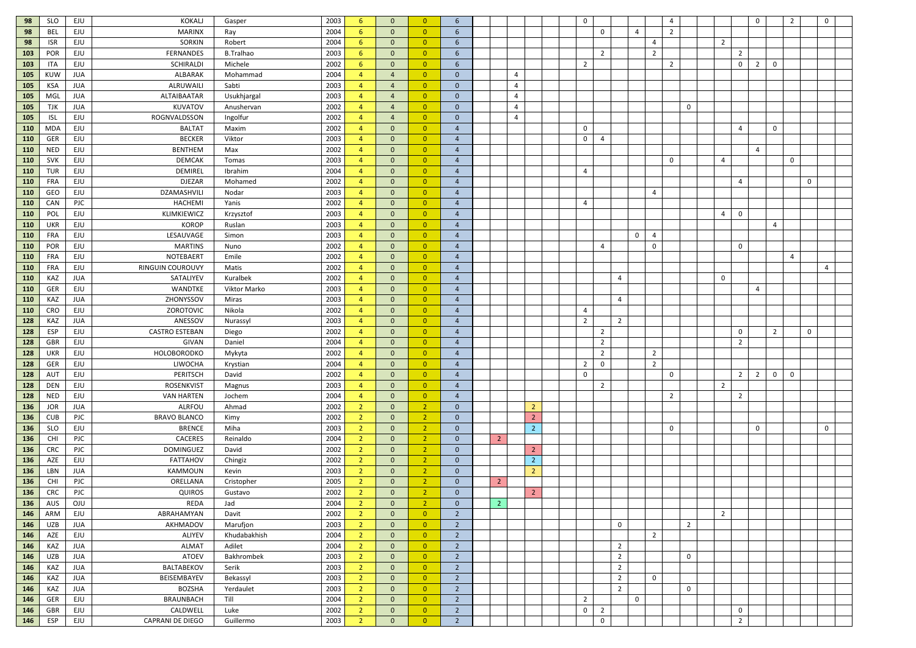| | | | | | | | | | | | | | | | | | | | | | | | | | | | | | | | |
|---|---|---|---|---|---|---|---|---|---|---|---|---|---|---|---|---|---|---|---|---|---|---|---|---|---|---|---|---|---|---|---|
| 98 | SLO | EJU | KOKALJ | Gasper | 2003 | 6 | 0 | 0 | 6 | | | | | | | 0 | | | | | 4 | | | | | 0 | | 2 | | 0 | |
| 98 | BEL | EJU | MARINX | Ray | 2004 | 6 | 0 | 0 | 6 | | | | | | | | 0 | | 4 | | 2 | | | | | | | | | | |
| 98 | ISR | EJU | SORKIN | Robert | 2004 | 6 | 0 | 0 | 6 | | | | | | | | | | | 4 | | | | 2 | | | | | | | |
| 103 | POR | EJU | FERNANDES | B.Tralhao | 2003 | 6 | 0 | 0 | 6 | | | | | | | | 2 | | | 2 | | | | | 2 | | | | | | |
| 103 | ITA | EJU | SCHIRALDI | Michele | 2002 | 6 | 0 | 0 | 6 | | | | | | | 2 | | | | | 2 | | | | 0 | 2 | 0 | | | | |
| 105 | KUW | JUA | ALBARAK | Mohammad | 2004 | 4 | 4 | 0 | 0 | | | 4 | | | | | | | | | | | | | | | | | | | |
| 105 | KSA | JUA | ALRUWAILI | Sabti | 2003 | 4 | 4 | 0 | 0 | | | 4 | | | | | | | | | | | | | | | | | | | |
| 105 | MGL | JUA | ALTAIBAATAR | Usukhjargal | 2003 | 4 | 4 | 0 | 0 | | | 4 | | | | | | | | | | | | | | | | | | | |
| 105 | TJK | JUA | KUVATOV | Anushervan | 2002 | 4 | 4 | 0 | 0 | | | 4 | | | | | | | | | | 0 | | | | | | | | | |
| 105 | ISL | EJU | ROGNVALDSSON | Ingolfur | 2002 | 4 | 4 | 0 | 0 | | | 4 | | | | | | | | | | | | | | | | | | | |
| 110 | MDA | EJU | BALTAT | Maxim | 2002 | 4 | 0 | 0 | 4 | | | | | | | 0 | | | | | | | | | 4 | | 0 | | | | |
| 110 | GER | EJU | BECKER | Viktor | 2003 | 4 | 0 | 0 | 4 | | | | | | | 0 | 4 | | | | | | | | | | | | | | |
| 110 | NED | EJU | BENTHEM | Max | 2002 | 4 | 0 | 0 | 4 | | | | | | | | | | | | | | | | | 4 | | | | | |
| 110 | SVK | EJU | DEMCAK | Tomas | 2003 | 4 | 0 | 0 | 4 | | | | | | | | | | | | 0 | | | 4 | | | | 0 | | | |
| 110 | TUR | EJU | DEMIREL | Ibrahim | 2004 | 4 | 0 | 0 | 4 | | | | | | | 4 | | | | | | | | | | | | | | | |
| 110 | FRA | EJU | DJEZAR | Mohamed | 2002 | 4 | 0 | 0 | 4 | | | | | | | | | | | | | | | | 4 | | | | 0 | | |
| 110 | GEO | EJU | DZAMASHVILI | Nodar | 2003 | 4 | 0 | 0 | 4 | | | | | | | | | | | 4 | | | | | | | | | | | |
| 110 | CAN | PJC | HACHEMI | Yanis | 2002 | 4 | 0 | 0 | 4 | | | | | | | 4 | | | | | | | | | | | | | | | |
| 110 | POL | EJU | KLIMKIEWICZ | Krzysztof | 2003 | 4 | 0 | 0 | 4 | | | | | | | | | | | | | | | 4 | 0 | | | | | | |
| 110 | UKR | EJU | KOROP | Ruslan | 2003 | 4 | 0 | 0 | 4 | | | | | | | | | | | | | | | | | | 4 | | | | |
| 110 | FRA | EJU | LESAUVAGE | Simon | 2003 | 4 | 0 | 0 | 4 | | | | | | | | | | 0 | 4 | | | | | | | | | | | |
| 110 | POR | EJU | MARTINS | Nuno | 2002 | 4 | 0 | 0 | 4 | | | | | | | | 4 | | | 0 | | | | | 0 | | | | | | |
| 110 | FRA | EJU | NOTEBAERT | Emile | 2002 | 4 | 0 | 0 | 4 | | | | | | | | | | | | | | | | | | | 4 | | | |
| 110 | FRA | EJU | RINGUIN COUROUVY | Matis | 2002 | 4 | 0 | 0 | 4 | | | | | | | | | | | | | | | | | | | | | | 4 |
| 110 | KAZ | JUA | SATALIYEV | Kuralbek | 2002 | 4 | 0 | 0 | 4 | | | | | | | | | 4 | | | | | | 0 | | | | | | | |
| 110 | GER | EJU | WANDTKE | Viktor Marko | 2003 | 4 | 0 | 0 | 4 | | | | | | | | | | | | | | | | | 4 | | | | | |
| 110 | KAZ | JUA | ZHONYSSOV | Miras | 2003 | 4 | 0 | 0 | 4 | | | | | | | | | 4 | | | | | | | | | | | | | |
| 110 | CRO | EJU | ZOROTOVIC | Nikola | 2002 | 4 | 0 | 0 | 4 | | | | | | | 4 | | | | | | | | | | | | | | | |
| 128 | KAZ | JUA | ANESSOV | Nurassyl | 2003 | 4 | 0 | 0 | 4 | | | | | | | 2 | | 2 | | | | | | | | | | | | | |
| 128 | ESP | EJU | CASTRO ESTEBAN | Diego | 2002 | 4 | 0 | 0 | 4 | | | | | | | | 2 | | | | | | | | 0 | | 2 | | 0 | | |
| 128 | GBR | EJU | GIVAN | Daniel | 2004 | 4 | 0 | 0 | 4 | | | | | | | | 2 | | | | | | | | 2 | | | | | | |
| 128 | UKR | EJU | HOLOBORODKO | Mykyta | 2002 | 4 | 0 | 0 | 4 | | | | | | | | 2 | | | 2 | | | | | | | | | | | |
| 128 | GER | EJU | LIWOCHA | Krystian | 2004 | 4 | 0 | 0 | 4 | | | | | | | 2 | 0 | | | 2 | | | | | | | | | | | |
| 128 | AUT | EJU | PERITSCH | David | 2002 | 4 | 0 | 0 | 4 | | | | | | | 0 | | | | | 0 | | | | 2 | 2 | 0 | 0 | | | |
| 128 | DEN | EJU | ROSENKVIST | Magnus | 2003 | 4 | 0 | 0 | 4 | | | | | | | | 2 | | | | | | | 2 | | | | | | | |
| 128 | NED | EJU | VAN HARTEN | Jochem | 2004 | 4 | 0 | 0 | 4 | | | | | | | | | | | | 2 | | | | 2 | | | | | | |
| 136 | JOR | JUA | ALRFOU | Ahmad | 2002 | 2 | 0 | 2 | 0 | | | | 2 | | | | | | | | | | | | | | | | | | |
| 136 | CUB | PJC | BRAVO BLANCO | Kimy | 2002 | 2 | 0 | 2 | 0 | | | | 2 | | | | | | | | | | | | | | | | | | |
| 136 | SLO | EJU | BRENCE | Miha | 2003 | 2 | 0 | 2 | 0 | | | | 2 | | | | | | | | 0 | | | | | 0 | | | | 0 | |
| 136 | CHI | PJC | CACERES | Reinaldo | 2004 | 2 | 0 | 2 | 0 | | 2 | | | | | | | | | | | | | | | | | | | | |
| 136 | CRC | PJC | DOMINGUEZ | David | 2002 | 2 | 0 | 2 | 0 | | | | 2 | | | | | | | | | | | | | | | | | | |
| 136 | AZE | EJU | FATTAHOV | Chingiz | 2002 | 2 | 0 | 2 | 0 | | | | 2 | | | | | | | | | | | | | | | | | | |
| 136 | LBN | JUA | KAMMOUN | Kevin | 2003 | 2 | 0 | 2 | 0 | | | | 2 | | | | | | | | | | | | | | | | | | |
| 136 | CHI | PJC | ORELLANA | Cristopher | 2005 | 2 | 0 | 2 | 0 | | 2 | | | | | | | | | | | | | | | | | | | | |
| 136 | CRC | PJC | QUIROS | Gustavo | 2002 | 2 | 0 | 2 | 0 | | | | 2 | | | | | | | | | | | | | | | | | | |
| 136 | AUS | OJU | REDA | Jad | 2004 | 2 | 0 | 2 | 0 | | 2 | | | | | | | | | | | | | | | | | | | | |
| 146 | ARM | EJU | ABRAHAMYAN | Davit | 2002 | 2 | 0 | 0 | 2 | | | | | | | | | | | | | | | 2 | | | | | | | |
| 146 | UZB | JUA | AKHMADOV | Marufjon | 2003 | 2 | 0 | 0 | 2 | | | | | | | | | 0 | | | | 2 | | | | | | | | | |
| 146 | AZE | EJU | ALIYEV | Khudabakhish | 2004 | 2 | 0 | 0 | 2 | | | | | | | | | | | 2 | | | | | | | | | | | |
| 146 | KAZ | JUA | ALMAT | Adilet | 2004 | 2 | 0 | 0 | 2 | | | | | | | | | 2 | | | | | | | | | | | | | |
| 146 | UZB | JUA | ATOEV | Bakhrombek | 2003 | 2 | 0 | 0 | 2 | | | | | | | | | 2 | | | | 0 | | | | | | | | | |
| 146 | KAZ | JUA | BALTABEKOV | Serik | 2003 | 2 | 0 | 0 | 2 | | | | | | | | | 2 | | | | | | | | | | | | | |
| 146 | KAZ | JUA | BEISEMBAYEV | Bekassyl | 2003 | 2 | 0 | 0 | 2 | | | | | | | | | 2 | | 0 | | | | | | | | | | | |
| 146 | KAZ | JUA | BOZSHA | Yerdaulet | 2003 | 2 | 0 | 0 | 2 | | | | | | | | | 2 | | | | 0 | | | | | | | | | |
| 146 | GER | EJU | BRAUNBACH | Till | 2004 | 2 | 0 | 0 | 2 | | | | | | | 2 | | | 0 | | | | | | | | | | | | |
| 146 | GBR | EJU | CALDWELL | Luke | 2002 | 2 | 0 | 0 | 2 | | | | | | | 0 | 2 | | | | | | | | 0 | | | | | | |
| 146 | ESP | EJU | CAPRANI DE DIEGO | Guillermo | 2003 | 2 | 0 | 0 | 2 | | | | | | | | 0 | | | | | | | | 2 | | | | | | |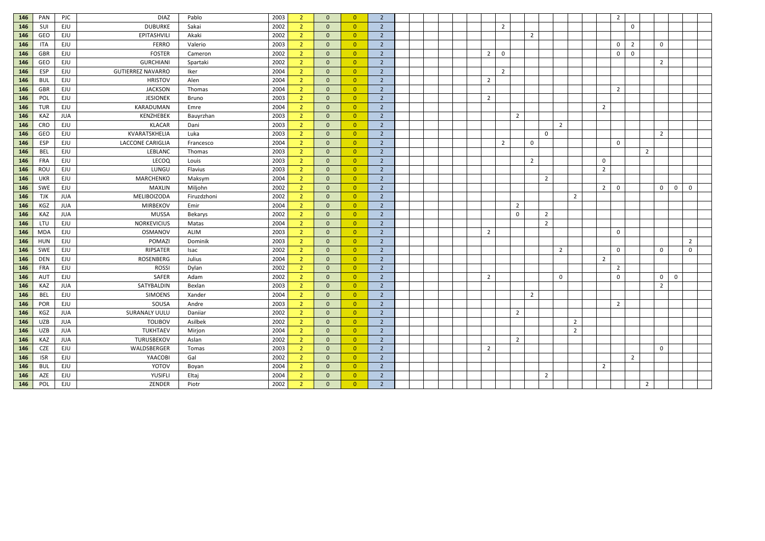| | | | | | | | | | | | | | | | | | | | | | | | | | | | | | | | |
|---|---|---|---|---|---|---|---|---|---|---|---|---|---|---|---|---|---|---|---|---|---|---|---|---|---|---|---|---|---|---|---|
| 146 | PAN | PJC | DIAZ | Pablo | 2003 | 2 | 0 | 0 | 2 | | | | | | | | | | | | | | | | 2 | | | | | | |
| 146 | SUI | EJU | DUBURKE | Sakai | 2002 | 2 | 0 | 0 | 2 | | | | | | | | 2 | | | | | | | | | 0 | | | | | |
| 146 | GEO | EJU | EPITASHVILI | Akaki | 2002 | 2 | 0 | 0 | 2 | | | | | | | | | | 2 | | | | | | | | | | | | |
| 146 | ITA | EJU | FERRO | Valerio | 2003 | 2 | 0 | 0 | 2 | | | | | | | | | | | | | | | | 0 | 2 | | 0 | | | |
| 146 | GBR | EJU | FOSTER | Cameron | 2002 | 2 | 0 | 0 | 2 | | | | | | | 2 | 0 | | | | | | | | 0 | 0 | | | | | |
| 146 | GEO | EJU | GURCHIANI | Spartaki | 2002 | 2 | 0 | 0 | 2 | | | | | | | | | | | | | | | | | | | 2 | | | |
| 146 | ESP | EJU | GUTIERREZ NAVARRO | Iker | 2004 | 2 | 0 | 0 | 2 | | | | | | | | 2 | | | | | | | | | | | | | | |
| 146 | BUL | EJU | HRISTOV | Alen | 2004 | 2 | 0 | 0 | 2 | | | | | | | 2 | | | | | | | | | | | | | | | |
| 146 | GBR | EJU | JACKSON | Thomas | 2004 | 2 | 0 | 0 | 2 | | | | | | | | | | | | | | | | 2 | | | | | | |
| 146 | POL | EJU | JESIONEK | Bruno | 2003 | 2 | 0 | 0 | 2 | | | | | | | 2 | | | | | | | | | | | | | | | |
| 146 | TUR | EJU | KARADUMAN | Emre | 2004 | 2 | 0 | 0 | 2 | | | | | | | | | | | | | | | 2 | | | | | | | |
| 146 | KAZ | JUA | KENZHEBEK | Bauyrzhan | 2003 | 2 | 0 | 0 | 2 | | | | | | | | | 2 | | | | | | | | | | | | | |
| 146 | CRO | EJU | KLACAR | Dani | 2003 | 2 | 0 | 0 | 2 | | | | | | | | | | | | 2 | | | | | | | | | | |
| 146 | GEO | EJU | KVARATSKHELIA | Luka | 2003 | 2 | 0 | 0 | 2 | | | | | | | | | | | 0 | | | | | | | | 2 | | | |
| 146 | ESP | EJU | LACCONE CARIGLIA | Francesco | 2004 | 2 | 0 | 0 | 2 | | | | | | | | 2 | | 0 | | | | | | 0 | | | | | | |
| 146 | BEL | EJU | LEBLANC | Thomas | 2003 | 2 | 0 | 0 | 2 | | | | | | | | | | | | | | | | | | 2 | | | | |
| 146 | FRA | EJU | LECOQ | Louis | 2003 | 2 | 0 | 0 | 2 | | | | | | | | | | 2 | | | | | 0 | | | | | | | |
| 146 | ROU | EJU | LUNGU | Flavius | 2003 | 2 | 0 | 0 | 2 | | | | | | | | | | | | | | | 2 | | | | | | | |
| 146 | UKR | EJU | MARCHENKO | Maksym | 2004 | 2 | 0 | 0 | 2 | | | | | | | | | | | 2 | | | | | | | | | | | |
| 146 | SWE | EJU | MAXLIN | Miljohn | 2002 | 2 | 0 | 0 | 2 | | | | | | | | | | | | | | | 2 | 0 | | | 0 | 0 | 0 | |
| 146 | TJK | JUA | MELIBOIZODA | Firuzdzhoni | 2002 | 2 | 0 | 0 | 2 | | | | | | | | | | | | | 2 | | | | | | | | | |
| 146 | KGZ | JUA | MIRBEKOV | Emir | 2004 | 2 | 0 | 0 | 2 | | | | | | | | | 2 | | | | | | | | | | | | | |
| 146 | KAZ | JUA | MUSSA | Bekarys | 2002 | 2 | 0 | 0 | 2 | | | | | | | | | 0 | | 2 | | | | | | | | | | | |
| 146 | LTU | EJU | NORKEVICIUS | Matas | 2004 | 2 | 0 | 0 | 2 | | | | | | | | | | | 2 | | | | | | | | | | | |
| 146 | MDA | EJU | OSMANOV | ALIM | 2003 | 2 | 0 | 0 | 2 | | | | | | | 2 | | | | | | | | | 0 | | | | | | |
| 146 | HUN | EJU | POMAZI | Dominik | 2003 | 2 | 0 | 0 | 2 | | | | | | | | | | | | | | | | | | | | | 2 | |
| 146 | SWE | EJU | RIPSATER | Isac | 2002 | 2 | 0 | 0 | 2 | | | | | | | | | | | | 2 | | | | 0 | | | 0 | | 0 | |
| 146 | DEN | EJU | ROSENBERG | Julius | 2004 | 2 | 0 | 0 | 2 | | | | | | | | | | | | | | | 2 | | | | | | | |
| 146 | FRA | EJU | ROSSI | Dylan | 2002 | 2 | 0 | 0 | 2 | | | | | | | | | | | | | | | | 2 | | | | | | |
| 146 | AUT | EJU | SAFER | Adam | 2002 | 2 | 0 | 0 | 2 | | | | | | | 2 | | | | 0 | | | | | 0 | | | 0 | 0 | | |
| 146 | KAZ | JUA | SATYBALDIN | Bexlan | 2003 | 2 | 0 | 0 | 2 | | | | | | | | | | | | | | | | | | | 2 | | | |
| 146 | BEL | EJU | SIMOENS | Xander | 2004 | 2 | 0 | 0 | 2 | | | | | | | | | | 2 | | | | | | | | | | | | |
| 146 | POR | EJU | SOUSA | Andre | 2003 | 2 | 0 | 0 | 2 | | | | | | | | | | | | | | | | 2 | | | | | | |
| 146 | KGZ | JUA | SURANALY UULU | Daniiar | 2002 | 2 | 0 | 0 | 2 | | | | | | | | | 2 | | | | | | | | | | | | | |
| 146 | UZB | JUA | TOLIBOV | Asilbek | 2002 | 2 | 0 | 0 | 2 | | | | | | | | | | | | | 2 | | | | | | | | | |
| 146 | UZB | JUA | TUKHTAEV | Mirjon | 2004 | 2 | 0 | 0 | 2 | | | | | | | | | | | | | 2 | | | | | | | | | |
| 146 | KAZ | JUA | TURUSBEKOV | Aslan | 2002 | 2 | 0 | 0 | 2 | | | | | | | | | 2 | | | | | | | | | | | | | |
| 146 | CZE | EJU | WALDSBERGER | Tomas | 2003 | 2 | 0 | 0 | 2 | | | | | | | 2 | | | | | | | | | | | | 0 | | | |
| 146 | ISR | EJU | YAACOBI | Gal | 2002 | 2 | 0 | 0 | 2 | | | | | | | | | | | | | | | | | 2 | | | | | |
| 146 | BUL | EJU | YOTOV | Boyan | 2004 | 2 | 0 | 0 | 2 | | | | | | | | | | | | | | | 2 | | | | | | | |
| 146 | AZE | EJU | YUSIFLI | Eltaj | 2004 | 2 | 0 | 0 | 2 | | | | | | | | | | | 2 | | | | | | | | | | | |
| 146 | POL | EJU | ZENDER | Piotr | 2002 | 2 | 0 | 0 | 2 | | | | | | | | | | | | | | | | | | 2 | | | | |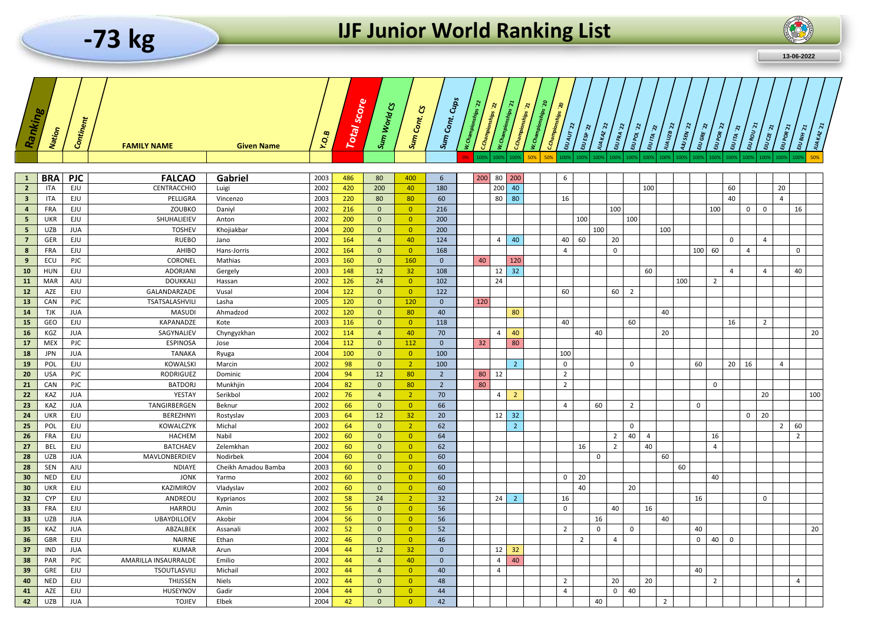# -73 kg

# IJF Junior World Ranking List

13-06-2022

| Ranking | Nation | Continent | FAMILY NAME | Given Name | Y.O.B | Total score | Sum World CS | Sum Cont. CS | Sum Cont. Cups | W.Championships '22 | C.Championships '22 | W.Championships '21 | C.Championships '21 | W.Championships '20 | C.Championships '20 | EJU AUT 22 | EJU ESP 22 | JUA KAZ 22 | EJU FRA 22 | EJU POL 22 | EJU ITA 22 | JUA UZB 22 | AJU SEN 22 | EJU GRE 22 | EJU POR 22 | EJU ITA 21 | EJU ROU 21 | EJU CZE 21 | EJU POR 21 | EJU BIH 21 | JUA KAZ 21 |
|---|---|---|---|---|---|---|---|---|---|---|---|---|---|---|---|---|---|---|---|---|---|---|---|---|---|---|---|---|---|---|---|
| | | | | | | | | | | 0% | 100% | 100% | 100% | 50% | 50% | 100% | 100% | 100% | 100% | 100% | 100% | 100% | 100% | 100% | 100% | 100% | 100% | 100% | 100% | 100% | 50% |
| 1 | BRA | PJC | FALCAO | Gabriel | 2003 | 486 | 80 | 400 | 6 | | 200 | 80 | 200 | | | 6 | | | | | | | | | | | | | | | |
| 2 | ITA | EJU | CENTRACCHIO | Luigi | 2002 | 420 | 200 | 40 | 180 | | | 200 | 40 | | | | | | | | 100 | | | | | 60 | | | 20 | | |
| 3 | ITA | EJU | PELLIGRA | Vincenzo | 2003 | 220 | 80 | 80 | 60 | | | 80 | 80 | | | 16 | | | | | | | | | | 40 | | | 4 | | |
| 4 | FRA | EJU | ZOUBKO | Daniyl | 2002 | 216 | 0 | 0 | 216 | | | | | | | | | | 100 | | | | | | 100 | | 0 | 0 | | 16 | |
| 5 | UKR | EJU | SHUHALIEIEV | Anton | 2002 | 200 | 0 | 0 | 200 | | | | | | | | 100 | | | 100 | | | | | | | | | | | |
| 5 | UZB | JUA | TOSHEV | Khojiakbar | 2004 | 200 | 0 | 0 | 200 | | | | | | | | | 100 | | | | 100 | | | | | | | | | |
| 7 | GER | EJU | RUEBO | Jano | 2002 | 164 | 4 | 40 | 124 | | | 4 | 40 | | | 40 | 60 | | 20 | | | | | | | 0 | | 4 | | | |
| 8 | FRA | EJU | AHIBO | Hans-Jorris | 2002 | 164 | 0 | 0 | 168 | | | | | | | 4 | | | 0 | | | | | 100 | 60 | | 4 | | | 0 | |
| 9 | ECU | PJC | CORONEL | Mathias | 2003 | 160 | 0 | 160 | 0 | | 40 | | 120 | | | | | | | | | | | | | | | | | | |
| 10 | HUN | EJU | ADORJANI | Gergely | 2003 | 148 | 12 | 32 | 108 | | | 12 | 32 | | | | | | | | 60 | | | | | 4 | | 4 | | 40 | |
| 11 | MAR | AJU | DOUKKALI | Hassan | 2002 | 126 | 24 | 0 | 102 | | | 24 | | | | | | | | | | | 100 | | 2 | | | | | | |
| 12 | AZE | EJU | GALANDARZADE | Vusal | 2004 | 122 | 0 | 0 | 122 | | | | | | | 60 | | | 60 | 2 | | | | | | | | | | | |
| 13 | CAN | PJC | TSATSALASHVILI | Lasha | 2005 | 120 | 0 | 120 | 0 | | 120 | | | | | | | | | | | | | | | | | | | | |
| 14 | TJK | JUA | MASUDI | Ahmadzod | 2002 | 120 | 0 | 80 | 40 | | | | 80 | | | | | | | | | 40 | | | | | | | | | |
| 15 | GEO | EJU | KAPANADZE | Kote | 2003 | 116 | 0 | 0 | 118 | | | | | | | 40 | | | | 60 | | | | | | 16 | | 2 | | | |
| 16 | KGZ | JUA | SAGYNALIEV | Chyngyzkhan | 2002 | 114 | 4 | 40 | 70 | | | 4 | 40 | | | | | 40 | | | | 20 | | | | | | | | | 20 |
| 17 | MEX | PJC | ESPINOSA | Jose | 2004 | 112 | 0 | 112 | 0 | | 32 | | 80 | | | | | | | | | | | | | | | | | | |
| 18 | JPN | JUA | TANAKA | Ryuga | 2004 | 100 | 0 | 0 | 100 | | | | | | | 100 | | | | | | | | | | | | | | | |
| 19 | POL | EJU | KOWALSKI | Marcin | 2002 | 98 | 0 | 2 | 100 | | | | 2 | | | 0 | | | | 0 | | | | 60 | | 20 | 16 | | 4 | | |
| 20 | USA | PJC | RODRIGUEZ | Dominic | 2004 | 94 | 12 | 80 | 2 | | 80 | 12 | | | | 2 | | | | | | | | | | | | | | | |
| 21 | CAN | PJC | BATDORJ | Munkhjin | 2004 | 82 | 0 | 80 | 2 | | 80 | | | | | 2 | | | | | | | | | 0 | | | | | | |
| 22 | KAZ | JUA | YESTAY | Serikbol | 2002 | 76 | 4 | 2 | 70 | | | 4 | 2 | | | | | | | | | | | | | | | 20 | | | 100 |
| 23 | KAZ | JUA | TANGIRBERGEN | Beknur | 2002 | 66 | 0 | 0 | 66 | | | | | | | 4 | | 60 | | 2 | | | | 0 | | | | | | | |
| 24 | UKR | EJU | BEREZHNYI | Rostyslav | 2003 | 64 | 12 | 32 | 20 | | | 12 | 32 | | | | | | | | | | | | | | 0 | 20 | | | |
| 25 | POL | EJU | KOWALCZYK | Michal | 2002 | 64 | 0 | 2 | 62 | | | | 2 | | | | | | | 0 | | | | | | | | | 2 | 60 | |
| 26 | FRA | EJU | HACHEM | Nabil | 2002 | 60 | 0 | 0 | 64 | | | | | | | | | | 2 | 40 | 4 | | | | 16 | | | | | 2 | |
| 27 | BEL | EJU | BATCHAEV | Zelemkhan | 2002 | 60 | 0 | 0 | 62 | | | | | | | | 16 | | 2 | | 40 | | | | 4 | | | | | | |
| 28 | UZB | JUA | MAVLONBERDIEV | Nodirbek | 2004 | 60 | 0 | 0 | 60 | | | | | | | | | 0 | | | | 60 | | | | | | | | | |
| 28 | SEN | AJU | NDIAYE | Cheikh Amadou Bamba | 2003 | 60 | 0 | 0 | 60 | | | | | | | | | | | | | | 60 | | | | | | | | |
| 30 | NED | EJU | JONK | Yarmo | 2002 | 60 | 0 | 0 | 60 | | | | | | | 0 | 20 | | | | | | | | 40 | | | | | | |
| 30 | UKR | EJU | KAZIMIROV | Vladyslav | 2002 | 60 | 0 | 0 | 60 | | | | | | | | 40 | | | 20 | | | | | | | | | | | |
| 32 | CYP | EJU | ANDREOU | Kyprianos | 2002 | 58 | 24 | 2 | 32 | | | 24 | 2 | | | 16 | | | | | | | | 16 | | | | 0 | | | |
| 33 | FRA | EJU | HARROU | Amin | 2002 | 56 | 0 | 0 | 56 | | | | | | | 0 | | | 40 | | 16 | | | | | | | | | | |
| 33 | UZB | JUA | UBAYDILLOEV | Akobir | 2004 | 56 | 0 | 0 | 56 | | | | | | | | | 16 | | | | 40 | | | | | | | | | |
| 35 | KAZ | JUA | ABZALBEK | Assanali | 2002 | 52 | 0 | 0 | 52 | | | | | | | 2 | | 0 | | 0 | | | | 40 | | | | | | | 20 |
| 36 | GBR | EJU | NAIRNE | Ethan | 2002 | 46 | 0 | 0 | 46 | | | | | | | | 2 | | 4 | | | | | 0 | 40 | 0 | | | | | |
| 37 | IND | JUA | KUMAR | Arun | 2004 | 44 | 12 | 32 | 0 | | | 12 | 32 | | | | | | | | | | | | | | | | | | |
| 38 | PAR | PJC | AMARILLA INSAURRALDE | Emilio | 2002 | 44 | 4 | 40 | 0 | | | 4 | 40 | | | | | | | | | | | | | | | | | | |
| 39 | GRE | EJU | TSOUTLASVILI | Michail | 2002 | 44 | 4 | 0 | 40 | | | 4 | | | | | | | | | | | | 40 | | | | | | | |
| 40 | NED | EJU | THIJSSEN | Niels | 2002 | 44 | 0 | 0 | 48 | | | | | | | 2 | | | 20 | | 20 | | | | 2 | | | | | 4 | |
| 41 | AZE | EJU | HUSEYNOV | Gadir | 2004 | 44 | 0 | 0 | 44 | | | | | | | 4 | | | 0 | 40 | | | | | | | | | | | |
| 42 | UZB | JUA | TOJIEV | Elbek | 2004 | 42 | 0 | 0 | 42 | | | | | | | | | 40 | | | | 2 | | | | | | | | | |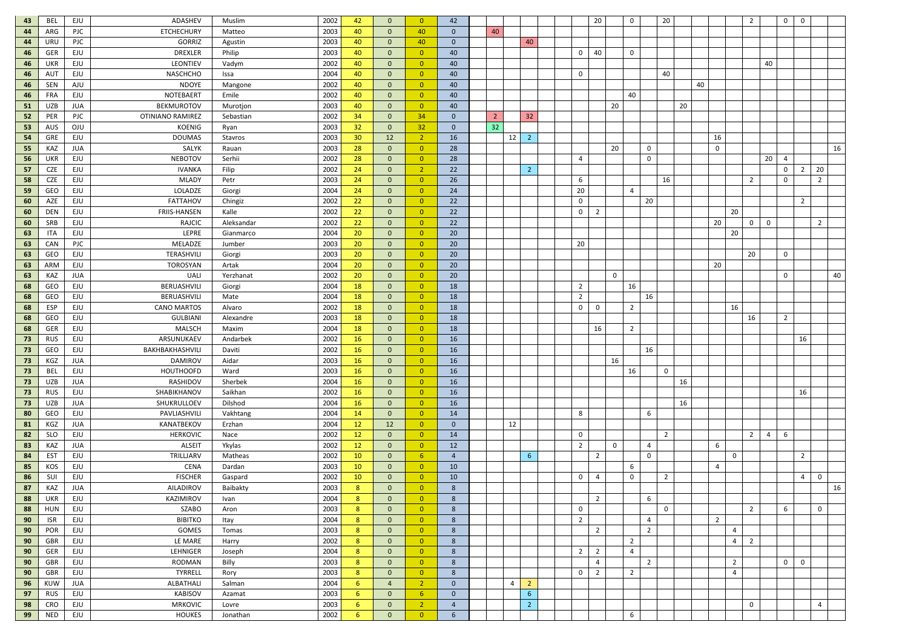| | | | | | | | | | | | | | | | | | | | | | | | | | | | | | | | |
|---|---|---|---|---|---|---|---|---|---|---|---|---|---|---|---|---|---|---|---|---|---|---|---|---|---|---|---|---|---|---|---|
| 43 | BEL | EJU | ADASHEV | Muslim | 2002 | 42 | 0 | 0 | 42 | | | | | | | | 20 | | 0 | | 20 | | | | | 2 | | 0 | 0 | | |
| 44 | ARG | PJC | ETCHECHURY | Matteo | 2003 | 40 | 0 | 40 | 0 | | 40 | | | | | | | | | | | | | | | | | | | | |
| 44 | URU | PJC | GORRIZ | Agustin | 2003 | 40 | 0 | 40 | 0 | | | | 40 | | | | | | | | | | | | | | | | | | |
| 46 | GER | EJU | DREXLER | Philip | 2003 | 40 | 0 | 0 | 40 | | | | | | | 0 | 40 | | 0 | | | | | | | | | | | | |
| 46 | UKR | EJU | LEONTIEV | Vadym | 2002 | 40 | 0 | 0 | 40 | | | | | | | | | | | | | | | | | | 40 | | | | |
| 46 | AUT | EJU | NASCHCHO | Issa | 2004 | 40 | 0 | 0 | 40 | | | | | | | 0 | | | | | 40 | | | | | | | | | | |
| 46 | SEN | AJU | NDOYE | Mangone | 2002 | 40 | 0 | 0 | 40 | | | | | | | | | | | | | | 40 | | | | | | | | |
| 46 | FRA | EJU | NOTEBAERT | Emile | 2002 | 40 | 0 | 0 | 40 | | | | | | | | | | 40 | | | | | | | | | | | | |
| 51 | UZB | JUA | BEKMUROTOV | Murotjon | 2003 | 40 | 0 | 0 | 40 | | | | | | | | | 20 | | | | 20 | | | | | | | | | |
| 52 | PER | PJC | OTINIANO RAMIREZ | Sebastian | 2002 | 34 | 0 | 34 | 0 | | 2 | | 32 | | | | | | | | | | | | | | | | | | |
| 53 | AUS | OJU | KOENIG | Ryan | 2003 | 32 | 0 | 32 | 0 | | 32 | | | | | | | | | | | | | | | | | | | | |
| 54 | GRE | EJU | DOUMAS | Stavros | 2003 | 30 | 12 | 2 | 16 | | | 12 | 2 | | | | | | | | | | | 16 | | | | | | | |
| 55 | KAZ | JUA | SALYK | Rauan | 2003 | 28 | 0 | 0 | 28 | | | | | | | | | 20 | | 0 | | | | 0 | | | | | | | 16 |
| 56 | UKR | EJU | NEBOTOV | Serhii | 2002 | 28 | 0 | 0 | 28 | | | | | | | 4 | | | | 0 | | | | | | | 20 | 4 | | | |
| 57 | CZE | EJU | IVANKA | Filip | 2002 | 24 | 0 | 2 | 22 | | | | 2 | | | | | | | | | | | | | | | 0 | 2 | 20 | |
| 58 | CZE | EJU | MLADY | Petr | 2003 | 24 | 0 | 0 | 26 | | | | | | | 6 | | | | | 16 | | | | | 2 | | 0 | | 2 | |
| 59 | GEO | EJU | LOLADZE | Giorgi | 2004 | 24 | 0 | 0 | 24 | | | | | | | 20 | | | 4 | | | | | | | | | | | | |
| 60 | AZE | EJU | FATTAHOV | Chingiz | 2002 | 22 | 0 | 0 | 22 | | | | | | | 0 | | | | 20 | | | | | | | | | 2 | | |
| 60 | DEN | EJU | FRIIS-HANSEN | Kalle | 2002 | 22 | 0 | 0 | 22 | | | | | | | 0 | 2 | | | | | | | | 20 | | | | | | |
| 60 | SRB | EJU | RAJCIC | Aleksandar | 2002 | 22 | 0 | 0 | 22 | | | | | | | | | | | | | | | 20 | | 0 | 0 | | | 2 | |
| 63 | ITA | EJU | LEPRE | Gianmarco | 2004 | 20 | 0 | 0 | 20 | | | | | | | | | | | | | | | | 20 | | | | | | |
| 63 | CAN | PJC | MELADZE | Jumber | 2003 | 20 | 0 | 0 | 20 | | | | | | | 20 | | | | | | | | | | | | | | | |
| 63 | GEO | EJU | TERASHVILI | Giorgi | 2003 | 20 | 0 | 0 | 20 | | | | | | | | | | | | | | | | | 20 | | 0 | | | |
| 63 | ARM | EJU | TOROSYAN | Artak | 2004 | 20 | 0 | 0 | 20 | | | | | | | | | | | | | | | 20 | | | | | | | |
| 63 | KAZ | JUA | UALI | Yerzhanat | 2002 | 20 | 0 | 0 | 20 | | | | | | | | | 0 | | | | | | | | | | 0 | | | 40 |
| 68 | GEO | EJU | BERUASHVILI | Giorgi | 2004 | 18 | 0 | 0 | 18 | | | | | | | 2 | | | 16 | | | | | | | | | | | | |
| 68 | GEO | EJU | BERUASHVILI | Mate | 2004 | 18 | 0 | 0 | 18 | | | | | | | 2 | | | | 16 | | | | | | | | | | | |
| 68 | ESP | EJU | CANO MARTOS | Alvaro | 2002 | 18 | 0 | 0 | 18 | | | | | | | 0 | 0 | | 2 | | | | | | 16 | | | | | | |
| 68 | GEO | EJU | GULBIANI | Alexandre | 2003 | 18 | 0 | 0 | 18 | | | | | | | | | | | | | | | | | 16 | | 2 | | | |
| 68 | GER | EJU | MALSCH | Maxim | 2004 | 18 | 0 | 0 | 18 | | | | | | | | 16 | | 2 | | | | | | | | | | | | |
| 73 | RUS | EJU | ARSUNUKAEV | Andarbek | 2002 | 16 | 0 | 0 | 16 | | | | | | | | | | | | | | | | | | | | 16 | | |
| 73 | GEO | EJU | BAKHBAKHASHVILI | Daviti | 2002 | 16 | 0 | 0 | 16 | | | | | | | | | | | 16 | | | | | | | | | | | |
| 73 | KGZ | JUA | DAMIROV | Aidar | 2003 | 16 | 0 | 0 | 16 | | | | | | | | | 16 | | | | | | | | | | | | | |
| 73 | BEL | EJU | HOUTHOOFD | Ward | 2003 | 16 | 0 | 0 | 16 | | | | | | | | | | 16 | | 0 | | | | | | | | | | |
| 73 | UZB | JUA | RASHIDOV | Sherbek | 2004 | 16 | 0 | 0 | 16 | | | | | | | | | | | | | 16 | | | | | | | | | |
| 73 | RUS | EJU | SHABIKHANOV | Saikhan | 2002 | 16 | 0 | 0 | 16 | | | | | | | | | | | | | | | | | | | | 16 | | |
| 73 | UZB | JUA | SHUKRULLOEV | Dilshod | 2004 | 16 | 0 | 0 | 16 | | | | | | | | | | | | | 16 | | | | | | | | | |
| 80 | GEO | EJU | PAVLIASHVILI | Vakhtang | 2004 | 14 | 0 | 0 | 14 | | | | | | | 8 | | | | 6 | | | | | | | | | | | |
| 81 | KGZ | JUA | KANATBEKOV | Erzhan | 2004 | 12 | 12 | 0 | 0 | | | 12 | | | | | | | | | | | | | | | | | | | |
| 82 | SLO | EJU | HERKOVIC | Nace | 2002 | 12 | 0 | 0 | 14 | | | | | | | 0 | | | | | 2 | | | | | 2 | 4 | 6 | | | |
| 83 | KAZ | JUA | ALSEIT | Ykylas | 2002 | 12 | 0 | 0 | 12 | | | | | | | 2 | | 0 | | 4 | | | | 6 | | | | | | | |
| 84 | EST | EJU | TRILLJARV | Matheas | 2002 | 10 | 0 | 6 | 4 | | | | 6 | | | | 2 | | | 0 | | | | | 0 | | | | 2 | | |
| 85 | KOS | EJU | CENA | Dardan | 2003 | 10 | 0 | 0 | 10 | | | | | | | | | | 6 | | | | | 4 | | | | | | | |
| 86 | SUI | EJU | FISCHER | Gaspard | 2002 | 10 | 0 | 0 | 10 | | | | | | | 0 | 4 | | 0 | | 2 | | | | | | | | 4 | 0 | |
| 87 | KAZ | JUA | AILADIROV | Baibakty | 2003 | 8 | 0 | 0 | 8 | | | | | | | | | | | | | | | | | | | | | | 16 |
| 88 | UKR | EJU | KAZIMIROV | Ivan | 2004 | 8 | 0 | 0 | 8 | | | | | | | | 2 | | | 6 | | | | | | | | | | | |
| 88 | HUN | EJU | SZABO | Aron | 2003 | 8 | 0 | 0 | 8 | | | | | | | 0 | | | | | 0 | | | | | 2 | | 6 | | 0 | |
| 90 | ISR | EJU | BIBITKO | Itay | 2004 | 8 | 0 | 0 | 8 | | | | | | | 2 | | | | 4 | | | | 2 | | | | | | | |
| 90 | POR | EJU | GOMES | Tomas | 2003 | 8 | 0 | 0 | 8 | | | | | | | | 2 | | | 2 | | | | | 4 | | | | | | |
| 90 | GBR | EJU | LE MARE | Harry | 2002 | 8 | 0 | 0 | 8 | | | | | | | | | | 2 | | | | | | 4 | 2 | | | | | |
| 90 | GER | EJU | LEHNIGER | Joseph | 2004 | 8 | 0 | 0 | 8 | | | | | | | 2 | 2 | | 4 | | | | | | | | | | | | |
| 90 | GBR | EJU | RODMAN | Billy | 2003 | 8 | 0 | 0 | 8 | | | | | | | | 4 | | | 2 | | | | | 2 | | | 0 | 0 | | |
| 90 | GBR | EJU | TYRRELL | Rory | 2003 | 8 | 0 | 0 | 8 | | | | | | | 0 | 2 | | 2 | | | | | | 4 | | | | | | |
| 96 | KUW | JUA | ALBATHALI | Salman | 2004 | 6 | 4 | 2 | 0 | | | 4 | 2 | | | | | | | | | | | | | | | | | | |
| 97 | RUS | EJU | KABISOV | Azamat | 2003 | 6 | 0 | 6 | 0 | | | | 6 | | | | | | | | | | | | | | | | | | |
| 98 | CRO | EJU | MRKOVIC | Lovre | 2003 | 6 | 0 | 2 | 4 | | | | 2 | | | | | | | | | | | | | 0 | | | | 4 | |
| 99 | NED | EJU | HOUKES | Jonathan | 2002 | 6 | 0 | 0 | 6 | | | | | | | | | | 6 | | | | | | | | | | | | |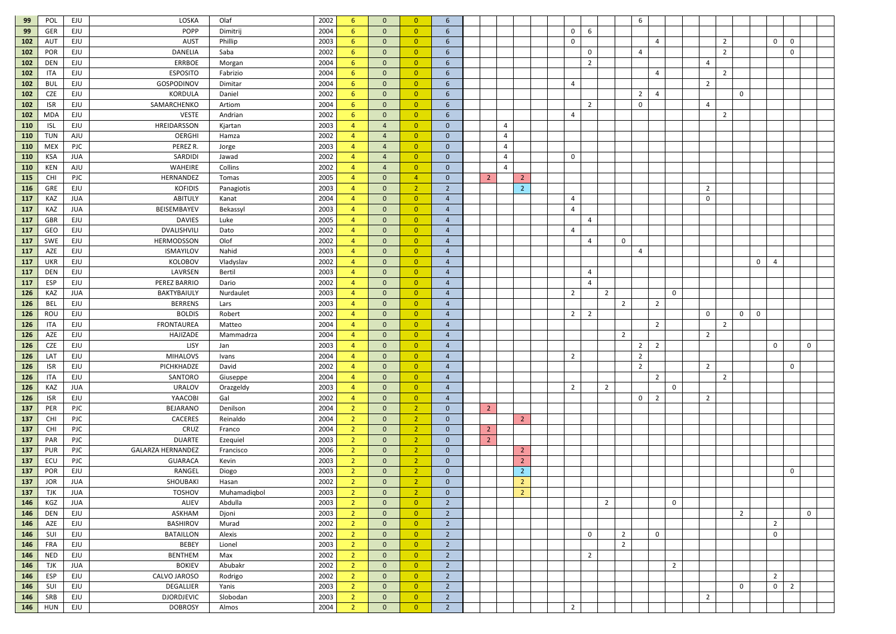| | | | | | | | | | | | | | | | | | | | | | | | | | | | | | | | |
|---|---|---|---|---|---|---|---|---|---|---|---|---|---|---|---|---|---|---|---|---|---|---|---|---|---|---|---|---|---|---|---|
| 99 | POL | EJU | LOSKA | Olaf | 2002 | 6 | 0 | 0 | 6 | | | | | | | | | | | 6 | | | | | | | | | | | |
| 99 | GER | EJU | POPP | Dimitrij | 2004 | 6 | 0 | 0 | 6 | | | | | | | 0 | 6 | | | | | | | | | | | | | | |
| 102 | AUT | EJU | AUST | Phillip | 2003 | 6 | 0 | 0 | 6 | | | | | | | 0 | | | | | 4 | | | | 2 | | | 0 | 0 | | |
| 102 | POR | EJU | DANELIA | Saba | 2002 | 6 | 0 | 0 | 6 | | | | | | | | 0 | | | 4 | | | | | 2 | | | | 0 | | |
| 102 | DEN | EJU | ERRBOE | Morgan | 2004 | 6 | 0 | 0 | 6 | | | | | | | | 2 | | | | | | | 4 | | | | | | | |
| 102 | ITA | EJU | ESPOSITO | Fabrizio | 2004 | 6 | 0 | 0 | 6 | | | | | | | | | | | | 4 | | | | 2 | | | | | | |
| 102 | BUL | EJU | GOSPODINOV | Dimitar | 2004 | 6 | 0 | 0 | 6 | | | | | | | 4 | | | | | | | | 2 | | | | | | | |
| 102 | CZE | EJU | KORDULA | Daniel | 2002 | 6 | 0 | 0 | 6 | | | | | | | | | | | 2 | 4 | | | | | 0 | | | | | |
| 102 | ISR | EJU | SAMARCHENKO | Artiom | 2004 | 6 | 0 | 0 | 6 | | | | | | | | 2 | | | 0 | | | | 4 | | | | | | | |
| 102 | MDA | EJU | VESTE | Andrian | 2002 | 6 | 0 | 0 | 6 | | | | | | | 4 | | | | | | | | | 2 | | | | | | |
| 110 | ISL | EJU | HREIDARSSON | Kjartan | 2003 | 4 | 4 | 0 | 0 | | | 4 | | | | | | | | | | | | | | | | | | | |
| 110 | TUN | AJU | OERGHI | Hamza | 2002 | 4 | 4 | 0 | 0 | | | 4 | | | | | | | | | | | | | | | | | | | |
| 110 | MEX | PJC | PEREZ R. | Jorge | 2003 | 4 | 4 | 0 | 0 | | | 4 | | | | | | | | | | | | | | | | | | | |
| 110 | KSA | JUA | SARDIDI | Jawad | 2002 | 4 | 4 | 0 | 0 | | | 4 | | | | 0 | | | | | | | | | | | | | | | |
| 110 | KEN | AJU | WAHEIRE | Collins | 2002 | 4 | 4 | 0 | 0 | | | 4 | | | | | | | | | | | | | | | | | | | |
| 115 | CHI | PJC | HERNANDEZ | Tomas | 2005 | 4 | 0 | 4 | 0 | | 2 | | 2 | | | | | | | | | | | | | | | | | | |
| 116 | GRE | EJU | KOFIDIS | Panagiotis | 2003 | 4 | 0 | 2 | 2 | | | | 2 | | | | | | | | | | | 2 | | | | | | | |
| 117 | KAZ | JUA | ABITULY | Kanat | 2004 | 4 | 0 | 0 | 4 | | | | | | | 4 | | | | | | | | 0 | | | | | | | |
| 117 | KAZ | JUA | BEISEMBAYEV | Bekassyl | 2003 | 4 | 0 | 0 | 4 | | | | | | | 4 | | | | | | | | | | | | | | | |
| 117 | GBR | EJU | DAVIES | Luke | 2005 | 4 | 0 | 0 | 4 | | | | | | | | 4 | | | | | | | | | | | | | | |
| 117 | GEO | EJU | DVALISHVILI | Dato | 2002 | 4 | 0 | 0 | 4 | | | | | | | 4 | | | | | | | | | | | | | | | |
| 117 | SWE | EJU | HERMODSSON | Olof | 2002 | 4 | 0 | 0 | 4 | | | | | | | | 4 | | 0 | | | | | | | | | | | | |
| 117 | AZE | EJU | ISMAYILOV | Nahid | 2003 | 4 | 0 | 0 | 4 | | | | | | | | | | | 4 | | | | | | | | | | | |
| 117 | UKR | EJU | KOLOBOV | Vladyslav | 2002 | 4 | 0 | 0 | 4 | | | | | | | | | | | | | | | | | | 0 | 4 | | | |
| 117 | DEN | EJU | LAVRSEN | Bertil | 2003 | 4 | 0 | 0 | 4 | | | | | | | | 4 | | | | | | | | | | | | | | |
| 117 | ESP | EJU | PEREZ BARRIO | Dario | 2002 | 4 | 0 | 0 | 4 | | | | | | | | 4 | | | | | | | | | | | | | | |
| 126 | KAZ | JUA | BAKTYBAIULY | Nurdaulet | 2003 | 4 | 0 | 0 | 4 | | | | | | | 2 | | 2 | | | | 0 | | | | | | | | | |
| 126 | BEL | EJU | BERRENS | Lars | 2003 | 4 | 0 | 0 | 4 | | | | | | | | | | 2 | | 2 | | | | | | | | | | |
| 126 | ROU | EJU | BOLDIS | Robert | 2002 | 4 | 0 | 0 | 4 | | | | | | | 2 | 2 | | | | | | | 0 | | 0 | 0 | | | | |
| 126 | ITA | EJU | FRONTAUREA | Matteo | 2004 | 4 | 0 | 0 | 4 | | | | | | | | | | | | 2 | | | | 2 | | | | | | |
| 126 | AZE | EJU | HAJIZADE | Mammadrza | 2004 | 4 | 0 | 0 | 4 | | | | | | | | | | 2 | | | | | 2 | | | | | | | |
| 126 | CZE | EJU | LISY | Jan | 2003 | 4 | 0 | 0 | 4 | | | | | | | | | | | 2 | 2 | | | | | | | 0 | | 0 | |
| 126 | LAT | EJU | MIHALOVS | Ivans | 2004 | 4 | 0 | 0 | 4 | | | | | | | 2 | | | | 2 | | | | | | | | | | | |
| 126 | ISR | EJU | PICHKHADZE | David | 2002 | 4 | 0 | 0 | 4 | | | | | | | | | | | 2 | | | | 2 | | | | | 0 | | |
| 126 | ITA | EJU | SANTORO | Giuseppe | 2004 | 4 | 0 | 0 | 4 | | | | | | | | | | | | 2 | | | | 2 | | | | | | |
| 126 | KAZ | JUA | URALOV | Orazgeldy | 2003 | 4 | 0 | 0 | 4 | | | | | | | 2 | | 2 | | | | 0 | | | | | | | | | |
| 126 | ISR | EJU | YAACOBI | Gal | 2002 | 4 | 0 | 0 | 4 | | | | | | | | | | | 0 | 2 | | | 2 | | | | | | | |
| 137 | PER | PJC | BEJARANO | Denilson | 2004 | 2 | 0 | 2 | 0 | | 2 | | | | | | | | | | | | | | | | | | | | |
| 137 | CHI | PJC | CACERES | Reinaldo | 2004 | 2 | 0 | 2 | 0 | | | | 2 | | | | | | | | | | | | | | | | | | |
| 137 | CHI | PJC | CRUZ | Franco | 2004 | 2 | 0 | 2 | 0 | | 2 | | | | | | | | | | | | | | | | | | | | |
| 137 | PAR | PJC | DUARTE | Ezequiel | 2003 | 2 | 0 | 2 | 0 | | 2 | | | | | | | | | | | | | | | | | | | | |
| 137 | PUR | PJC | GALARZA HERNANDEZ | Francisco | 2006 | 2 | 0 | 2 | 0 | | | | 2 | | | | | | | | | | | | | | | | | | |
| 137 | ECU | PJC | GUARACA | Kevin | 2003 | 2 | 0 | 2 | 0 | | | | 2 | | | | | | | | | | | | | | | | | | |
| 137 | POR | EJU | RANGEL | Diogo | 2003 | 2 | 0 | 2 | 0 | | | | 2 | | | | | | | | | | | | | | | | 0 | | |
| 137 | JOR | JUA | SHOUBAKI | Hasan | 2002 | 2 | 0 | 2 | 0 | | | | 2 | | | | | | | | | | | | | | | | | | |
| 137 | TJK | JUA | TOSHOV | Muhamadiqbol | 2003 | 2 | 0 | 2 | 0 | | | | 2 | | | | | | | | | | | | | | | | | | |
| 146 | KGZ | JUA | ALIEV | Abdulla | 2003 | 2 | 0 | 0 | 2 | | | | | | | | | 2 | | | | 0 | | | | | | | | | |
| 146 | DEN | EJU | ASKHAM | Djoni | 2003 | 2 | 0 | 0 | 2 | | | | | | | | | | | | | | | | | 2 | | | | 0 | |
| 146 | AZE | EJU | BASHIROV | Murad | 2002 | 2 | 0 | 0 | 2 | | | | | | | | | | | | | | | | | | | 2 | | | |
| 146 | SUI | EJU | BATAILLON | Alexis | 2002 | 2 | 0 | 0 | 2 | | | | | | | | 0 | | 2 | | 0 | | | | | | | 0 | | | |
| 146 | FRA | EJU | BEBEY | Lionel | 2003 | 2 | 0 | 0 | 2 | | | | | | | | | | 2 | | | | | | | | | | | | |
| 146 | NED | EJU | BENTHEM | Max | 2002 | 2 | 0 | 0 | 2 | | | | | | | | 2 | | | | | | | | | | | | | | |
| 146 | TJK | JUA | BOKIEV | Abubakr | 2002 | 2 | 0 | 0 | 2 | | | | | | | | | | | | | 2 | | | | | | | | | |
| 146 | ESP | EJU | CALVO JAROSO | Rodrigo | 2002 | 2 | 0 | 0 | 2 | | | | | | | | | | | | | | | | | | | 2 | | | |
| 146 | SUI | EJU | DEGALLIER | Yanis | 2003 | 2 | 0 | 0 | 2 | | | | | | | | | | | | | | | | | 0 | | 0 | 2 | | |
| 146 | SRB | EJU | DJORDJEVIC | Slobodan | 2003 | 2 | 0 | 0 | 2 | | | | | | | | | | | | | | | 2 | | | | | | | |
| 146 | HUN | EJU | DOBROSY | Almos | 2004 | 2 | 0 | 0 | 2 | | | | | | | 2 | | | | | | | | | | | | | | | |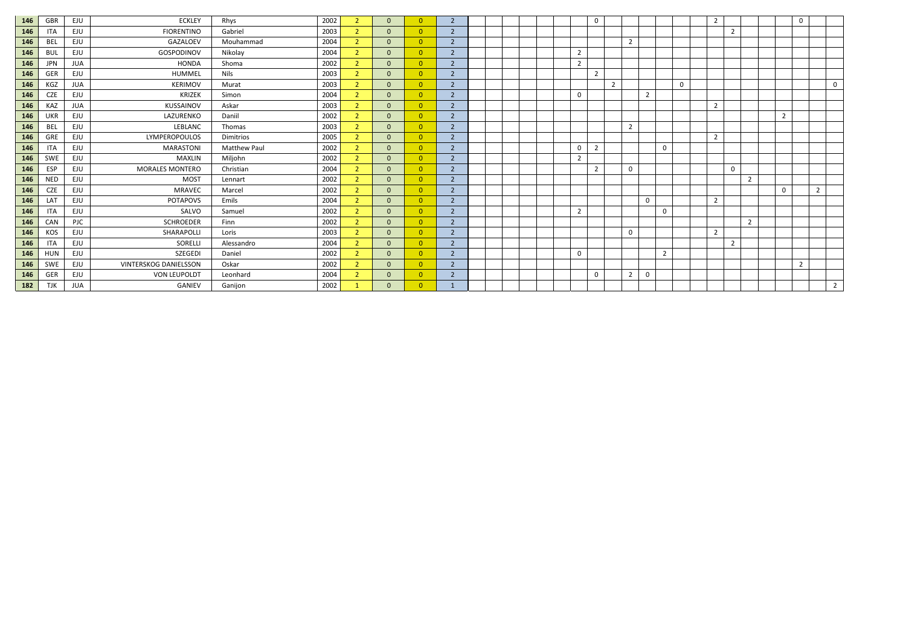| | | | | | | | | | | | | | | | | | | | | | | | | | | | | | | | |
|---|---|---|---|---|---|---|---|---|---|---|---|---|---|---|---|---|---|---|---|---|---|---|---|---|---|---|---|---|---|---|---|
| 146 | GBR | EJU | ECKLEY | Rhys | 2002 | 2 | 0 | 0 | 2 | | | | | | | | 0 | | | | | | | 2 | | | | | 0 | | |
| 146 | ITA | EJU | FIORENTINO | Gabriel | 2003 | 2 | 0 | 0 | 2 | | | | | | | | | | | | | | | | 2 | | | | | | |
| 146 | BEL | EJU | GAZALOEV | Mouhammad | 2004 | 2 | 0 | 0 | 2 | | | | | | | | | | 2 | | | | | | | | | | | | |
| 146 | BUL | EJU | GOSPODINOV | Nikolay | 2004 | 2 | 0 | 0 | 2 | | | | | | | 2 | | | | | | | | | | | | | | | |
| 146 | JPN | JUA | HONDA | Shoma | 2002 | 2 | 0 | 0 | 2 | | | | | | | 2 | | | | | | | | | | | | | | | |
| 146 | GER | EJU | HUMMEL | Nils | 2003 | 2 | 0 | 0 | 2 | | | | | | | | 2 | | | | | | | | | | | | | | |
| 146 | KGZ | JUA | KERIMOV | Murat | 2003 | 2 | 0 | 0 | 2 | | | | | | | | | 2 | | | | 0 | | | | | | | | | 0 |
| 146 | CZE | EJU | KRIZEK | Simon | 2004 | 2 | 0 | 0 | 2 | | | | | | | 0 | | | | 2 | | | | | | | | | | | |
| 146 | KAZ | JUA | KUSSAINOV | Askar | 2003 | 2 | 0 | 0 | 2 | | | | | | | | | | | | | | | 2 | | | | | | | |
| 146 | UKR | EJU | LAZURENKO | Daniil | 2002 | 2 | 0 | 0 | 2 | | | | | | | | | | | | | | | | | | | 2 | | | |
| 146 | BEL | EJU | LEBLANC | Thomas | 2003 | 2 | 0 | 0 | 2 | | | | | | | | | | 2 | | | | | | | | | | | | |
| 146 | GRE | EJU | LYMPEROPOULOS | Dimitrios | 2005 | 2 | 0 | 0 | 2 | | | | | | | | | | | | | | | 2 | | | | | | | |
| 146 | ITA | EJU | MARASTONI | Matthew Paul | 2002 | 2 | 0 | 0 | 2 | | | | | | | 0 | 2 | | | | 0 | | | | | | | | | | |
| 146 | SWE | EJU | MAXLIN | Miljohn | 2002 | 2 | 0 | 0 | 2 | | | | | | | 2 | | | | | | | | | | | | | | | |
| 146 | ESP | EJU | MORALES MONTERO | Christian | 2004 | 2 | 0 | 0 | 2 | | | | | | | | 2 | | 0 | | | | | | 0 | | | | | | |
| 146 | NED | EJU | MOST | Lennart | 2002 | 2 | 0 | 0 | 2 | | | | | | | | | | | | | | | | | 2 | | | | | |
| 146 | CZE | EJU | MRAVEC | Marcel | 2002 | 2 | 0 | 0 | 2 | | | | | | | | | | | | | | | | | | | 0 | | 2 | |
| 146 | LAT | EJU | POTAPOVS | Emils | 2004 | 2 | 0 | 0 | 2 | | | | | | | | | | | 0 | | | | 2 | | | | | | | |
| 146 | ITA | EJU | SALVO | Samuel | 2002 | 2 | 0 | 0 | 2 | | | | | | | 2 | | | | | 0 | | | | | | | | | | |
| 146 | CAN | PJC | SCHROEDER | Finn | 2002 | 2 | 0 | 0 | 2 | | | | | | | | | | | | | | | | | 2 | | | | | |
| 146 | KOS | EJU | SHARAPOLLI | Loris | 2003 | 2 | 0 | 0 | 2 | | | | | | | | | | 0 | | | | | 2 | | | | | | | |
| 146 | ITA | EJU | SORELLI | Alessandro | 2004 | 2 | 0 | 0 | 2 | | | | | | | | | | | | | | | | 2 | | | | | | |
| 146 | HUN | EJU | SZEGEDI | Daniel | 2002 | 2 | 0 | 0 | 2 | | | | | | | 0 | | | | | 2 | | | | | | | | | | |
| 146 | SWE | EJU | VINTERSKOG DANIELSSON | Oskar | 2002 | 2 | 0 | 0 | 2 | | | | | | | | | | | | | | | | | | | | 2 | | |
| 146 | GER | EJU | VON LEUPOLDT | Leonhard | 2004 | 2 | 0 | 0 | 2 | | | | | | | | 0 | | 2 | 0 | | | | | | | | | | | |
| 182 | TJK | JUA | GANIEV | Ganijon | 2002 | 1 | 0 | 0 | 1 | | | | | | | | | | | | | | | | | | | | | | 2 |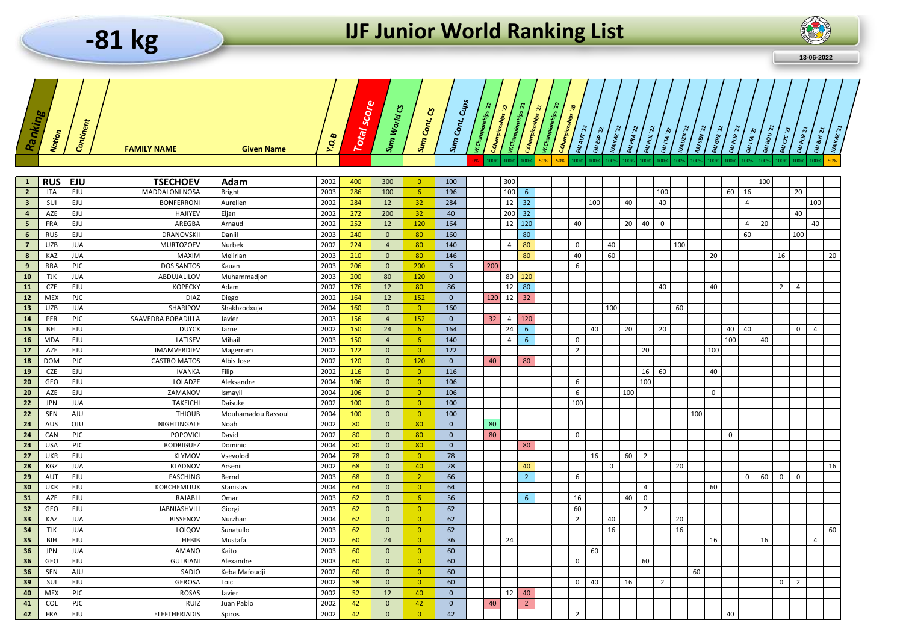# -81 kg

# IJF Junior World Ranking List

13-06-2022

| Ranking | Nation | Continent | FAMILY NAME | Given Name | Y.O.B | Total score | Sum World CS | Sum Cont. CS | Sum Cont. Cups | W.Championships '22 | C.Championships '22 | W.Championships '21 | C.Championships '21 | W.Championships '20 | C.Championships '20 | EJU AUT '22 | EJU ESP '22 | JUA KAZ '22 | EJU FRA '22 | EJU POL '22 | EJU ITA '22 | JUA UZB '22 | AJU SEN '22 | EJU GRE '22 | EJU POR '22 | EJU ITA '21 | EJU ROU '21 | EJU CZE '21 | EJU POR '21 | EJU BIH '21 | JUA KAZ '21 |
|---|---|---|---|---|---|---|---|---|---|---|---|---|---|---|---|---|---|---|---|---|---|---|---|---|---|---|---|---|---|---|---|
| | | | | | | | | | | 0% | 100% | 100% | 100% | 50% | 50% | 100% | 100% | 100% | 100% | 100% | 100% | 100% | 100% | 100% | 100% | 100% | 100% | 100% | 100% | 100% | 50% |
| 1 | RUS | EJU | TSECHOEV | Adam | 2002 | 400 | 300 | 0 | 100 | | | 300 | | | | | | | | | | | | | | | 100 | | | | |
| 2 | ITA | EJU | MADDALONI NOSA | Bright | 2003 | 286 | 100 | 6 | 196 | | | 100 | 6 | | | | | | | | 100 | | | | 60 | 16 | | | 20 | | |
| 3 | SUI | EJU | BONFERRONI | Aurelien | 2002 | 284 | 12 | 32 | 284 | | | 12 | 32 | | | | 100 | | 40 | | 40 | | | | | 4 | | | | 100 | |
| 4 | AZE | EJU | HAJIYEV | Eljan | 2002 | 272 | 200 | 32 | 40 | | | 200 | 32 | | | | | | | | | | | | | | | | 40 | | |
| 5 | FRA | EJU | AREGBA | Arnaud | 2002 | 252 | 12 | 120 | 164 | | | 12 | 120 | | | 40 | | | 20 | 40 | 0 | | | | | 4 | 20 | | | 40 | |
| 6 | RUS | EJU | DRANOVSKII | Daniil | 2003 | 240 | 0 | 80 | 160 | | | | 80 | | | | | | | | | | | | | 60 | | | 100 | | |
| 7 | UZB | JUA | MURTOZOEV | Nurbek | 2002 | 224 | 4 | 80 | 140 | | | 4 | 80 | | | 0 | | 40 | | | | 100 | | | | | | | | | |
| 8 | KAZ | JUA | MAXIM | Meiirlan | 2003 | 210 | 0 | 80 | 146 | | | | 80 | | | 40 | | 60 | | | | | | 20 | | | | 16 | | | 20 |
| 9 | BRA | PJC | DOS SANTOS | Kauan | 2003 | 206 | 0 | 200 | 6 | | 200 | | | | | 6 | | | | | | | | | | | | | | | |
| 10 | TJK | JUA | ABDUJALILOV | Muhammadjon | 2003 | 200 | 80 | 120 | 0 | | | 80 | 120 | | | | | | | | | | | | | | | | | | |
| 11 | CZE | EJU | KOPECKY | Adam | 2002 | 176 | 12 | 80 | 86 | | | 12 | 80 | | | | | | | | 40 | | | 40 | | | | 2 | 4 | | |
| 12 | MEX | PJC | DIAZ | Diego | 2002 | 164 | 12 | 152 | 0 | | 120 | 12 | 32 | | | | | | | | | | | | | | | | | | |
| 13 | UZB | JUA | SHARIPOV | Shakhzodxuja | 2004 | 160 | 0 | 0 | 160 | | | | | | | | | 100 | | | | 60 | | | | | | | | | |
| 14 | PER | PJC | SAAVEDRA BOBADILLA | Javier | 2003 | 156 | 4 | 152 | 0 | | 32 | 4 | 120 | | | | | | | | | | | | | | | | | | |
| 15 | BEL | EJU | DUYCK | Jarne | 2002 | 150 | 24 | 6 | 164 | | | 24 | 6 | | | | 40 | | 20 | | 20 | | | | 40 | 40 | | | 0 | 4 | |
| 16 | MDA | EJU | LATISEV | Mihail | 2003 | 150 | 4 | 6 | 140 | | | 4 | 6 | | | 0 | | | | | | | | | 100 | | 40 | | | | |
| 17 | AZE | EJU | IMAMVERDIEV | Magerram | 2002 | 122 | 0 | 0 | 122 | | | | | | | 2 | | | | 20 | | | | 100 | | | | | | | |
| 18 | DOM | PJC | CASTRO MATOS | Albis Jose | 2002 | 120 | 0 | 120 | 0 | | 40 | | 80 | | | | | | | | | | | | | | | | | | |
| 19 | CZE | EJU | IVANKA | Filip | 2002 | 116 | 0 | 0 | 116 | | | | | | | | | | | 16 | 60 | | | 40 | | | | | | | |
| 20 | GEO | EJU | LOLADZE | Aleksandre | 2004 | 106 | 0 | 0 | 106 | | | | | | | 6 | | | | 100 | | | | | | | | | | | |
| 20 | AZE | EJU | ZAMANOV | Ismayil | 2004 | 106 | 0 | 0 | 106 | | | | | | | 6 | | | 100 | | | | | 0 | | | | | | | |
| 22 | JPN | JUA | TAKEICHI | Daisuke | 2002 | 100 | 0 | 0 | 100 | | | | | | | 100 | | | | | | | | | | | | | | | |
| 22 | SEN | AJU | THIOUB | Mouhamadou Rassoul | 2004 | 100 | 0 | 0 | 100 | | | | | | | | | | | | | | 100 | | | | | | | | |
| 24 | AUS | OJU | NIGHTINGALE | Noah | 2002 | 80 | 0 | 80 | 0 | | 80 | | | | | | | | | | | | | | | | | | | | |
| 24 | CAN | PJC | POPOVICI | David | 2002 | 80 | 0 | 80 | 0 | | 80 | | | | | 0 | | | | | | | | | 0 | | | | | | |
| 24 | USA | PJC | RODRIGUEZ | Dominic | 2004 | 80 | 0 | 80 | 0 | | | | 80 | | | | | | | | | | | | | | | | | | |
| 27 | UKR | EJU | KLYMOV | Vsevolod | 2004 | 78 | 0 | 0 | 78 | | | | | | | | 16 | | 60 | 2 | | | | | | | | | | | |
| 28 | KGZ | JUA | KLADNOV | Arsenii | 2002 | 68 | 0 | 40 | 28 | | | | 40 | | | | | 0 | | | | 20 | | | | | | | | | 16 |
| 29 | AUT | EJU | FASCHING | Bernd | 2003 | 68 | 0 | 2 | 66 | | | | 2 | | | 6 | | | | | | | | | | 0 | 60 | 0 | 0 | | |
| 30 | UKR | EJU | KORCHEMLIUK | Stanislav | 2004 | 64 | 0 | 0 | 64 | | | | | | | | | | | 4 | | | | 60 | | | | | | | |
| 31 | AZE | EJU | RAJABLI | Omar | 2003 | 62 | 0 | 6 | 56 | | | | 6 | | | 16 | | | 40 | 0 | | | | | | | | | | | |
| 32 | GEO | EJU | JABNIASHVILI | Giorgi | 2003 | 62 | 0 | 0 | 62 | | | | | | | 60 | | | | 2 | | | | | | | | | | | |
| 33 | KAZ | JUA | BISSENOV | Nurzhan | 2004 | 62 | 0 | 0 | 62 | | | | | | | 2 | | 40 | | | | 20 | | | | | | | | | |
| 34 | TJK | JUA | LOIQOV | Sunatullo | 2003 | 62 | 0 | 0 | 62 | | | | | | | | | 16 | | | | 16 | | | | | | | | | 60 |
| 35 | BIH | EJU | HEBIB | Mustafa | 2002 | 60 | 24 | 0 | 36 | | | 24 | | | | | | | | | | | | 16 | | | 16 | | | 4 | |
| 36 | JPN | JUA | AMANO | Kaito | 2003 | 60 | 0 | 0 | 60 | | | | | | | | 60 | | | | | | | | | | | | | | |
| 36 | GEO | EJU | GULBIANI | Alexandre | 2003 | 60 | 0 | 0 | 60 | | | | | | | 0 | | | | 60 | | | | | | | | | | | |
| 36 | SEN | AJU | SADIO | Keba Mafoudji | 2002 | 60 | 0 | 0 | 60 | | | | | | | | | | | | | | 60 | | | | | | | | |
| 39 | SUI | EJU | GEROSA | Loic | 2002 | 58 | 0 | 0 | 60 | | | | | | | 0 | 40 | | 16 | | 2 | | | | | | | 0 | 2 | | |
| 40 | MEX | PJC | ROSAS | Javier | 2002 | 52 | 12 | 40 | 0 | | | 12 | 40 | | | | | | | | | | | | | | | | | | |
| 41 | COL | PJC | RUIZ | Juan Pablo | 2002 | 42 | 0 | 42 | 0 | | 40 | | 2 | | | | | | | | | | | | | | | | | | |
| 42 | FRA | EJU | ELEFTHERIADIS | Spiros | 2002 | 42 | 0 | 0 | 42 | | | | | | | 2 | | | | | | | | | 40 | | | | | | |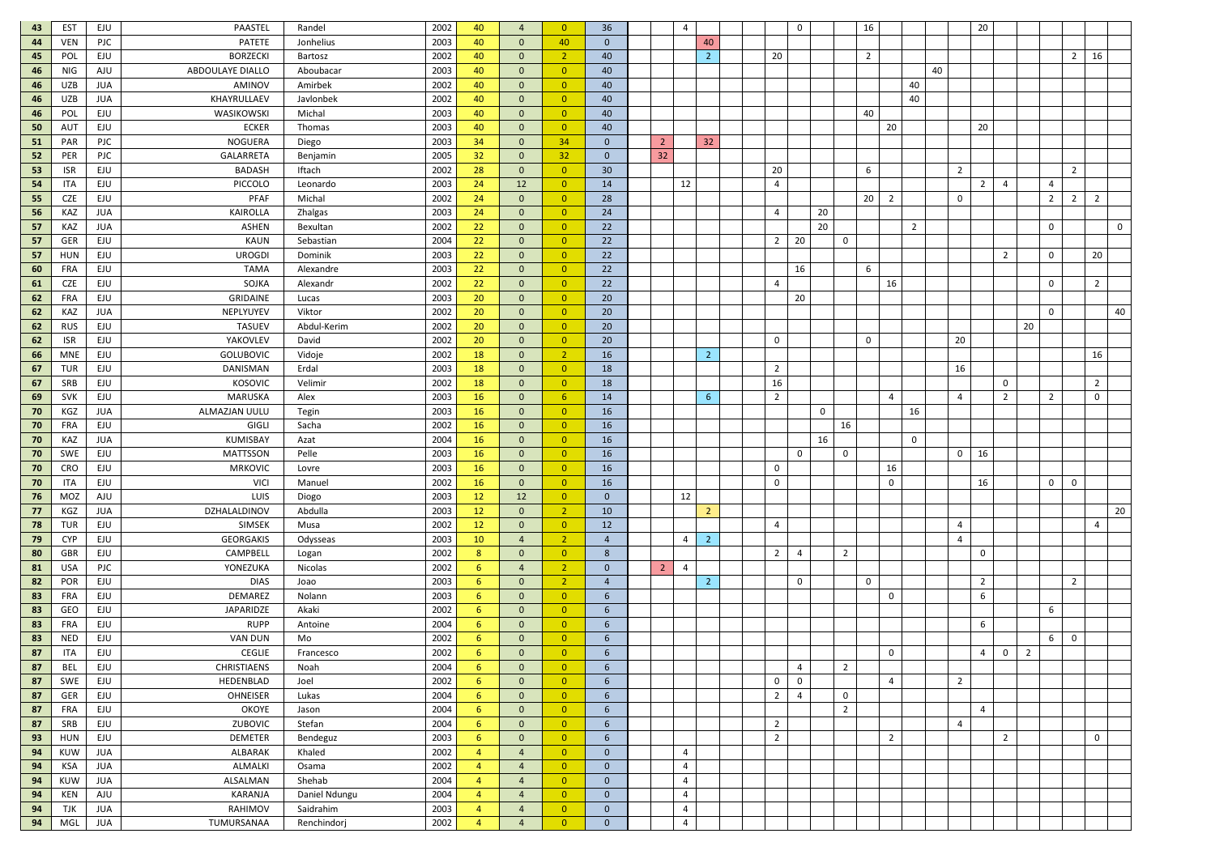| | | | | | | | | | | | | | | | | | | | | | | | | | | | | | | | |
|---|---|---|---|---|---|---|---|---|---|---|---|---|---|---|---|---|---|---|---|---|---|---|---|---|---|---|---|---|---|---|---|
| 43 | EST | EJU | PAASTEL | Randel | 2002 | 40 | 4 | 0 | 36 | | | 4 | | | | | 0 | | | 16 | | | | | 20 | | | | | | |
| 44 | VEN | PJC | PATETE | Jonhelius | 2003 | 40 | 0 | 40 | 0 | | | | 40 | | | | | | | | | | | | | | | | | | |
| 45 | POL | EJU | BORZECKI | Bartosz | 2002 | 40 | 0 | 2 | 40 | | | | 2 | | | 20 | | | | 2 | | | | | | | | | 2 | 16 | |
| 46 | NIG | AJU | ABDOULAYE DIALLO | Aboubacar | 2003 | 40 | 0 | 0 | 40 | | | | | | | | | | | | | | 40 | | | | | | | | |
| 46 | UZB | JUA | AMINOV | Amirbek | 2002 | 40 | 0 | 0 | 40 | | | | | | | | | | | | | 40 | | | | | | | | | |
| 46 | UZB | JUA | KHAYRULLAEV | Javlonbek | 2002 | 40 | 0 | 0 | 40 | | | | | | | | | | | | | 40 | | | | | | | | | |
| 46 | POL | EJU | WASIKOWSKI | Michal | 2003 | 40 | 0 | 0 | 40 | | | | | | | | | | | 40 | | | | | | | | | | | |
| 50 | AUT | EJU | ECKER | Thomas | 2003 | 40 | 0 | 0 | 40 | | | | | | | | | | | | 20 | | | | 20 | | | | | | |
| 51 | PAR | PJC | NOGUERA | Diego | 2003 | 34 | 0 | 34 | 0 | | 2 | | 32 | | | | | | | | | | | | | | | | | | |
| 52 | PER | PJC | GALARRETA | Benjamin | 2005 | 32 | 0 | 32 | 0 | | 32 | | | | | | | | | | | | | | | | | | | | |
| 53 | ISR | EJU | BADASH | Iftach | 2002 | 28 | 0 | 0 | 30 | | | | | | | 20 | | | | 6 | | | | 2 | | | | | 2 | | |
| 54 | ITA | EJU | PICCOLO | Leonardo | 2003 | 24 | 12 | 0 | 14 | | | 12 | | | | 4 | | | | | | | | | 2 | 4 | | 4 | | | |
| 55 | CZE | EJU | PFAF | Michal | 2002 | 24 | 0 | 0 | 28 | | | | | | | | | | | 20 | 2 | | | 0 | | | | 2 | 2 | 2 | |
| 56 | KAZ | JUA | KAIROLLA | Zhalgas | 2003 | 24 | 0 | 0 | 24 | | | | | | | 4 | | 20 | | | | | | | | | | | | | |
| 57 | KAZ | JUA | ASHEN | Bexultan | 2002 | 22 | 0 | 0 | 22 | | | | | | | | | 20 | | | | 2 | | | | | | 0 | | | 0 |
| 57 | GER | EJU | KAUN | Sebastian | 2004 | 22 | 0 | 0 | 22 | | | | | | | 2 | 20 | | 0 | | | | | | | | | | | | |
| 57 | HUN | EJU | UROGDI | Dominik | 2003 | 22 | 0 | 0 | 22 | | | | | | | | | | | | | | | | | 2 | | 0 | | 20 | |
| 60 | FRA | EJU | TAMA | Alexandre | 2003 | 22 | 0 | 0 | 22 | | | | | | | | 16 | | | 6 | | | | | | | | | | | |
| 61 | CZE | EJU | SOJKA | Alexandr | 2002 | 22 | 0 | 0 | 22 | | | | | | | 4 | | | | | 16 | | | | | | | 0 | | 2 | |
| 62 | FRA | EJU | GRIDAINE | Lucas | 2003 | 20 | 0 | 0 | 20 | | | | | | | | 20 | | | | | | | | | | | | | | |
| 62 | KAZ | JUA | NEPLYUYEV | Viktor | 2002 | 20 | 0 | 0 | 20 | | | | | | | | | | | | | | | | | | | 0 | | | 40 |
| 62 | RUS | EJU | TASUEV | Abdul-Kerim | 2002 | 20 | 0 | 0 | 20 | | | | | | | | | | | | | | | | | | 20 | | | | |
| 62 | ISR | EJU | YAKOVLEV | David | 2002 | 20 | 0 | 0 | 20 | | | | | | | 0 | | | | 0 | | | | 20 | | | | | | | |
| 66 | MNE | EJU | GOLUBOVIC | Vidoje | 2002 | 18 | 0 | 2 | 16 | | | | 2 | | | | | | | | | | | | | | | | | 16 | |
| 67 | TUR | EJU | DANISMAN | Erdal | 2003 | 18 | 0 | 0 | 18 | | | | | | | 2 | | | | | | | | 16 | | | | | | | |
| 67 | SRB | EJU | KOSOVIC | Velimir | 2002 | 18 | 0 | 0 | 18 | | | | | | | 16 | | | | | | | | | | 0 | | | | 2 | |
| 69 | SVK | EJU | MARUSKA | Alex | 2003 | 16 | 0 | 6 | 14 | | | | 6 | | | 2 | | | | | 4 | | | 4 | | 2 | | 2 | | 0 | |
| 70 | KGZ | JUA | ALMAZJAN UULU | Tegin | 2003 | 16 | 0 | 0 | 16 | | | | | | | | | 0 | | | | 16 | | | | | | | | | |
| 70 | FRA | EJU | GIGLI | Sacha | 2002 | 16 | 0 | 0 | 16 | | | | | | | | | | 16 | | | | | | | | | | | | |
| 70 | KAZ | JUA | KUMISBAY | Azat | 2004 | 16 | 0 | 0 | 16 | | | | | | | | | 16 | | | | 0 | | | | | | | | | |
| 70 | SWE | EJU | MATTSSON | Pelle | 2003 | 16 | 0 | 0 | 16 | | | | | | | | 0 | | 0 | | | | | 0 | 16 | | | | | | |
| 70 | CRO | EJU | MRKOVIC | Lovre | 2003 | 16 | 0 | 0 | 16 | | | | | | | 0 | | | | | 16 | | | | | | | | | | |
| 70 | ITA | EJU | VICI | Manuel | 2002 | 16 | 0 | 0 | 16 | | | | | | | 0 | | | | | 0 | | | | 16 | | | 0 | 0 | | |
| 76 | MOZ | AJU | LUIS | Diogo | 2003 | 12 | 12 | 0 | 0 | | | 12 | | | | | | | | | | | | | | | | | | | |
| 77 | KGZ | JUA | DZHALALDINOV | Abdulla | 2003 | 12 | 0 | 2 | 10 | | | | 2 | | | | | | | | | | | | | | | | | | 20 |
| 78 | TUR | EJU | SIMSEK | Musa | 2002 | 12 | 0 | 0 | 12 | | | | | | | 4 | | | | | | | | 4 | | | | | | 4 | |
| 79 | CYP | EJU | GEORGAKIS | Odysseas | 2003 | 10 | 4 | 2 | 4 | | | 4 | 2 | | | | | | | | | | | 4 | | | | | | | |
| 80 | GBR | EJU | CAMPBELL | Logan | 2002 | 8 | 0 | 0 | 8 | | | | | | | 2 | 4 | | 2 | | | | | | 0 | | | | | | |
| 81 | USA | PJC | YONEZUKA | Nicolas | 2002 | 6 | 4 | 2 | 0 | | 2 | 4 | | | | | | | | | | | | | | | | | | | |
| 82 | POR | EJU | DIAS | Joao | 2003 | 6 | 0 | 2 | 4 | | | | 2 | | | | 0 | | | 0 | | | | | 2 | | | | 2 | | |
| 83 | FRA | EJU | DEMAREZ | Nolann | 2003 | 6 | 0 | 0 | 6 | | | | | | | | | | | | 0 | | | | 6 | | | | | | |
| 83 | GEO | EJU | JAPARIDZE | Akaki | 2002 | 6 | 0 | 0 | 6 | | | | | | | | | | | | | | | | | | | 6 | | | |
| 83 | FRA | EJU | RUPP | Antoine | 2004 | 6 | 0 | 0 | 6 | | | | | | | | | | | | | | | | 6 | | | | | | |
| 83 | NED | EJU | VAN DUN | Mo | 2002 | 6 | 0 | 0 | 6 | | | | | | | | | | | | | | | | | | | 6 | 0 | | |
| 87 | ITA | EJU | CEGLIE | Francesco | 2002 | 6 | 0 | 0 | 6 | | | | | | | | | | | | 0 | | | | 4 | 0 | 2 | | | | |
| 87 | BEL | EJU | CHRISTIAENS | Noah | 2004 | 6 | 0 | 0 | 6 | | | | | | | | 4 | | 2 | | | | | | | | | | | | |
| 87 | SWE | EJU | HEDENBLAD | Joel | 2002 | 6 | 0 | 0 | 6 | | | | | | | 0 | 0 | | | | 4 | | | 2 | | | | | | | |
| 87 | GER | EJU | OHNEISER | Lukas | 2004 | 6 | 0 | 0 | 6 | | | | | | | 2 | 4 | | 0 | | | | | | | | | | | | |
| 87 | FRA | EJU | OKOYE | Jason | 2004 | 6 | 0 | 0 | 6 | | | | | | | | | | 2 | | | | | | 4 | | | | | | |
| 87 | SRB | EJU | ZUBOVIC | Stefan | 2004 | 6 | 0 | 0 | 6 | | | | | | | 2 | | | | | | | | 4 | | | | | | | |
| 93 | HUN | EJU | DEMETER | Bendeguz | 2003 | 6 | 0 | 0 | 6 | | | | | | | 2 | | | | | 2 | | | | | 2 | | | | 0 | |
| 94 | KUW | JUA | ALBARAK | Khaled | 2002 | 4 | 4 | 0 | 0 | | | 4 | | | | | | | | | | | | | | | | | | | |
| 94 | KSA | JUA | ALMALKI | Osama | 2002 | 4 | 4 | 0 | 0 | | | 4 | | | | | | | | | | | | | | | | | | | |
| 94 | KUW | JUA | ALSALMAN | Shehab | 2004 | 4 | 4 | 0 | 0 | | | 4 | | | | | | | | | | | | | | | | | | | |
| 94 | KEN | AJU | KARANJA | Daniel Ndungu | 2004 | 4 | 4 | 0 | 0 | | | 4 | | | | | | | | | | | | | | | | | | | |
| 94 | TJK | JUA | RAHIMOV | Saidrahim | 2003 | 4 | 4 | 0 | 0 | | | 4 | | | | | | | | | | | | | | | | | | | |
| 94 | MGL | JUA | TUMURSANAA | Renchindorj | 2002 | 4 | 4 | 0 | 0 | | | 4 | | | | | | | | | | | | | | | | | | | |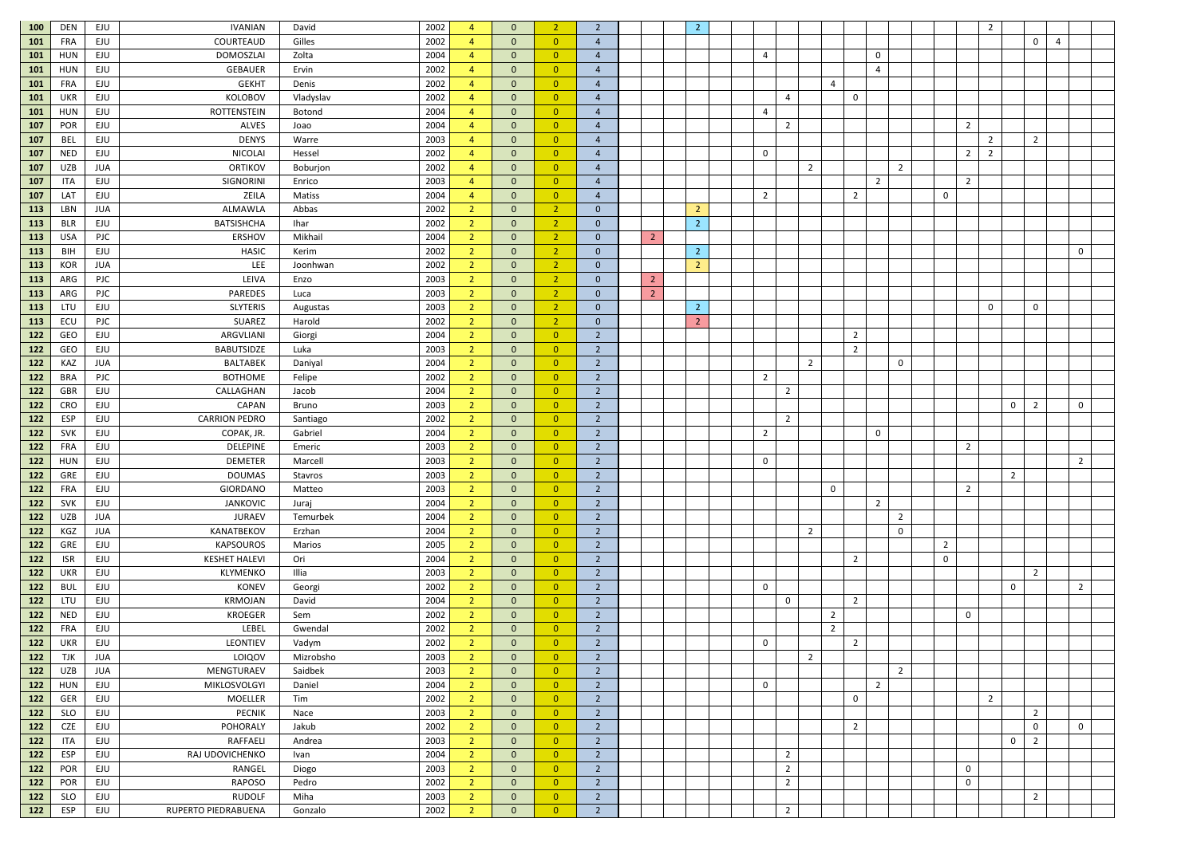| | | | | | | | | | | | | | | | | | | | | | | | | | | | | | | | |
|---|---|---|---|---|---|---|---|---|---|---|---|---|---|---|---|---|---|---|---|---|---|---|---|---|---|---|---|---|---|---|---|
| 100 | DEN | EJU | IVANIAN | David | 2002 | 4 | 0 | 2 | 2 | | | | 2 | | | | | | | | | | | | | 2 | | | | | |
| 101 | FRA | EJU | COURTEAUD | Gilles | 2002 | 4 | 0 | 0 | 4 | | | | | | | | | | | | | | | | | | | 0 | 4 | | |
| 101 | HUN | EJU | DOMOSZLAI | Zolta | 2004 | 4 | 0 | 0 | 4 | | | | | | | 4 | | | | | 0 | | | | | | | | | | |
| 101 | HUN | EJU | GEBAUER | Ervin | 2002 | 4 | 0 | 0 | 4 | | | | | | | | | | | | 4 | | | | | | | | | | |
| 101 | FRA | EJU | GEKHT | Denis | 2002 | 4 | 0 | 0 | 4 | | | | | | | | | | 4 | | | | | | | | | | | | |
| 101 | UKR | EJU | KOLOBOV | Vladyslav | 2002 | 4 | 0 | 0 | 4 | | | | | | | | 4 | | | 0 | | | | | | | | | | | |
| 101 | HUN | EJU | ROTTENSTEIN | Botond | 2004 | 4 | 0 | 0 | 4 | | | | | | | 4 | | | | | | | | | | | | | | | |
| 107 | POR | EJU | ALVES | Joao | 2004 | 4 | 0 | 0 | 4 | | | | | | | | 2 | | | | | | | | 2 | | | | | | |
| 107 | BEL | EJU | DENYS | Warre | 2003 | 4 | 0 | 0 | 4 | | | | | | | | | | | | | | | | | 2 | | 2 | | | |
| 107 | NED | EJU | NICOLAI | Hessel | 2002 | 4 | 0 | 0 | 4 | | | | | | | 0 | | | | | | | | | 2 | 2 | | | | | |
| 107 | UZB | JUA | ORTIKOV | Boburjon | 2002 | 4 | 0 | 0 | 4 | | | | | | | | | 2 | | | | 2 | | | | | | | | | |
| 107 | ITA | EJU | SIGNORINI | Enrico | 2003 | 4 | 0 | 0 | 4 | | | | | | | | | | | | 2 | | | | 2 | | | | | | |
| 107 | LAT | EJU | ZEILA | Matiss | 2004 | 4 | 0 | 0 | 4 | | | | | | | 2 | | | | 2 | | | | 0 | | | | | | | |
| 113 | LBN | JUA | ALMAWLA | Abbas | 2002 | 2 | 0 | 2 | 0 | | | | 2 | | | | | | | | | | | | | | | | | | |
| 113 | BLR | EJU | BATSISHCHA | Ihar | 2002 | 2 | 0 | 2 | 0 | | | | 2 | | | | | | | | | | | | | | | | | | |
| 113 | USA | PJC | ERSHOV | Mikhail | 2004 | 2 | 0 | 2 | 0 | | 2 | | | | | | | | | | | | | | | | | | | | |
| 113 | BIH | EJU | HASIC | Kerim | 2002 | 2 | 0 | 2 | 0 | | | | 2 | | | | | | | | | | | | | | | | | 0 | |
| 113 | KOR | JUA | LEE | Joonhwan | 2002 | 2 | 0 | 2 | 0 | | | | 2 | | | | | | | | | | | | | | | | | | |
| 113 | ARG | PJC | LEIVA | Enzo | 2003 | 2 | 0 | 2 | 0 | | 2 | | | | | | | | | | | | | | | | | | | | |
| 113 | ARG | PJC | PAREDES | Luca | 2003 | 2 | 0 | 2 | 0 | | 2 | | | | | | | | | | | | | | | | | | | | |
| 113 | LTU | EJU | SLYTERIS | Augustas | 2003 | 2 | 0 | 2 | 0 | | | | 2 | | | | | | | | | | | | | 0 | | 0 | | | |
| 113 | ECU | PJC | SUAREZ | Harold | 2002 | 2 | 0 | 2 | 0 | | | | 2 | | | | | | | | | | | | | | | | | | |
| 122 | GEO | EJU | ARGVLIANI | Giorgi | 2004 | 2 | 0 | 0 | 2 | | | | | | | | | | | 2 | | | | | | | | | | | |
| 122 | GEO | EJU | BABUTSIDZE | Luka | 2003 | 2 | 0 | 0 | 2 | | | | | | | | | | | 2 | | | | | | | | | | | |
| 122 | KAZ | JUA | BALTABEK | Daniyal | 2004 | 2 | 0 | 0 | 2 | | | | | | | | | 2 | | | 0 | | | | | | | | | | |
| 122 | BRA | PJC | BOTHOME | Felipe | 2002 | 2 | 0 | 0 | 2 | | | | | | | 2 | | | | | | | | | | | | | | | |
| 122 | GBR | EJU | CALLAGHAN | Jacob | 2004 | 2 | 0 | 0 | 2 | | | | | | | | 2 | | | | | | | | | | | | | | |
| 122 | CRO | EJU | CAPAN | Bruno | 2003 | 2 | 0 | 0 | 2 | | | | | | | | | | | | | | | | | | 0 | 2 | | 0 | |
| 122 | ESP | EJU | CARRION PEDRO | Santiago | 2002 | 2 | 0 | 0 | 2 | | | | | | | | 2 | | | | | | | | | | | | | | |
| 122 | SVK | EJU | COPAK, JR. | Gabriel | 2004 | 2 | 0 | 0 | 2 | | | | | | | 2 | | | | | 0 | | | | | | | | | | |
| 122 | FRA | EJU | DELEPINE | Emeric | 2003 | 2 | 0 | 0 | 2 | | | | | | | | | | | | | | | | 2 | | | | | | |
| 122 | HUN | EJU | DEMETER | Marcell | 2003 | 2 | 0 | 0 | 2 | | | | | | | 0 | | | | | | | | | | | | | | 2 | |
| 122 | GRE | EJU | DOUMAS | Stavros | 2003 | 2 | 0 | 0 | 2 | | | | | | | | | | | | | | | | | | 2 | | | | |
| 122 | FRA | EJU | GIORDANO | Matteo | 2003 | 2 | 0 | 0 | 2 | | | | | | | | | | 0 | | | | | | 2 | | | | | | |
| 122 | SVK | EJU | JANKOVIC | Juraj | 2004 | 2 | 0 | 0 | 2 | | | | | | | | | | | | 2 | | | | | | | | | | |
| 122 | UZB | JUA | JURAEV | Temurbek | 2004 | 2 | 0 | 0 | 2 | | | | | | | | | | | | | 2 | | | | | | | | | |
| 122 | KGZ | JUA | KANATBEKOV | Erzhan | 2004 | 2 | 0 | 0 | 2 | | | | | | | | | 2 | | | | 0 | | | | | | | | | |
| 122 | GRE | EJU | KAPSOUROS | Marios | 2005 | 2 | 0 | 0 | 2 | | | | | | | | | | | | | | | 2 | | | | | | | |
| 122 | ISR | EJU | KESHET HALEVI | Ori | 2004 | 2 | 0 | 0 | 2 | | | | | | | | | | | 2 | | | | 0 | | | | | | | |
| 122 | UKR | EJU | KLYMENKO | Illia | 2003 | 2 | 0 | 0 | 2 | | | | | | | | | | | | | | | | | | | 2 | | | |
| 122 | BUL | EJU | KONEV | Georgi | 2002 | 2 | 0 | 0 | 2 | | | | | | | 0 | | | | | | | | | | | 0 | | | 2 | |
| 122 | LTU | EJU | KRMOJAN | David | 2004 | 2 | 0 | 0 | 2 | | | | | | | | 0 | | | 2 | | | | | | | | | | | |
| 122 | NED | EJU | KROEGER | Sem | 2002 | 2 | 0 | 0 | 2 | | | | | | | | | | 2 | | | | | | 0 | | | | | | |
| 122 | FRA | EJU | LEBEL | Gwendal | 2002 | 2 | 0 | 0 | 2 | | | | | | | | | | 2 | | | | | | | | | | | | |
| 122 | UKR | EJU | LEONTIEV | Vadym | 2002 | 2 | 0 | 0 | 2 | | | | | | | 0 | | | | 2 | | | | | | | | | | | |
| 122 | TJK | JUA | LOIQOV | Mizrobsho | 2003 | 2 | 0 | 0 | 2 | | | | | | | | | 2 | | | | | | | | | | | | | |
| 122 | UZB | JUA | MENGTURAEV | Saidbek | 2003 | 2 | 0 | 0 | 2 | | | | | | | | | | | | | 2 | | | | | | | | | |
| 122 | HUN | EJU | MIKLOSVOLGYI | Daniel | 2004 | 2 | 0 | 0 | 2 | | | | | | | 0 | | | | | 2 | | | | | | | | | | |
| 122 | GER | EJU | MOELLER | Tim | 2002 | 2 | 0 | 0 | 2 | | | | | | | | | | | 0 | | | | | | 2 | | | | | |
| 122 | SLO | EJU | PECNIK | Nace | 2003 | 2 | 0 | 0 | 2 | | | | | | | | | | | | | | | | | | | 2 | | | |
| 122 | CZE | EJU | POHORALY | Jakub | 2002 | 2 | 0 | 0 | 2 | | | | | | | | | | | 2 | | | | | | | | 0 | | 0 | |
| 122 | ITA | EJU | RAFFAELI | Andrea | 2003 | 2 | 0 | 0 | 2 | | | | | | | | | | | | | | | | | | 0 | 2 | | | |
| 122 | ESP | EJU | RAJ UDOVICHENKO | Ivan | 2004 | 2 | 0 | 0 | 2 | | | | | | | | 2 | | | | | | | | | | | | | | |
| 122 | POR | EJU | RANGEL | Diogo | 2003 | 2 | 0 | 0 | 2 | | | | | | | | 2 | | | | | | | | 0 | | | | | | |
| 122 | POR | EJU | RAPOSO | Pedro | 2002 | 2 | 0 | 0 | 2 | | | | | | | | 2 | | | | | | | | 0 | | | | | | |
| 122 | SLO | EJU | RUDOLF | Miha | 2003 | 2 | 0 | 0 | 2 | | | | | | | | | | | | | | | | | | | 2 | | | |
| 122 | ESP | EJU | RUPERTO PIEDRABUENA | Gonzalo | 2002 | 2 | 0 | 0 | 2 | | | | | | | | 2 | | | | | | | | | | | | | | |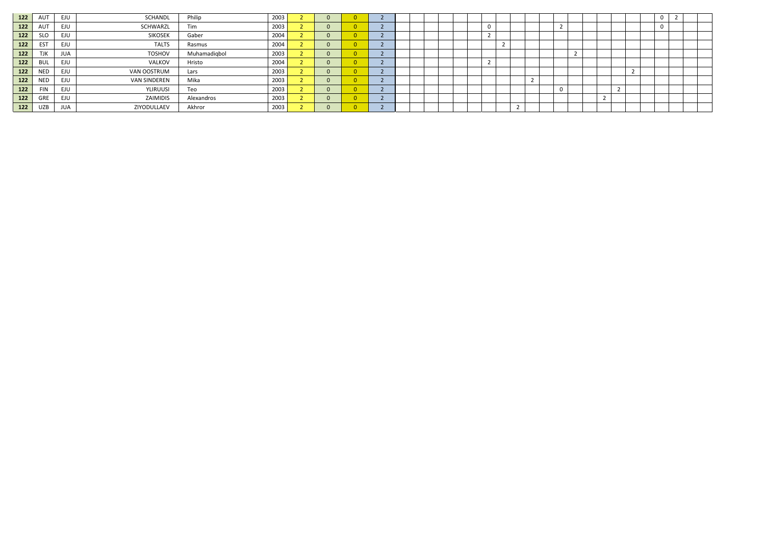| | | | | | | | | | | | | | | | | | | | | | | | | | | | | | | | |
|---|---|---|---|---|---|---|---|---|---|---|---|---|---|---|---|---|---|---|---|---|---|---|---|---|---|---|---|---|---|---|---|
| **122** | AUT | EJU | SCHANDL | Philip | 2003 | 2 | 0 | 0 | 2 | | | | | | | | | | | | | | | | | | | 0 | 2 | | |
| **122** | AUT | EJU | SCHWARZL | Tim | 2003 | 2 | 0 | 0 | 2 | | | | | | | 0 | | | | | 2 | | | | | | | 0 | | | |
| **122** | SLO | EJU | SIKOSEK | Gaber | 2004 | 2 | 0 | 0 | 2 | | | | | | | 2 | | | | | | | | | | | | | | | |
| **122** | EST | EJU | TALTS | Rasmus | 2004 | 2 | 0 | 0 | 2 | | | | | | | | 2 | | | | | | | | | | | | | | |
| **122** | TJK | JUA | TOSHOV | Muhamadiqbol | 2003 | 2 | 0 | 0 | 2 | | | | | | | | | | | | | 2 | | | | | | | | | |
| **122** | BUL | EJU | VALKOV | Hristo | 2004 | 2 | 0 | 0 | 2 | | | | | | | 2 | | | | | | | | | | | | | | | |
| **122** | NED | EJU | VAN OOSTRUM | Lars | 2003 | 2 | 0 | 0 | 2 | | | | | | | | | | | | | | | | | 2 | | | | | |
| **122** | NED | EJU | VAN SINDEREN | Mika | 2003 | 2 | 0 | 0 | 2 | | | | | | | | | | 2 | | | | | | | | | | | | |
| **122** | FIN | EJU | YLIRUUSI | Teo | 2003 | 2 | 0 | 0 | 2 | | | | | | | | | | | | 0 | | | | 2 | | | | | | |
| **122** | GRE | EJU | ZAIMIDIS | Alexandros | 2003 | 2 | 0 | 0 | 2 | | | | | | | | | | | | | | | 2 | | | | | | | |
| **122** | UZB | JUA | ZIYODULLAEV | Akhror | 2003 | 2 | 0 | 0 | 2 | | | | | | | | | 2 | | | | | | | | | | | | | |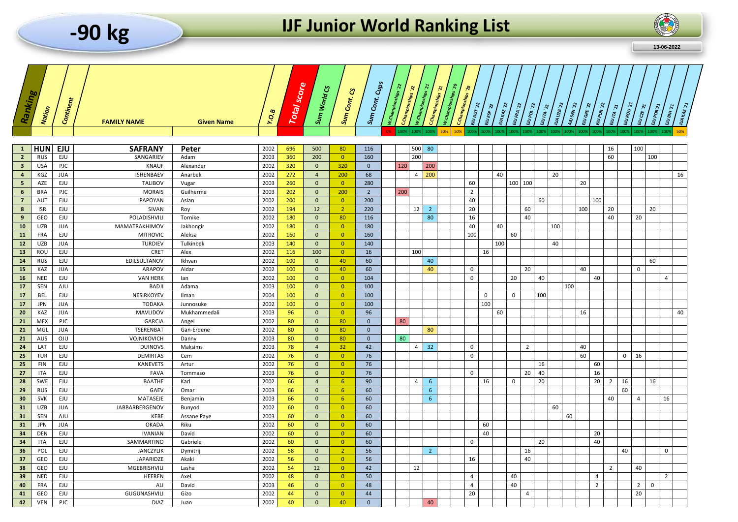# -90 kg

## IJF Junior World Ranking List

13-06-2022

| Ranking | Nation | Continent | FAMILY NAME | Given Name | Y.O.B | Total score | Sum World CS | Sum Cont. CS | Sum Cont. Cups | W.Championships '22 | C.Championships '22 | W.Championships '21 | C.Championships '21 | W.Championships '20 | C.Championships '20 | EJU AUT 22 | EJU ESP 22 | JUA KAZ 22 | EJU FRA 22 | EJU POL 22 | EJU ITA 22 | JUA UZB 22 | AJU SEN 22 | EJU GRE 22 | EJU POR 22 | EJU ITA 21 | EJU ROU 21 | EJU CZE 21 | EJU POR 21 | EJU BIH 21 | JUA KAZ 21 |
|---|---|---|---|---|---|---|---|---|---|---|---|---|---|---|---|---|---|---|---|---|---|---|---|---|---|---|---|---|---|---|---|
| | | | | | | | | | | 0% | 100% | 100% | 100% | 50% | 50% | 100% | 100% | 100% | 100% | 100% | 100% | 100% | 100% | 100% | 100% | 100% | 100% | 100% | 100% | 100% | 50% |
| 1 | HUN | EJU | SAFRANY | Peter | 2002 | 696 | 500 | 80 | 116 | | | 500 | 80 | | | | | | | | | | | | | 16 | | 100 | | | |
| 2 | RUS | EJU | SANGARIEV | Adam | 2003 | 360 | 200 | 0 | 160 | | | 200 | | | | | | | | | | | | | | 60 | | | 100 | | |
| 3 | USA | PJC | KNAUF | Alexander | 2002 | 320 | 0 | 320 | 0 | | 120 | | 200 | | | | | | | | | | | | | | | | | | |
| 4 | KGZ | JUA | ISHENBAEV | Anarbek | 2002 | 272 | 4 | 200 | 68 | | | 4 | 200 | | | | | 40 | | | | 20 | | | | | | | | | 16 |
| 5 | AZE | EJU | TALIBOV | Vugar | 2003 | 260 | 0 | 0 | 280 | | | | | | | 60 | | | 100 | 100 | | | | 20 | | | | | | | |
| 6 | BRA | PJC | MORAIS | Guilherme | 2003 | 202 | 0 | 200 | 2 | | 200 | | | | | 2 | | | | | | | | | | | | | | | |
| 7 | AUT | EJU | PAPOYAN | Aslan | 2002 | 200 | 0 | 0 | 200 | | | | | | | 40 | | | | | 60 | | | | 100 | | | | | | |
| 8 | ISR | EJU | SIVAN | Roy | 2002 | 194 | 12 | 2 | 220 | | | 12 | 2 | | | 20 | | | | 60 | | | | 100 | | 20 | | | 20 | | |
| 9 | GEO | EJU | POLADISHVILI | Tornike | 2002 | 180 | 0 | 80 | 116 | | | | 80 | | | 16 | | | | 40 | | | | | | 40 | | 20 | | | |
| 10 | UZB | JUA | MAMATRAKHIMOV | Jakhongir | 2002 | 180 | 0 | 0 | 180 | | | | | | | 40 | | 40 | | | | 100 | | | | | | | | | |
| 11 | FRA | EJU | MITROVIC | Aleksa | 2002 | 160 | 0 | 0 | 160 | | | | | | | 100 | | | 60 | | | | | | | | | | | | |
| 12 | UZB | JUA | TURDIEV | Tulkinbek | 2003 | 140 | 0 | 0 | 140 | | | | | | | | | 100 | | | | 40 | | | | | | | | | |
| 13 | ROU | EJU | CRET | Alex | 2002 | 116 | 100 | 0 | 16 | | | 100 | | | | | 16 | | | | | | | | | | | | | | |
| 14 | RUS | EJU | EDILSULTANOV | Ikhvan | 2002 | 100 | 0 | 40 | 60 | | | | 40 | | | | | | | | | | | | | | | | 60 | | |
| 15 | KAZ | JUA | ARAPOV | Aidar | 2002 | 100 | 0 | 40 | 60 | | | | 40 | | | 0 | | | | 20 | | | | 40 | | | | 0 | | | |
| 16 | NED | EJU | VAN HERK | Ian | 2002 | 100 | 0 | 0 | 104 | | | | | | | 0 | | | 20 | | 40 | | | | 40 | | | | | 4 | |
| 17 | SEN | AJU | BADJI | Adama | 2003 | 100 | 0 | 0 | 100 | | | | | | | | | | | | | | 100 | | | | | | | | |
| 17 | BEL | EJU | NESIRKOYEV | Ilman | 2004 | 100 | 0 | 0 | 100 | | | | | | | | 0 | | 0 | | 100 | | | | | | | | | | |
| 17 | JPN | JUA | TODAKA | Junnosuke | 2002 | 100 | 0 | 0 | 100 | | | | | | | | 100 | | | | | | | | | | | | | | |
| 20 | KAZ | JUA | MAVLIDOV | Mukhammedali | 2003 | 96 | 0 | 0 | 96 | | | | | | | | | 60 | | | | | | 16 | | | | | | | 40 |
| 21 | MEX | PJC | GARCIA | Angel | 2002 | 80 | 0 | 80 | 0 | | 80 | | | | | | | | | | | | | | | | | | | | |
| 21 | MGL | JUA | TSERENBAT | Gan-Erdene | 2002 | 80 | 0 | 80 | 0 | | | | 80 | | | | | | | | | | | | | | | | | | |
| 21 | AUS | OJU | VOJNIKOVICH | Danny | 2003 | 80 | 0 | 80 | 0 | | 80 | | | | | | | | | | | | | | | | | | | | |
| 24 | LAT | EJU | DUINOVS | Maksims | 2003 | 78 | 4 | 32 | 42 | | | 4 | 32 | | | 0 | | | | 2 | | | | 40 | | | | | | | |
| 25 | TUR | EJU | DEMIRTAS | Cem | 2002 | 76 | 0 | 0 | 76 | | | | | | | 0 | | | | | | | | 60 | | | 0 | 16 | | | |
| 25 | FIN | EJU | KANEVETS | Artur | 2002 | 76 | 0 | 0 | 76 | | | | | | | | | | | | 16 | | | | 60 | | | | | | |
| 27 | ITA | EJU | FAVA | Tommaso | 2003 | 76 | 0 | 0 | 76 | | | | | | | 0 | | | | 20 | 40 | | | | 16 | | | | | | |
| 28 | SWE | EJU | BAATHE | Karl | 2002 | 66 | 4 | 6 | 90 | | | 4 | 6 | | | | 16 | | 0 | | 20 | | | | 20 | 2 | 16 | | 16 | | |
| 29 | RUS | EJU | GAEV | Omar | 2003 | 66 | 0 | 6 | 60 | | | | 6 | | | | | | | | | | | | | | 60 | | | | |
| 30 | SVK | EJU | MATASEJE | Benjamin | 2003 | 66 | 0 | 6 | 60 | | | | 6 | | | | | | | | | | | | | 40 | | 4 | | 16 | |
| 31 | UZB | JUA | JABBARBERGENOV | Bunyod | 2002 | 60 | 0 | 0 | 60 | | | | | | | | | | | | | 60 | | | | | | | | | |
| 31 | SEN | AJU | KEBE | Assane Paye | 2003 | 60 | 0 | 0 | 60 | | | | | | | | | | | | | | 60 | | | | | | | | |
| 31 | JPN | JUA | OKADA | Riku | 2002 | 60 | 0 | 0 | 60 | | | | | | | | 60 | | | | | | | | | | | | | | |
| 34 | DEN | EJU | IVANIAN | David | 2002 | 60 | 0 | 0 | 60 | | | | | | | | 40 | | | | | | | | 20 | | | | | | |
| 34 | ITA | EJU | SAMMARTINO | Gabriele | 2002 | 60 | 0 | 0 | 60 | | | | | | | 0 | | | | | 20 | | | | 40 | | | | | | |
| 36 | POL | EJU | JANCZYLIK | Dymitrij | 2002 | 58 | 0 | 2 | 56 | | | | 2 | | | | | | | 16 | | | | | | | 40 | | | 0 | |
| 37 | GEO | EJU | JAPARIDZE | Akaki | 2002 | 56 | 0 | 0 | 56 | | | | | | | 16 | | | | 40 | | | | | | | | | | | |
| 38 | GEO | EJU | MGEBRISHVILI | Lasha | 2002 | 54 | 12 | 0 | 42 | | | 12 | | | | | | | | | | | | | | 2 | | 40 | | | |
| 39 | NED | EJU | HEEREN | Axel | 2002 | 48 | 0 | 0 | 50 | | | | | | | 4 | | | 40 | | | | | | 4 | | | | | 2 | |
| 40 | FRA | EJU | ALI | David | 2003 | 46 | 0 | 0 | 48 | | | | | | | 4 | | | 40 | | | | | | 2 | | | 2 | 0 | | |
| 41 | GEO | EJU | GUGUNASHVILI | Gizo | 2002 | 44 | 0 | 0 | 44 | | | | | | | 20 | | | | 4 | | | | | | | | 20 | | | |
| 42 | VEN | PJC | DIAZ | Juan | 2002 | 40 | 0 | 40 | 0 | | | | 40 | | | | | | | | | | | | | | | | | | |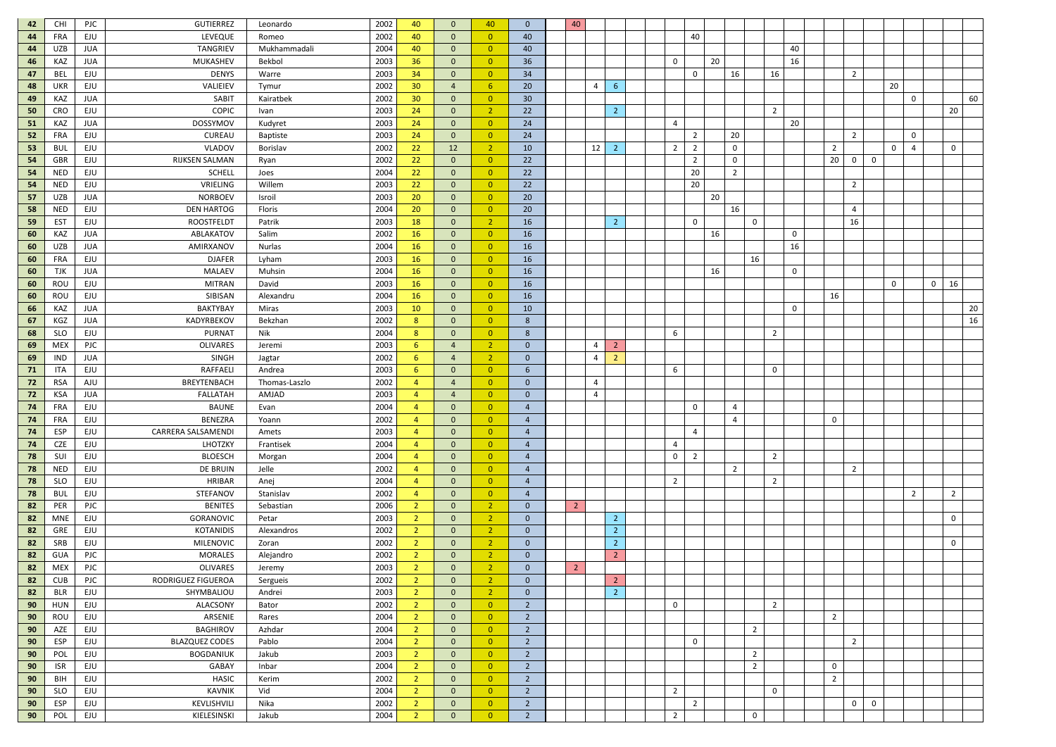| | | | | | | | | | | | | | | | | | | | | | | | | | | | |
|---|---|---|---|---|---|---|---|---|---|---|---|---|---|---|---|---|---|---|---|---|---|---|---|---|---|---|---|
| 42 | CHI | PJC | GUTIERREZ | Leonardo | 2002 | 40 | 0 | 40 | 0 | 40 | | | | | | | | | | | | | | | | | |
| 44 | FRA | EJU | LEVEQUE | Romeo | 2002 | 40 | 0 | 0 | 40 | | | | | 40 | | | | | | | | | | | | | |
| 44 | UZB | JUA | TANGRIEV | Mukhammadali | 2004 | 40 | 0 | 0 | 40 | | | | | | | | | | 40 | | | | | | | | |
| 46 | KAZ | JUA | MUKASHEV | Bekbol | 2003 | 36 | 0 | 0 | 36 | | | | 0 | | 20 | | | | 16 | | | | | | | | |
| 47 | BEL | EJU | DENYS | Warre | 2003 | 34 | 0 | 0 | 34 | | | | | 0 | | 16 | | 16 | | | 2 | | | | | | |
| 48 | UKR | EJU | VALIEIEV | Tymur | 2002 | 30 | 4 | 6 | 20 | | 4 | 6 | | | | | | | | | | | 20 | | | | |
| 49 | KAZ | JUA | SABIT | Kairatbek | 2002 | 30 | 0 | 0 | 30 | | | | | | | | | | | | | | | 0 | | | 60 |
| 50 | CRO | EJU | COPIC | Ivan | 2003 | 24 | 0 | 2 | 22 | | | 2 | | | | | | 2 | | | | | | | | 20 | |
| 51 | KAZ | JUA | DOSSYMOV | Kudyret | 2003 | 24 | 0 | 0 | 24 | | | | 4 | | | | | | 20 | | | | | | | | |
| 52 | FRA | EJU | CUREAU | Baptiste | 2003 | 24 | 0 | 0 | 24 | | | | | 2 | | 20 | | | | | 2 | | | 0 | | | |
| 53 | BUL | EJU | VLADOV | Borislav | 2002 | 22 | 12 | 2 | 10 | | 12 | 2 | 2 | 2 | | 0 | | | | 2 | | | 0 | 4 | | 0 | |
| 54 | GBR | EJU | RIJKSEN SALMAN | Ryan | 2002 | 22 | 0 | 0 | 22 | | | | | 2 | | 0 | | | | 20 | 0 | 0 | | | | | |
| 54 | NED | EJU | SCHELL | Joes | 2004 | 22 | 0 | 0 | 22 | | | | | 20 | | 2 | | | | | | | | | | | |
| 54 | NED | EJU | VRIELING | Willem | 2003 | 22 | 0 | 0 | 22 | | | | | 20 | | | | | | | 2 | | | | | | |
| 57 | UZB | JUA | NORBOEV | Isroil | 2003 | 20 | 0 | 0 | 20 | | | | | | 20 | | | | | | | | | | | | |
| 58 | NED | EJU | DEN HARTOG | Floris | 2004 | 20 | 0 | 0 | 20 | | | | | | | 16 | | | | | 4 | | | | | | |
| 59 | EST | EJU | ROOSTFELDT | Patrik | 2003 | 18 | 0 | 2 | 16 | | | 2 | | 0 | | | 0 | | | | 16 | | | | | | |
| 60 | KAZ | JUA | ABLAKATOV | Salim | 2002 | 16 | 0 | 0 | 16 | | | | | | 16 | | | | 0 | | | | | | | | |
| 60 | UZB | JUA | AMIRXANOV | Nurlas | 2004 | 16 | 0 | 0 | 16 | | | | | | | | | | 16 | | | | | | | | |
| 60 | FRA | EJU | DJAFER | Lyham | 2003 | 16 | 0 | 0 | 16 | | | | | | | | 16 | | | | | | | | | | |
| 60 | TJK | JUA | MALAEV | Muhsin | 2004 | 16 | 0 | 0 | 16 | | | | | | 16 | | | | 0 | | | | | | | | |
| 60 | ROU | EJU | MITRAN | David | 2003 | 16 | 0 | 0 | 16 | | | | | | | | | | | | | | 0 | | 0 | 16 | |
| 60 | ROU | EJU | SIBISAN | Alexandru | 2004 | 16 | 0 | 0 | 16 | | | | | | | | | | | 16 | | | | | | | |
| 66 | KAZ | JUA | BAKTYBAY | Miras | 2003 | 10 | 0 | 0 | 10 | | | | | | | | | | 0 | | | | | | | | 20 |
| 67 | KGZ | JUA | KADYRBEKOV | Bekzhan | 2002 | 8 | 0 | 0 | 8 | | | | | | | | | | | | | | | | | | 16 |
| 68 | SLO | EJU | PURNAT | Nik | 2004 | 8 | 0 | 0 | 8 | | | | 6 | | | | | 2 | | | | | | | | | |
| 69 | MEX | PJC | OLIVARES | Jeremi | 2003 | 6 | 4 | 2 | 0 | | 4 | 2 | | | | | | | | | | | | | | | |
| 69 | IND | JUA | SINGH | Jagtar | 2002 | 6 | 4 | 2 | 0 | | 4 | 2 | | | | | | | | | | | | | | | |
| 71 | ITA | EJU | RAFFAELI | Andrea | 2003 | 6 | 0 | 0 | 6 | | | | 6 | | | | | 0 | | | | | | | | | |
| 72 | RSA | AJU | BREYTENBACH | Thomas-Laszlo | 2002 | 4 | 4 | 0 | 0 | | 4 | | | | | | | | | | | | | | | | |
| 72 | KSA | JUA | FALLATAH | AMJAD | 2003 | 4 | 4 | 0 | 0 | | 4 | | | | | | | | | | | | | | | | |
| 74 | FRA | EJU | BAUNE | Evan | 2004 | 4 | 0 | 0 | 4 | | | | | 0 | | 4 | | | | | | | | | | | |
| 74 | FRA | EJU | BENEZRA | Yoann | 2002 | 4 | 0 | 0 | 4 | | | | | | | 4 | | | | 0 | | | | | | | |
| 74 | ESP | EJU | CARRERA SALSAMENDI | Amets | 2003 | 4 | 0 | 0 | 4 | | | | | 4 | | | | | | | | | | | | | |
| 74 | CZE | EJU | LHOTZKY | Frantisek | 2004 | 4 | 0 | 0 | 4 | | | | 4 | | | | | | | | | | | | | | |
| 78 | SUI | EJU | BLOESCH | Morgan | 2004 | 4 | 0 | 0 | 4 | | | | 0 | 2 | | | | 2 | | | | | | | | | |
| 78 | NED | EJU | DE BRUIN | Jelle | 2002 | 4 | 0 | 0 | 4 | | | | | | | 2 | | | | | 2 | | | | | | |
| 78 | SLO | EJU | HRIBAR | Anej | 2004 | 4 | 0 | 0 | 4 | | | | 2 | | | | | 2 | | | | | | | | | |
| 78 | BUL | EJU | STEFANOV | Stanislav | 2002 | 4 | 0 | 0 | 4 | | | | | | | | | | | | | | | 2 | | 2 | |
| 82 | PER | PJC | BENITES | Sebastian | 2006 | 2 | 0 | 2 | 0 | 2 | | | | | | | | | | | | | | | | | |
| 82 | MNE | EJU | GORANOVIC | Petar | 2003 | 2 | 0 | 2 | 0 | | | 2 | | | | | | | | | | | | | | 0 | |
| 82 | GRE | EJU | KOTANIDIS | Alexandros | 2002 | 2 | 0 | 2 | 0 | | | 2 | | | | | | | | | | | | | | | |
| 82 | SRB | EJU | MILENOVIC | Zoran | 2002 | 2 | 0 | 2 | 0 | | | 2 | | | | | | | | | | | | | | 0 | |
| 82 | GUA | PJC | MORALES | Alejandro | 2002 | 2 | 0 | 2 | 0 | | | 2 | | | | | | | | | | | | | | | |
| 82 | MEX | PJC | OLIVARES | Jeremy | 2003 | 2 | 0 | 2 | 0 | 2 | | | | | | | | | | | | | | | | | |
| 82 | CUB | PJC | RODRIGUEZ FIGUEROA | Sergueis | 2002 | 2 | 0 | 2 | 0 | | | 2 | | | | | | | | | | | | | | | |
| 82 | BLR | EJU | SHYMBALIOU | Andrei | 2003 | 2 | 0 | 2 | 0 | | | 2 | | | | | | | | | | | | | | | |
| 90 | HUN | EJU | ALACSONY | Bator | 2002 | 2 | 0 | 0 | 2 | | | | 0 | | | | | 2 | | | | | | | | | |
| 90 | ROU | EJU | ARSENIE | Rares | 2004 | 2 | 0 | 0 | 2 | | | | | | | | | | | 2 | | | | | | | |
| 90 | AZE | EJU | BAGHIROV | Azhdar | 2004 | 2 | 0 | 0 | 2 | | | | | | | | 2 | | | | | | | | | | |
| 90 | ESP | EJU | BLAZQUEZ CODES | Pablo | 2004 | 2 | 0 | 0 | 2 | | | | | 0 | | | | | | | 2 | | | | | | |
| 90 | POL | EJU | BOGDANIUK | Jakub | 2003 | 2 | 0 | 0 | 2 | | | | | | | | 2 | | | | | | | | | | |
| 90 | ISR | EJU | GABAY | Inbar | 2004 | 2 | 0 | 0 | 2 | | | | | | | | 2 | | | 0 | | | | | | | |
| 90 | BIH | EJU | HASIC | Kerim | 2002 | 2 | 0 | 0 | 2 | | | | | | | | | | | 2 | | | | | | | |
| 90 | SLO | EJU | KAVNIK | Vid | 2004 | 2 | 0 | 0 | 2 | | | | 2 | | | | | 0 | | | | | | | | | |
| 90 | ESP | EJU | KEVLISHVILI | Nika | 2002 | 2 | 0 | 0 | 2 | | | | | 2 | | | | | | | 0 | 0 | | | | | |
| 90 | POL | EJU | KIELESINSKI | Jakub | 2004 | 2 | 0 | 0 | 2 | | | | 2 | | | | 0 | | | | | | | | | | |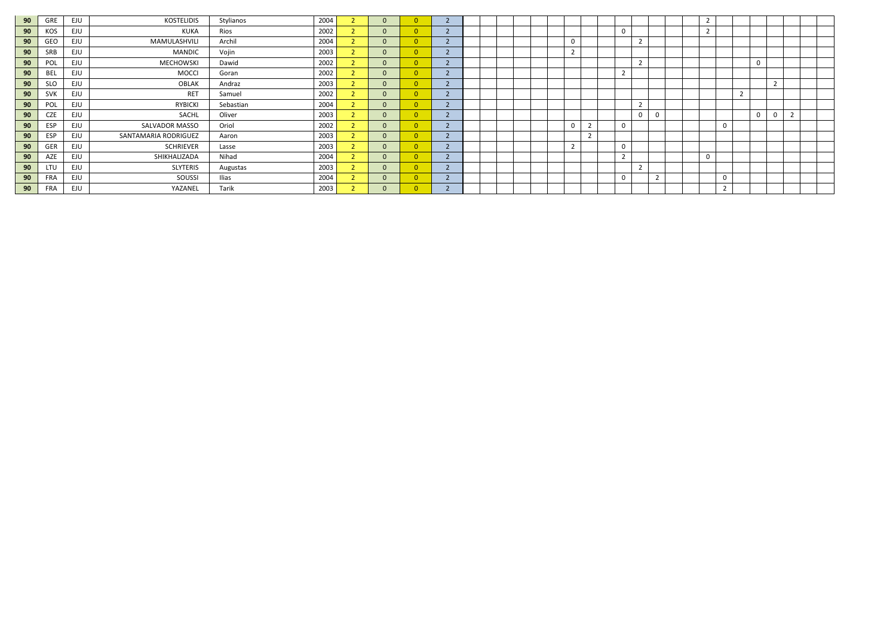| | | | | | | | | | | | | | | | | | | | | | | | | | | | | | | | |
|---|---|---|---|---|---|---|---|---|---|---|---|---|---|---|---|---|---|---|---|---|---|---|---|---|---|---|---|---|---|---|---|
| **90** | GRE | EJU | KOSTELIDIS | Stylianos | 2004 | 2 | 0 | 0 | 2 | | | | | | | | | | | | | | | 2 | | | | | | | |
| **90** | KOS | EJU | KUKA | Rios | 2002 | 2 | 0 | 0 | 2 | | | | | | | | | | 0 | | | | | 2 | | | | | | | |
| **90** | GEO | EJU | MAMULASHVILI | Archil | 2004 | 2 | 0 | 0 | 2 | | | | | | | 0 | | | | 2 | | | | | | | | | | | |
| **90** | SRB | EJU | MANDIC | Vojin | 2003 | 2 | 0 | 0 | 2 | | | | | | | 2 | | | | | | | | | | | | | | | |
| **90** | POL | EJU | MECHOWSKI | Dawid | 2002 | 2 | 0 | 0 | 2 | | | | | | | | | | | 2 | | | | | | | 0 | | | | |
| **90** | BEL | EJU | MOCCI | Goran | 2002 | 2 | 0 | 0 | 2 | | | | | | | | | | 2 | | | | | | | | | | | | |
| **90** | SLO | EJU | OBLAK | Andraz | 2003 | 2 | 0 | 0 | 2 | | | | | | | | | | | | | | | | | | | 2 | | | |
| **90** | SVK | EJU | RET | Samuel | 2002 | 2 | 0 | 0 | 2 | | | | | | | | | | | | | | | | | 2 | | | | | |
| **90** | POL | EJU | RYBICKI | Sebastian | 2004 | 2 | 0 | 0 | 2 | | | | | | | | | | | 2 | | | | | | | | | | | |
| **90** | CZE | EJU | SACHL | Oliver | 2003 | 2 | 0 | 0 | 2 | | | | | | | | | | | 0 | 0 | | | | | | 0 | 0 | 2 | | |
| **90** | ESP | EJU | SALVADOR MASSO | Oriol | 2002 | 2 | 0 | 0 | 2 | | | | | | | 0 | 2 | | 0 | | | | | | 0 | | | | | | |
| **90** | ESP | EJU | SANTAMARIA RODRIGUEZ | Aaron | 2003 | 2 | 0 | 0 | 2 | | | | | | | | 2 | | | | | | | | | | | | | | |
| **90** | GER | EJU | SCHRIEVER | Lasse | 2003 | 2 | 0 | 0 | 2 | | | | | | | 2 | | | 0 | | | | | | | | | | | | |
| **90** | AZE | EJU | SHIKHALIZADA | Nihad | 2004 | 2 | 0 | 0 | 2 | | | | | | | | | | 2 | | | | | 0 | | | | | | | |
| **90** | LTU | EJU | SLYTERIS | Augustas | 2003 | 2 | 0 | 0 | 2 | | | | | | | | | | | 2 | | | | | | | | | | | |
| **90** | FRA | EJU | SOUSSI | Ilias | 2004 | 2 | 0 | 0 | 2 | | | | | | | | | | 0 | | 2 | | | | 0 | | | | | | |
| **90** | FRA | EJU | YAZANEL | Tarik | 2003 | 2 | 0 | 0 | 2 | | | | | | | | | | | | | | | | 2 | | | | | | |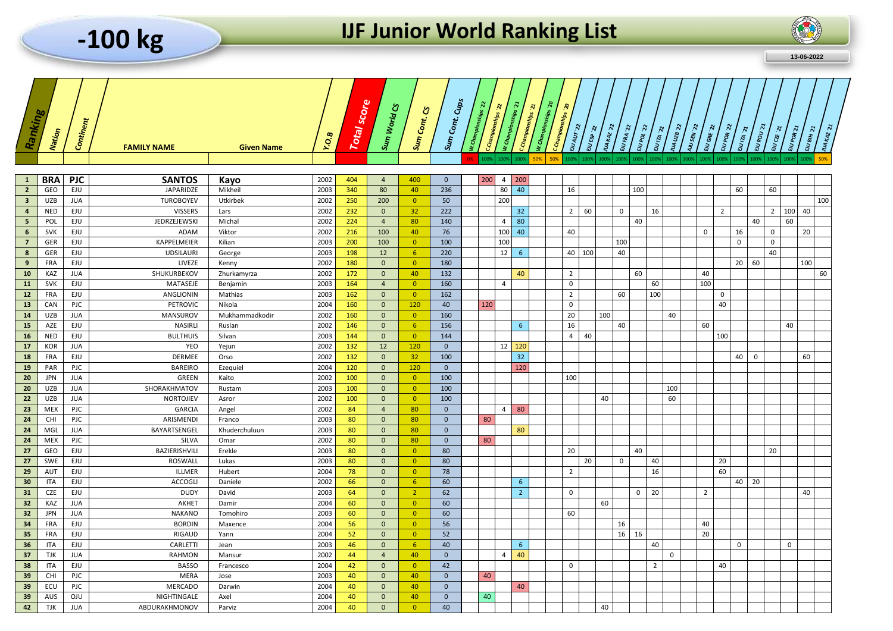# -100 kg

# IJF Junior World Ranking List

13-06-2022

| Ranking | Nation | Continent | FAMILY NAME | Given Name | Y.O.B | Total score | Sum World CS | Sum Cont. CS | Sum Cont. Cups | W.Championships '22 | C.Championships '22 | W.Championships '21 | C.Championships '21 | W.Championships '20 | C.Championships '20 | EJU AUT 22 | EJU ESP 22 | JUA KAZ 22 | EJU FRA 22 | EJU POL 22 | EJU ITA 22 | JUA UZB 22 | AJU SEN 22 | EJU GRE 22 | EJU POR 22 | EJU ITA 21 | EJU ROU 21 | EJU CZE 21 | EJU POR 21 | EJU BIH 21 | JUA KAZ 21 |
|---|---|---|---|---|---|---|---|---|---|---|---|---|---|---|---|---|---|---|---|---|---|---|---|---|---|---|---|---|---|---|---|
| | | | | | | | | | | 0% | 100% | 100% | 100% | 50% | 50% | 100% | 100% | 100% | 100% | 100% | 100% | 100% | 100% | 100% | 100% | 100% | 100% | 100% | 100% | 100% | 50% |
| **1** | **BRA** | **PJC** | **SANTOS** | **Kayo** | 2002 | 404 | 4 | 400 | 0 | | 200 | 4 | 200 | | | | | | | | | | | | | | | | | | |
| **2** | GEO | EJU | JAPARIDZE | Mikheil | 2003 | 340 | 80 | 40 | 236 | | | 80 | 40 | | | 16 | | | | 100 | | | | | | 60 | | 60 | | | |
| **3** | UZB | JUA | TUROBOYEV | Utkirbek | 2002 | 250 | 200 | 0 | 50 | | | 200 | | | | | | | | | | | | | | | | | | | 100 |
| **4** | NED | EJU | VISSERS | Lars | 2002 | 232 | 0 | 32 | 222 | | | | 32 | | | 2 | 60 | | 0 | | 16 | | | | 2 | | | 2 | 100 | 40 | |
| **5** | POL | EJU | JEDRZEJEWSKI | Michal | 2002 | 224 | 4 | 80 | 140 | | | 4 | 80 | | | | | | | 40 | | | | | | | 40 | | 60 | | |
| **6** | SVK | EJU | ADAM | Viktor | 2002 | 216 | 100 | 40 | 76 | | | 100 | 40 | | | 40 | | | | | | | | 0 | | 16 | | 0 | | 20 | |
| **7** | GER | EJU | KAPPELMEIER | Kilian | 2003 | 200 | 100 | 0 | 100 | | | 100 | | | | | | | 100 | | | | | | | 0 | | 0 | | | |
| **8** | GER | EJU | UDSILAURI | George | 2003 | 198 | 12 | 6 | 220 | | | 12 | 6 | | | 40 | 100 | | 40 | | | | | | | | | 40 | | | |
| **9** | FRA | EJU | LIVEZE | Kenny | 2002 | 180 | 0 | 0 | 180 | | | | | | | | | | | | | | | | | 20 | 60 | | | 100 | |
| **10** | KAZ | JUA | SHUKURBEKOV | Zhurkamyrza | 2002 | 172 | 0 | 40 | 132 | | | | 40 | | | 2 | | | | 60 | | | | 40 | | | | | | | 60 |
| **11** | SVK | EJU | MATASEJE | Benjamin | 2003 | 164 | 4 | 0 | 160 | | | 4 | | | | 0 | | | | | 60 | | | 100 | | | | | | | |
| **12** | FRA | EJU | ANGLIONIN | Mathias | 2003 | 162 | 0 | 0 | 162 | | | | | | | 2 | | | 60 | | 100 | | | | 0 | | | | | | |
| **13** | CAN | PJC | PETROVIC | Nikola | 2004 | 160 | 0 | 120 | 40 | | 120 | | | | | 0 | | | | | | | | | 40 | | | | | | |
| **14** | UZB | JUA | MANSUROV | Mukhammadkodir | 2002 | 160 | 0 | 0 | 160 | | | | | | | 20 | | 100 | | | | 40 | | | | | | | | | |
| **15** | AZE | EJU | NASIRLI | Ruslan | 2002 | 146 | 0 | 6 | 156 | | | | 6 | | | 16 | | | 40 | | | | | 60 | | | | | 40 | | |
| **16** | NED | EJU | BULTHUIS | Silvan | 2003 | 144 | 0 | 0 | 144 | | | | | | | 4 | 40 | | | | | | | | 100 | | | | | | |
| **17** | KOR | JUA | YEO | Yejun | 2002 | 132 | 12 | 120 | 0 | | | 12 | 120 | | | | | | | | | | | | | | | | | | |
| **18** | FRA | EJU | DERMEE | Orso | 2002 | 132 | 0 | 32 | 100 | | | | 32 | | | | | | | | | | | | | 40 | 0 | | | 60 | |
| **19** | PAR | PJC | BAREIRO | Ezequiel | 2004 | 120 | 0 | 120 | 0 | | | | 120 | | | | | | | | | | | | | | | | | | |
| **20** | JPN | JUA | GREEN | Kaito | 2002 | 100 | 0 | 0 | 100 | | | | | | | 100 | | | | | | | | | | | | | | | |
| **20** | UZB | JUA | SHORAKHMATOV | Rustam | 2003 | 100 | 0 | 0 | 100 | | | | | | | | | | | | | 100 | | | | | | | | | |
| **22** | UZB | JUA | NORTOJIEV | Asror | 2002 | 100 | 0 | 0 | 100 | | | | | | | | | 40 | | | | 60 | | | | | | | | | |
| **23** | MEX | PJC | GARCIA | Angel | 2002 | 84 | 4 | 80 | 0 | | | 4 | 80 | | | | | | | | | | | | | | | | | | |
| **24** | CHI | PJC | ARISMENDI | Franco | 2003 | 80 | 0 | 80 | 0 | | 80 | | | | | | | | | | | | | | | | | | | | |
| **24** | MGL | JUA | BAYARTSENGEL | Khuderchuluun | 2003 | 80 | 0 | 80 | 0 | | | | 80 | | | | | | | | | | | | | | | | | | |
| **24** | MEX | PJC | SILVA | Omar | 2002 | 80 | 0 | 80 | 0 | | 80 | | | | | | | | | | | | | | | | | | | | |
| **27** | GEO | EJU | BAZIERISHVILI | Erekle | 2003 | 80 | 0 | 0 | 80 | | | | | | | 20 | | | | 40 | | | | | | | | 20 | | | |
| **27** | SWE | EJU | ROSWALL | Lukas | 2003 | 80 | 0 | 0 | 80 | | | | | | | | 20 | | 0 | | 40 | | | | 20 | | | | | | |
| **29** | AUT | EJU | ILLMER | Hubert | 2004 | 78 | 0 | 0 | 78 | | | | | | | 2 | | | | | 16 | | | | 60 | | | | | | |
| **30** | ITA | EJU | ACCOGLI | Daniele | 2002 | 66 | 0 | 6 | 60 | | | | 6 | | | | | | | | | | | | | 40 | 20 | | | | |
| **31** | CZE | EJU | DUDY | David | 2003 | 64 | 0 | 2 | 62 | | | | 2 | | | 0 | | | | 0 | 20 | | | 2 | | | | | | 40 | |
| **32** | KAZ | JUA | AKHET | Damir | 2004 | 60 | 0 | 0 | 60 | | | | | | | | | 60 | | | | | | | | | | | | | |
| **32** | JPN | JUA | NAKANO | Tomohiro | 2003 | 60 | 0 | 0 | 60 | | | | | | | 60 | | | | | | | | | | | | | | | |
| **34** | FRA | EJU | BORDIN | Maxence | 2004 | 56 | 0 | 0 | 56 | | | | | | | | | | 16 | | | | | 40 | | | | | | | |
| **35** | FRA | EJU | RIGAUD | Yann | 2004 | 52 | 0 | 0 | 52 | | | | | | | | | | 16 | 16 | | | | 20 | | | | | | | |
| **36** | ITA | EJU | CARLETTI | Jean | 2003 | 46 | 0 | 6 | 40 | | | | 6 | | | | | | | | 40 | | | | | 0 | | | 0 | | |
| **37** | TJK | JUA | RAHMON | Mansur | 2002 | 44 | 4 | 40 | 0 | | | 4 | 40 | | | | | | | | | 0 | | | | | | | | | |
| **38** | ITA | EJU | BASSO | Francesco | 2004 | 42 | 0 | 0 | 42 | | | | | | | 0 | | | | | 2 | | | | 40 | | | | | | |
| **39** | CHI | PJC | MERA | Jose | 2003 | 40 | 0 | 40 | 0 | | 40 | | | | | | | | | | | | | | | | | | | | |
| **39** | ECU | PJC | MERCADO | Darwin | 2004 | 40 | 0 | 40 | 0 | | | | 40 | | | | | | | | | | | | | | | | | | |
| **39** | AUS | OJU | NIGHTINGALE | Axel | 2004 | 40 | 0 | 40 | 0 | | 40 | | | | | | | | | | | | | | | | | | | | |
| **42** | TJK | JUA | ABDURAKHMONOV | Parviz | 2004 | 40 | 0 | 0 | 40 | | | | | | | | | 40 | | | | | | | | | | | | | |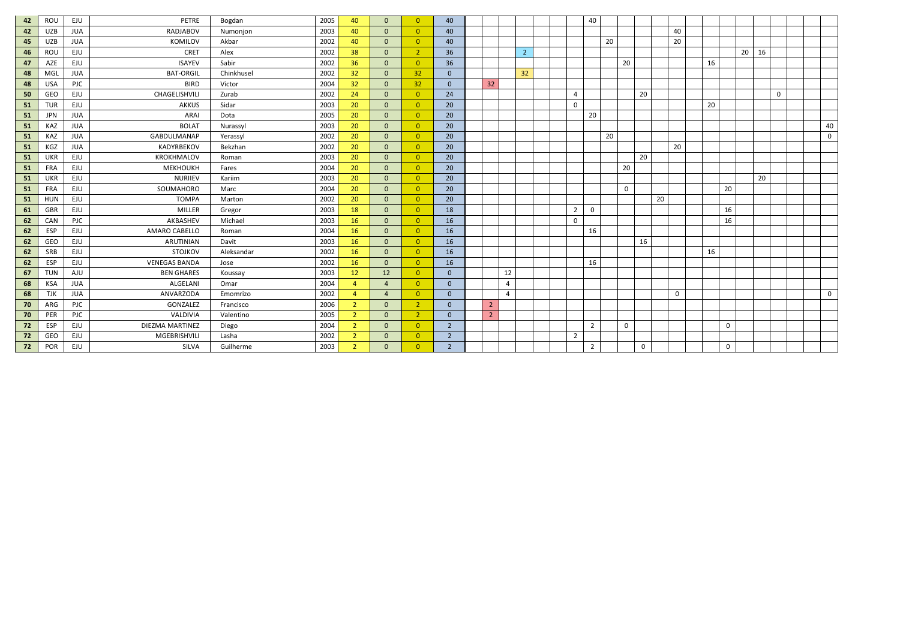| | | | | | | | | | | | | | | | | | | | | | | | | | | | | | | | |
|---|---|---|---|---|---|---|---|---|---|---|---|---|---|---|---|---|---|---|---|---|---|---|---|---|---|---|---|---|---|---|---|
| 42 | ROU | EJU | PETRE | Bogdan | 2005 | 40 | 0 | 0 | 40 | | | | | | | | 40 | | | | | | | | | | | | | | |
| 42 | UZB | JUA | RADJABOV | Numonjon | 2003 | 40 | 0 | 0 | 40 | | | | | | | | | | | | | 40 | | | | | | | | | |
| 45 | UZB | JUA | KOMILOV | Akbar | 2002 | 40 | 0 | 0 | 40 | | | | | | | | | 20 | | | | 20 | | | | | | | | | |
| 46 | ROU | EJU | CRET | Alex | 2002 | 38 | 0 | 2 | 36 | | | | 2 | | | | | | | | | | | | | 20 | 16 | | | | |
| 47 | AZE | EJU | ISAYEV | Sabir | 2002 | 36 | 0 | 0 | 36 | | | | | | | | | | 20 | | | | | 16 | | | | | | | |
| 48 | MGL | JUA | BAT-ORGIL | Chinkhusel | 2002 | 32 | 0 | 32 | 0 | | | | 32 | | | | | | | | | | | | | | | | | | |
| 48 | USA | PJC | BIRD | Victor | 2004 | 32 | 0 | 32 | 0 | | 32 | | | | | | | | | | | | | | | | | | | | |
| 50 | GEO | EJU | CHAGELISHVILI | Zurab | 2002 | 24 | 0 | 0 | 24 | | | | | | | 4 | | | | 20 | | | | | | | | 0 | | | |
| 51 | TUR | EJU | AKKUS | Sidar | 2003 | 20 | 0 | 0 | 20 | | | | | | | 0 | | | | | | | | 20 | | | | | | | |
| 51 | JPN | JUA | ARAI | Dota | 2005 | 20 | 0 | 0 | 20 | | | | | | | | 20 | | | | | | | | | | | | | | |
| 51 | KAZ | JUA | BOLAT | Nurassyl | 2003 | 20 | 0 | 0 | 20 | | | | | | | | | | | | | | | | | | | | | | 40 |
| 51 | KAZ | JUA | GABDULMANAP | Yerassyl | 2002 | 20 | 0 | 0 | 20 | | | | | | | | | 20 | | | | | | | | | | | | | 0 |
| 51 | KGZ | JUA | KADYRBEKOV | Bekzhan | 2002 | 20 | 0 | 0 | 20 | | | | | | | | | | | | | 20 | | | | | | | | | |
| 51 | UKR | EJU | KROKHMALOV | Roman | 2003 | 20 | 0 | 0 | 20 | | | | | | | | | | | 20 | | | | | | | | | | | |
| 51 | FRA | EJU | MEKHOUKH | Fares | 2004 | 20 | 0 | 0 | 20 | | | | | | | | | | 20 | | | | | | | | | | | | |
| 51 | UKR | EJU | NURIIEV | Kariim | 2003 | 20 | 0 | 0 | 20 | | | | | | | | | | | | | | | | | | 20 | | | | |
| 51 | FRA | EJU | SOUMAHORO | Marc | 2004 | 20 | 0 | 0 | 20 | | | | | | | | | | 0 | | | | | | 20 | | | | | | |
| 51 | HUN | EJU | TOMPA | Marton | 2002 | 20 | 0 | 0 | 20 | | | | | | | | | | | | 20 | | | | | | | | | | |
| 61 | GBR | EJU | MILLER | Gregor | 2003 | 18 | 0 | 0 | 18 | | | | | | | 2 | 0 | | | | | | | | 16 | | | | | | |
| 62 | CAN | PJC | AKBASHEV | Michael | 2003 | 16 | 0 | 0 | 16 | | | | | | | 0 | | | | | | | | | 16 | | | | | | |
| 62 | ESP | EJU | AMARO CABELLO | Roman | 2004 | 16 | 0 | 0 | 16 | | | | | | | | 16 | | | | | | | | | | | | | | |
| 62 | GEO | EJU | ARUTINIAN | Davit | 2003 | 16 | 0 | 0 | 16 | | | | | | | | | | | 16 | | | | | | | | | | | |
| 62 | SRB | EJU | STOJKOV | Aleksandar | 2002 | 16 | 0 | 0 | 16 | | | | | | | | | | | | | | | 16 | | | | | | | |
| 62 | ESP | EJU | VENEGAS BANDA | Jose | 2002 | 16 | 0 | 0 | 16 | | | | | | | | 16 | | | | | | | | | | | | | | |
| 67 | TUN | AJU | BEN GHARES | Koussay | 2003 | 12 | 12 | 0 | 0 | | | 12 | | | | | | | | | | | | | | | | | | | |
| 68 | KSA | JUA | ALGELANI | Omar | 2004 | 4 | 4 | 0 | 0 | | | 4 | | | | | | | | | | | | | | | | | | | |
| 68 | TJK | JUA | ANVARZODA | Emomrizo | 2002 | 4 | 4 | 0 | 0 | | | 4 | | | | | | | | | | 0 | | | | | | | | | 0 |
| 70 | ARG | PJC | GONZALEZ | Francisco | 2006 | 2 | 0 | 2 | 0 | | 2 | | | | | | | | | | | | | | | | | | | | |
| 70 | PER | PJC | VALDIVIA | Valentino | 2005 | 2 | 0 | 2 | 0 | | 2 | | | | | | | | | | | | | | | | | | | | |
| 72 | ESP | EJU | DIEZMA MARTINEZ | Diego | 2004 | 2 | 0 | 0 | 2 | | | | | | | | 2 | | 0 | | | | | | 0 | | | | | | |
| 72 | GEO | EJU | MGEBRISHVILI | Lasha | 2002 | 2 | 0 | 0 | 2 | | | | | | | 2 | | | | | | | | | | | | | | | |
| 72 | POR | EJU | SILVA | Guilherme | 2003 | 2 | 0 | 0 | 2 | | | | | | | | 2 | | | 0 | | | | | 0 | | | | | | |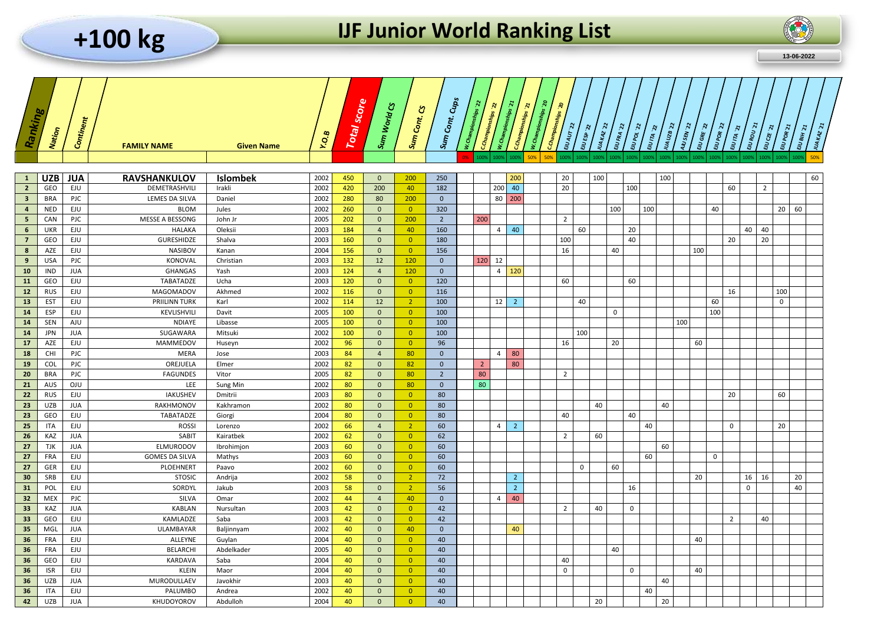# +100 kg

# IJF Junior World Ranking List

13-06-2022

| Ranking | Nation | Continent | FAMILY NAME | Given Name | Y.O.B | Total score | Sum World CS | Sum Cont. CS | Sum Cont. Cups | W.Championships '22 | C.Championships '22 | W.Championships '21 | C.Championships '21 | W.Championships '20 | C.Championships '20 | EJU AUT 22 | EJU ESP 22 | JUA KAZ 22 | EJU FRA 22 | EJU POL 22 | EJU ITA 22 | JUA UZB 22 | AJU SEN 22 | EJU GRE 22 | EJU POR 22 | EJU ITA 21 | EJU ROU 21 | EJU CZE 21 | EJU POR 21 | EJU BIH 21 | JUA KAZ 21 |
|---|---|---|---|---|---|---|---|---|---|---|---|---|---|---|---|---|---|---|---|---|---|---|---|---|---|---|---|---|---|---|---|
| | | | | | | | | | | 0% | 100% | 100% | 100% | 50% | 50% | 100% | 100% | 100% | 100% | 100% | 100% | 100% | 100% | 100% | 100% | 100% | 100% | 100% | 100% | 100% | 50% |
| 1 | UZB | JUA | RAVSHANKULOV | Islombek | 2002 | 450 | 0 | 200 | 250 | | | | 200 | | | 20 | | 100 | | | | 100 | | | | | | | | | 60 |
| 2 | GEO | EJU | DEMETRASHVILI | Irakli | 2002 | 420 | 200 | 40 | 182 | | | 200 | 40 | | | 20 | | | | 100 | | | | | | 60 | | 2 | | | |
| 3 | BRA | PJC | LEMES DA SILVA | Daniel | 2002 | 280 | 80 | 200 | 0 | | | 80 | 200 | | | | | | | | | | | | | | | | | | |
| 4 | NED | EJU | BLOM | Jules | 2002 | 260 | 0 | 0 | 320 | | | | | | | | | | 100 | | 100 | | | | 40 | | | | 20 | 60 | |
| 5 | CAN | PJC | MESSE A BESSONG | John Jr | 2005 | 202 | 0 | 200 | 2 | | 200 | | | | | 2 | | | | | | | | | | | | | | | |
| 6 | UKR | EJU | HALAKA | Oleksii | 2003 | 184 | 4 | 40 | 160 | | | 4 | 40 | | | | 60 | | | 20 | | | | | | | 40 | 40 | | | |
| 7 | GEO | EJU | GURESHIDZE | Shalva | 2003 | 160 | 0 | 0 | 180 | | | | | | | 100 | | | | 40 | | | | | | 20 | | 20 | | | |
| 8 | AZE | EJU | NASIBOV | Kanan | 2004 | 156 | 0 | 0 | 156 | | | | | | | 16 | | | 40 | | | | | 100 | | | | | | | |
| 9 | USA | PJC | KONOVAL | Christian | 2003 | 132 | 12 | 120 | 0 | | 120 | 12 | | | | | | | | | | | | | | | | | | | |
| 10 | IND | JUA | GHANGAS | Yash | 2003 | 124 | 4 | 120 | 0 | | | 4 | 120 | | | | | | | | | | | | | | | | | | |
| 11 | GEO | EJU | TABATADZE | Ucha | 2003 | 120 | 0 | 0 | 120 | | | | | | | 60 | | | | 60 | | | | | | | | | | | |
| 12 | RUS | EJU | MAGOMADOV | Akhmed | 2002 | 116 | 0 | 0 | 116 | | | | | | | | | | | | | | | | | 16 | | | 100 | | |
| 13 | EST | EJU | PRIILINN TURK | Karl | 2002 | 114 | 12 | 2 | 100 | | | 12 | 2 | | | | 40 | | | | | | | | 60 | | | | 0 | | |
| 14 | ESP | EJU | KEVLISHVILI | Davit | 2005 | 100 | 0 | 0 | 100 | | | | | | | | | | 0 | | | | | | 100 | | | | | | |
| 14 | SEN | AJU | NDIAYE | Libasse | 2005 | 100 | 0 | 0 | 100 | | | | | | | | | | | | | | 100 | | | | | | | | |
| 14 | JPN | JUA | SUGAWARA | Mitsuki | 2002 | 100 | 0 | 0 | 100 | | | | | | | | 100 | | | | | | | | | | | | | | |
| 17 | AZE | EJU | MAMMEDOV | Huseyn | 2002 | 96 | 0 | 0 | 96 | | | | | | | 16 | | | 20 | | | | | 60 | | | | | | | |
| 18 | CHI | PJC | MERA | Jose | 2003 | 84 | 4 | 80 | 0 | | | 4 | 80 | | | | | | | | | | | | | | | | | | |
| 19 | COL | PJC | OREJUELA | Elmer | 2002 | 82 | 0 | 82 | 0 | | 2 | | 80 | | | | | | | | | | | | | | | | | | |
| 20 | BRA | PJC | FAGUNDES | Vitor | 2005 | 82 | 0 | 80 | 2 | | 80 | | | | | 2 | | | | | | | | | | | | | | | |
| 21 | AUS | OJU | LEE | Sung Min | 2002 | 80 | 0 | 80 | 0 | | 80 | | | | | | | | | | | | | | | | | | | | |
| 22 | RUS | EJU | IAKUSHEV | Dmitrii | 2003 | 80 | 0 | 0 | 80 | | | | | | | | | | | | | | | | | 20 | | | 60 | | |
| 23 | UZB | JUA | RAKHMONOV | Kakhramon | 2002 | 80 | 0 | 0 | 80 | | | | | | | | | 40 | | | | 40 | | | | | | | | | |
| 23 | GEO | EJU | TABATADZE | Giorgi | 2004 | 80 | 0 | 0 | 80 | | | | | | | 40 | | | | 40 | | | | | | | | | | | |
| 25 | ITA | EJU | ROSSI | Lorenzo | 2002 | 66 | 4 | 2 | 60 | | | 4 | 2 | | | | | | | | 40 | | | | | 0 | | | 20 | | |
| 26 | KAZ | JUA | SABIT | Kairatbek | 2002 | 62 | 0 | 0 | 62 | | | | | | | 2 | | 60 | | | | | | | | | | | | | |
| 27 | TJK | JUA | ELMURODOV | Ibrohimjon | 2003 | 60 | 0 | 0 | 60 | | | | | | | | | | | | | 60 | | | | | | | | | |
| 27 | FRA | EJU | GOMES DA SILVA | Mathys | 2003 | 60 | 0 | 0 | 60 | | | | | | | | | | | | 60 | | | | 0 | | | | | | |
| 27 | GER | EJU | PLOEHNERT | Paavo | 2002 | 60 | 0 | 0 | 60 | | | | | | | | 0 | | 60 | | | | | | | | | | | | |
| 30 | SRB | EJU | STOSIC | Andrija | 2002 | 58 | 0 | 2 | 72 | | | | 2 | | | | | | | | | | | 20 | | | 16 | 16 | | 20 | |
| 31 | POL | EJU | SORDYL | Jakub | 2003 | 58 | 0 | 2 | 56 | | | | 2 | | | | | | | 16 | | | | | | | 0 | | | 40 | |
| 32 | MEX | PJC | SILVA | Omar | 2002 | 44 | 4 | 40 | 0 | | | 4 | 40 | | | | | | | | | | | | | | | | | | |
| 33 | KAZ | JUA | KABLAN | Nursultan | 2003 | 42 | 0 | 0 | 42 | | | | | | | 2 | | 40 | | 0 | | | | | | | | | | | |
| 33 | GEO | EJU | KAMLADZE | Saba | 2003 | 42 | 0 | 0 | 42 | | | | | | | | | | | | | | | | | 2 | | 40 | | | |
| 35 | MGL | JUA | ULAMBAYAR | Baljinnyam | 2002 | 40 | 0 | 40 | 0 | | | | 40 | | | | | | | | | | | | | | | | | | |
| 36 | FRA | EJU | ALLEYNE | Guylan | 2004 | 40 | 0 | 0 | 40 | | | | | | | | | | | | | | | 40 | | | | | | | |
| 36 | FRA | EJU | BELARCHI | Abdelkader | 2005 | 40 | 0 | 0 | 40 | | | | | | | | | | 40 | | | | | | | | | | | | |
| 36 | GEO | EJU | KARDAVA | Saba | 2004 | 40 | 0 | 0 | 40 | | | | | | | 40 | | | | | | | | | | | | | | | |
| 36 | ISR | EJU | KLEIN | Maor | 2004 | 40 | 0 | 0 | 40 | | | | | | | 0 | | | | 0 | | | | 40 | | | | | | | |
| 36 | UZB | JUA | MURODULLAEV | Javokhir | 2003 | 40 | 0 | 0 | 40 | | | | | | | | | | | | | 40 | | | | | | | | | |
| 36 | ITA | EJU | PALUMBO | Andrea | 2002 | 40 | 0 | 0 | 40 | | | | | | | | | | | | 40 | | | | | | | | | | |
| 42 | UZB | JUA | KHUDOYOROV | Abdulloh | 2004 | 40 | 0 | 0 | 40 | | | | | | | | | 20 | | | | 20 | | | | | | | | | |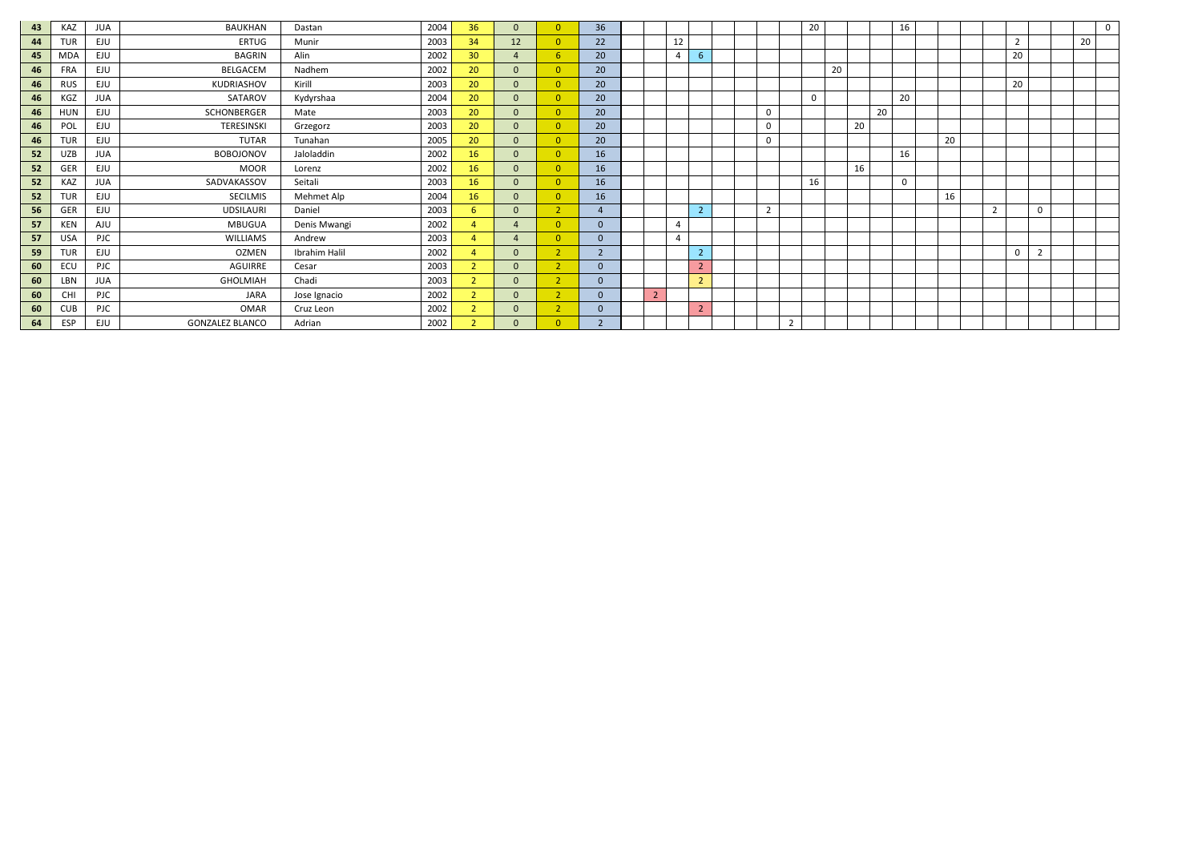| | | | | | | | | | | | | | | | | | | | | | | | | | | | | | | |
|---|---|---|---|---|---|---|---|---|---|---|---|---|---|---|---|---|---|---|---|---|---|---|---|---|---|---|---|---|---|---|
| **43** | KAZ | JUA | BAUKHAN | Dastan | 2004 | 36 | 0 | 0 | 36 | | | | | | | | 20 | | | | 16 | | | | | | | | | 0 |
| **44** | TUR | EJU | ERTUG | Munir | 2003 | 34 | 12 | 0 | 22 | | 12 | | | | | | | | | | | | | | | 2 | | | 20 | |
| **45** | MDA | EJU | BAGRIN | Alin | 2002 | 30 | 4 | 6 | 20 | | 4 | 6 | | | | | | | | | | | | | | 20 | | | | |
| **46** | FRA | EJU | BELGACEM | Nadhem | 2002 | 20 | 0 | 0 | 20 | | | | | | | | | 20 | | | | | | | | | | | | |
| **46** | RUS | EJU | KUDRIASHOV | Kirill | 2003 | 20 | 0 | 0 | 20 | | | | | | | | | | | | | | | | | 20 | | | | |
| **46** | KGZ | JUA | SATAROV | Kydyrshaa | 2004 | 20 | 0 | 0 | 20 | | | | | | | | 0 | | | | 20 | | | | | | | | | |
| **46** | HUN | EJU | SCHONBERGER | Mate | 2003 | 20 | 0 | 0 | 20 | | | | | | 0 | | | | | 20 | | | | | | | | | | |
| **46** | POL | EJU | TERESINSKI | Grzegorz | 2003 | 20 | 0 | 0 | 20 | | | | | | 0 | | | | 20 | | | | | | | | | | | |
| **46** | TUR | EJU | TUTAR | Tunahan | 2005 | 20 | 0 | 0 | 20 | | | | | | 0 | | | | | | | | 20 | | | | | | | |
| **52** | UZB | JUA | BOBOJONOV | Jaloladdin | 2002 | 16 | 0 | 0 | 16 | | | | | | | | | | | | 16 | | | | | | | | | |
| **52** | GER | EJU | MOOR | Lorenz | 2002 | 16 | 0 | 0 | 16 | | | | | | | | | | 16 | | | | | | | | | | | |
| **52** | KAZ | JUA | SADVAKASSOV | Seitali | 2003 | 16 | 0 | 0 | 16 | | | | | | | | 16 | | | | 0 | | | | | | | | | |
| **52** | TUR | EJU | SECILMIS | Mehmet Alp | 2004 | 16 | 0 | 0 | 16 | | | | | | | | | | | | | | 16 | | | | | | | |
| **56** | GER | EJU | UDSILAURI | Daniel | 2003 | 6 | 0 | 2 | 4 | | | 2 | | | 2 | | | | | | | | | | 2 | | 0 | | | |
| **57** | KEN | AJU | MBUGUA | Denis Mwangi | 2002 | 4 | 4 | 0 | 0 | | 4 | | | | | | | | | | | | | | | | | | | |
| **57** | USA | PJC | WILLIAMS | Andrew | 2003 | 4 | 4 | 0 | 0 | | 4 | | | | | | | | | | | | | | | | | | | |
| **59** | TUR | EJU | OZMEN | Ibrahim Halil | 2002 | 4 | 0 | 2 | 2 | | | 2 | | | | | | | | | | | | | | 0 | 2 | | | |
| **60** | ECU | PJC | AGUIRRE | Cesar | 2003 | 2 | 0 | 2 | 0 | | | 2 | | | | | | | | | | | | | | | | | | |
| **60** | LBN | JUA | GHOLMIAH | Chadi | 2003 | 2 | 0 | 2 | 0 | | | 2 | | | | | | | | | | | | | | | | | | |
| **60** | CHI | PJC | JARA | Jose Ignacio | 2002 | 2 | 0 | 2 | 0 | 2 | | | | | | | | | | | | | | | | | | | | |
| **60** | CUB | PJC | OMAR | Cruz Leon | 2002 | 2 | 0 | 2 | 0 | | | 2 | | | | | | | | | | | | | | | | | | |
| **64** | ESP | EJU | GONZALEZ BLANCO | Adrian | 2002 | 2 | 0 | 0 | 2 | | | | | | | 2 | | | | | | | | | | | | | | |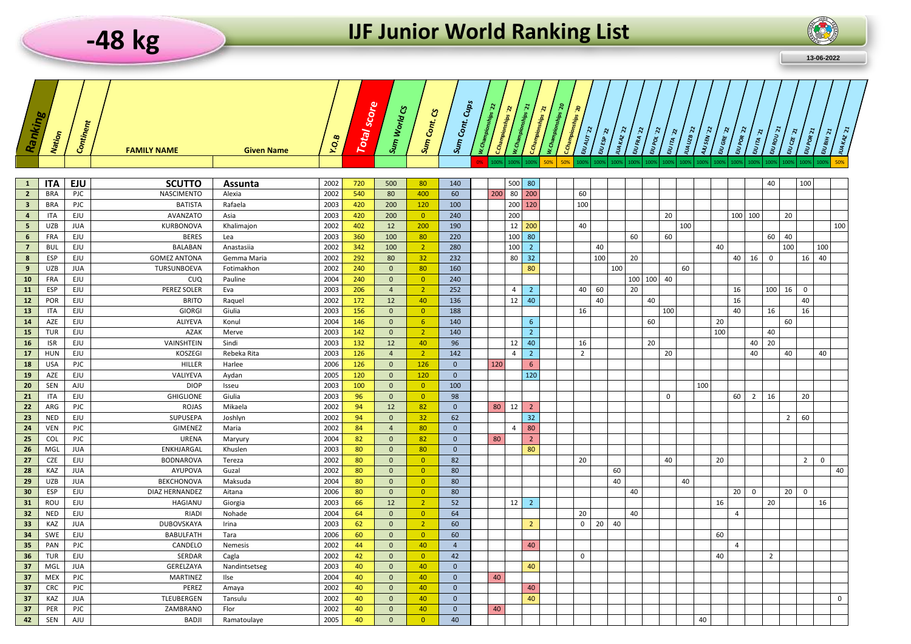# -48 kg

# IJF Junior World Ranking List

13-06-2022

| Ranking | Nation | Continent | FAMILY NAME | Given Name | Y.O.B | Total score | Sum World CS | Sum Cont. CS | Sum Cont. Cups | W.Championships '22 | C.Championships '22 | W.Championships '21 | C.Championships '21 | W.Championships '20 | C.Championships '20 | EJU AUT 22 | EJU ESP 22 | JUA KAZ 22 | EJU FRA 22 | EJU POL 22 | EJU ITA 22 | JUA UZB 22 | AJU SEN 22 | EJU GRE 22 | EJU POR 22 | EJU ITA 21 | EJU ROU 21 | EJU CZE 21 | EJU POR 21 | EJU BIH 21 | JUA KAZ 21 |
|---|---|---|---|---|---|---|---|---|---|---|---|---|---|---|---|---|---|---|---|---|---|---|---|---|---|---|---|---|---|---|---|
| | | | | | | | | | | 0% | 100% | 100% | 100% | 50% | 50% | 100% | 100% | 100% | 100% | 100% | 100% | 100% | 100% | 100% | 100% | 100% | 100% | 100% | 100% | 100% | 50% |
| **1** | **ITA** | **EJU** | **SCUTTO** | **Assunta** | 2002 | 720 | 500 | 80 | 140 | | | 500 | 80 | | | | | | | | | | | | | | 40 | | 100 | | |
| 2 | BRA | PJC | NASCIMENTO | Alexia | 2002 | 540 | 80 | 400 | 60 | | 200 | 80 | 200 | | | 60 | | | | | | | | | | | | | | | |
| 3 | BRA | PJC | BATISTA | Rafaela | 2003 | 420 | 200 | 120 | 100 | | | 200 | 120 | | | 100 | | | | | | | | | | | | | | | |
| 4 | ITA | EJU | AVANZATO | Asia | 2003 | 420 | 200 | 0 | 240 | | | 200 | | | | | | | | | 20 | | | | 100 | 100 | | 20 | | | |
| 5 | UZB | JUA | KURBONOVA | Khalimajon | 2002 | 402 | 12 | 200 | 190 | | | 12 | 200 | | | 40 | | | | | | 100 | | | | | | | | | 100 |
| 6 | FRA | EJU | BERES | Lea | 2003 | 360 | 100 | 80 | 220 | | | 100 | 80 | | | | | | 60 | | 60 | | | | | | 60 | 40 | | | |
| 7 | BUL | EJU | BALABAN | Anastasiia | 2002 | 342 | 100 | 2 | 280 | | | 100 | 2 | | | | 40 | | | | | | | 40 | | | 100 | | | 100 | |
| 8 | ESP | EJU | GOMEZ ANTONA | Gemma Maria | 2002 | 292 | 80 | 32 | 232 | | | 80 | 32 | | | | 100 | | 20 | | | | | | 40 | 16 | 0 | | 16 | 40 | |
| 9 | UZB | JUA | TURSUNBOEVA | Fotimakhon | 2002 | 240 | 0 | 80 | 160 | | | | 80 | | | | | 100 | | | | 60 | | | | | | | | | |
| 10 | FRA | EJU | CUQ | Pauline | 2004 | 240 | 0 | 0 | 240 | | | | | | | | | | 100 | 100 | 40 | | | | | | | | | | |
| 11 | ESP | EJU | PEREZ SOLER | Eva | 2003 | 206 | 4 | 2 | 252 | | | 4 | 2 | | | 40 | 60 | | 20 | | | | | | 16 | | 100 | 16 | 0 | | |
| 12 | POR | EJU | BRITO | Raquel | 2002 | 172 | 12 | 40 | 136 | | | 12 | 40 | | | | 40 | | | 40 | | | | | 16 | | | | 40 | | |
| 13 | ITA | EJU | GIORGI | Giulia | 2003 | 156 | 0 | 0 | 188 | | | | | | | 16 | | | | | 100 | | | | 40 | | 16 | | 16 | | |
| 14 | AZE | EJU | ALIYEVA | Konul | 2004 | 146 | 0 | 6 | 140 | | | | 6 | | | | | | | 60 | | | | 20 | | | | 60 | | | |
| 15 | TUR | EJU | AZAK | Merve | 2003 | 142 | 0 | 2 | 140 | | | | 2 | | | | | | | | | | | 100 | | | 40 | | | | |
| 16 | ISR | EJU | VAINSHTEIN | Sindi | 2003 | 132 | 12 | 40 | 96 | | | 12 | 40 | | | 16 | | | | 20 | | | | | | 40 | 20 | | | | |
| 17 | HUN | EJU | KOSZEGI | Rebeka Rita | 2003 | 126 | 4 | 2 | 142 | | | 4 | 2 | | | 2 | | | | | 20 | | | | | 40 | | 40 | | 40 | |
| 18 | USA | PJC | HILLER | Harlee | 2006 | 126 | 0 | 126 | 0 | | 120 | | 6 | | | | | | | | | | | | | | | | | | |
| 19 | AZE | EJU | VALIYEVA | Aydan | 2005 | 120 | 0 | 120 | 0 | | | | 120 | | | | | | | | | | | | | | | | | | |
| 20 | SEN | AJU | DIOP | Isseu | 2003 | 100 | 0 | 0 | 100 | | | | | | | | | | | | | | 100 | | | | | | | | |
| 21 | ITA | EJU | GHIGLIONE | Giulia | 2003 | 96 | 0 | 0 | 98 | | | | | | | | | | | | 0 | | | | 60 | 2 | 16 | | 20 | | |
| 22 | ARG | PJC | ROJAS | Mikaela | 2002 | 94 | 12 | 82 | 0 | | 80 | 12 | 2 | | | | | | | | | | | | | | | | | | |
| 23 | NED | EJU | SUPUSEPA | Joshlyn | 2002 | 94 | 0 | 32 | 62 | | | | 32 | | | | | | | | | | | | | | | 2 | 60 | | |
| 24 | VEN | PJC | GIMENEZ | Maria | 2002 | 84 | 4 | 80 | 0 | | | 4 | 80 | | | | | | | | | | | | | | | | | | |
| 25 | COL | PJC | URENA | Maryury | 2004 | 82 | 0 | 82 | 0 | | 80 | | 2 | | | | | | | | | | | | | | | | | | |
| 26 | MGL | JUA | ENKHJARGAL | Khuslen | 2003 | 80 | 0 | 80 | 0 | | | | 80 | | | | | | | | | | | | | | | | | | |
| 27 | CZE | EJU | BODNAROVA | Tereza | 2002 | 80 | 0 | 0 | 82 | | | | | | | 20 | | | | | 40 | | | 20 | | | | | 2 | 0 | |
| 28 | KAZ | JUA | AYUPOVA | Guzal | 2002 | 80 | 0 | 0 | 80 | | | | | | | | | 60 | | | | | | | | | | | | | 40 |
| 29 | UZB | JUA | BEKCHONOVA | Maksuda | 2004 | 80 | 0 | 0 | 80 | | | | | | | | | 40 | | | | 40 | | | | | | | | | |
| 30 | ESP | EJU | DIAZ HERNANDEZ | Aitana | 2006 | 80 | 0 | 0 | 80 | | | | | | | | | | 40 | | | | | | 20 | 0 | | 20 | 0 | | |
| 31 | ROU | EJU | HAGIANU | Giorgia | 2003 | 66 | 12 | 2 | 52 | | | 12 | 2 | | | | | | | | | | | 16 | | | 20 | | | 16 | |
| 32 | NED | EJU | RIADI | Nohade | 2004 | 64 | 0 | 0 | 64 | | | | | | | 20 | | | 40 | | | | | | 4 | | | | | | |
| 33 | KAZ | JUA | DUBOVSKAYA | Irina | 2003 | 62 | 0 | 2 | 60 | | | | 2 | | | 0 | 20 | 40 | | | | | | | | | | | | | |
| 34 | SWE | EJU | BABULFATH | Tara | 2006 | 60 | 0 | 0 | 60 | | | | | | | | | | | | | | | 60 | | | | | | | |
| 35 | PAN | PJC | CANDELO | Nemesis | 2002 | 44 | 0 | 40 | 4 | | | | 40 | | | | | | | | | | | | 4 | | | | | | |
| 36 | TUR | EJU | SERDAR | Cagla | 2002 | 42 | 0 | 0 | 42 | | | | | | | 0 | | | | | | | | 40 | | | 2 | | | | |
| 37 | MGL | JUA | GERELZAYA | Nandintsetseg | 2003 | 40 | 0 | 40 | 0 | | | | 40 | | | | | | | | | | | | | | | | | | |
| 37 | MEX | PJC | MARTINEZ | Ilse | 2004 | 40 | 0 | 40 | 0 | | 40 | | | | | | | | | | | | | | | | | | | | |
| 37 | CRC | PJC | PEREZ | Amaya | 2002 | 40 | 0 | 40 | 0 | | | | 40 | | | | | | | | | | | | | | | | | | |
| 37 | KAZ | JUA | TLEUBERGEN | Tansulu | 2002 | 40 | 0 | 40 | 0 | | | | 40 | | | | | | | | | | | | | | | | | | 0 |
| 37 | PER | PJC | ZAMBRANO | Flor | 2002 | 40 | 0 | 40 | 0 | | 40 | | | | | | | | | | | | | | | | | | | | |
| 42 | SEN | AJU | BADJI | Ramatoulaye | 2005 | 40 | 0 | 0 | 40 | | | | | | | | | | | | | | 40 | | | | | | | | |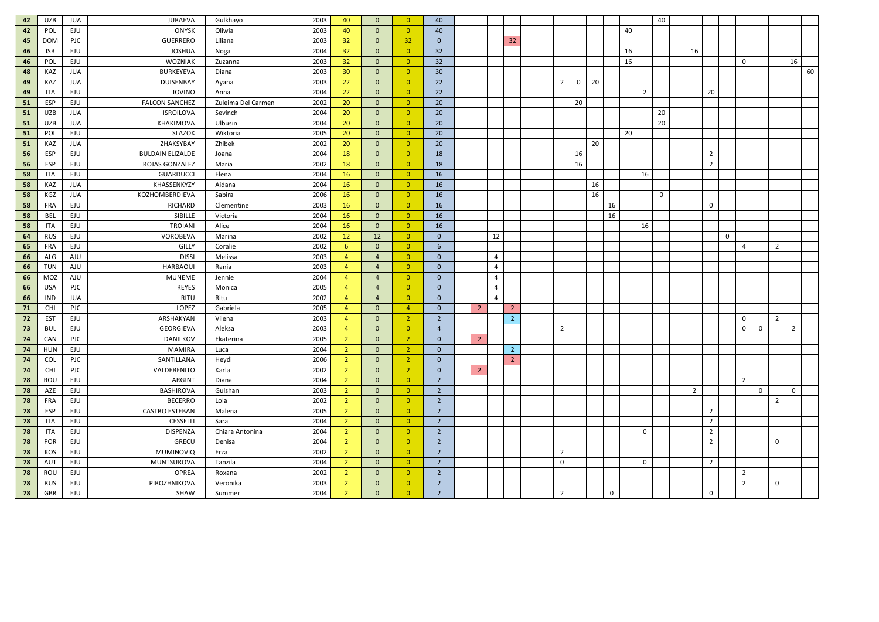| | | | | | | | | | | | | | | | | | | | | | | | | | | | | | | | |
|---|---|---|---|---|---|---|---|---|---|---|---|---|---|---|---|---|---|---|---|---|---|---|---|---|---|---|---|---|---|---|---|
| 42 | UZB | JUA | JURAEVA | Gulkhayo | 2003 | 40 | 0 | 0 | 40 | | | | | | | | | | | | | 40 | | | | | | | | | |
| 42 | POL | EJU | ONYSK | Oliwia | 2003 | 40 | 0 | 0 | 40 | | | | | | | | | | | 40 | | | | | | | | | | | |
| 45 | DOM | PJC | GUERRERO | Liliana | 2003 | 32 | 0 | 32 | 0 | | | | 32 | | | | | | | | | | | | | | | | | | |
| 46 | ISR | EJU | JOSHUA | Noga | 2004 | 32 | 0 | 0 | 32 | | | | | | | | | | | 16 | | | | 16 | | | | | | | |
| 46 | POL | EJU | WOZNIAK | Zuzanna | 2003 | 32 | 0 | 0 | 32 | | | | | | | | | | | 16 | | | | | | | 0 | | | 16 | |
| 48 | KAZ | JUA | BURKEYEVA | Diana | 2003 | 30 | 0 | 0 | 30 | | | | | | | | | | | | | | | | | | | | | | 60 |
| 49 | KAZ | JUA | DUISENBAY | Ayana | 2003 | 22 | 0 | 0 | 22 | | | | | | | 2 | 0 | 20 | | | | | | | | | | | | | |
| 49 | ITA | EJU | IOVINO | Anna | 2004 | 22 | 0 | 0 | 22 | | | | | | | | | | | | 2 | | | | 20 | | | | | | |
| 51 | ESP | EJU | FALCON SANCHEZ | Zuleima Del Carmen | 2002 | 20 | 0 | 0 | 20 | | | | | | | | 20 | | | | | | | | | | | | | | |
| 51 | UZB | JUA | ISROILOVA | Sevinch | 2004 | 20 | 0 | 0 | 20 | | | | | | | | | | | | | 20 | | | | | | | | | |
| 51 | UZB | JUA | KHAKIMOVA | Ulbusin | 2004 | 20 | 0 | 0 | 20 | | | | | | | | | | | | | 20 | | | | | | | | | |
| 51 | POL | EJU | SLAZOK | Wiktoria | 2005 | 20 | 0 | 0 | 20 | | | | | | | | | | | 20 | | | | | | | | | | | |
| 51 | KAZ | JUA | ZHAKSYBAY | Zhibek | 2002 | 20 | 0 | 0 | 20 | | | | | | | | | 20 | | | | | | | | | | | | | |
| 56 | ESP | EJU | BULDAIN ELIZALDE | Joana | 2004 | 18 | 0 | 0 | 18 | | | | | | | | 16 | | | | | | | | 2 | | | | | | |
| 56 | ESP | EJU | ROJAS GONZALEZ | Maria | 2002 | 18 | 0 | 0 | 18 | | | | | | | | 16 | | | | | | | | 2 | | | | | | |
| 58 | ITA | EJU | GUARDUCCI | Elena | 2004 | 16 | 0 | 0 | 16 | | | | | | | | | | | | 16 | | | | | | | | | | |
| 58 | KAZ | JUA | KHASSENKYZY | Aidana | 2004 | 16 | 0 | 0 | 16 | | | | | | | | | 16 | | | | | | | | | | | | | |
| 58 | KGZ | JUA | KOZHOMBERDIEVA | Sabira | 2006 | 16 | 0 | 0 | 16 | | | | | | | | | 16 | | | | 0 | | | | | | | | | |
| 58 | FRA | EJU | RICHARD | Clementine | 2003 | 16 | 0 | 0 | 16 | | | | | | | | | | 16 | | | | | | 0 | | | | | | |
| 58 | BEL | EJU | SIBILLE | Victoria | 2004 | 16 | 0 | 0 | 16 | | | | | | | | | | 16 | | | | | | | | | | | | |
| 58 | ITA | EJU | TROIANI | Alice | 2004 | 16 | 0 | 0 | 16 | | | | | | | | | | | | 16 | | | | | | | | | | |
| 64 | RUS | EJU | VOROBEVA | Marina | 2002 | 12 | 12 | 0 | 0 | | | 12 | | | | | | | | | | | | | | 0 | | | | | |
| 65 | FRA | EJU | GILLY | Coralie | 2002 | 6 | 0 | 0 | 6 | | | | | | | | | | | | | | | | | | 4 | | 2 | | |
| 66 | ALG | AJU | DISSI | Melissa | 2003 | 4 | 4 | 0 | 0 | | | 4 | | | | | | | | | | | | | | | | | | | |
| 66 | TUN | AJU | HARBAOUI | Rania | 2003 | 4 | 4 | 0 | 0 | | | 4 | | | | | | | | | | | | | | | | | | | |
| 66 | MOZ | AJU | MUNEME | Jennie | 2004 | 4 | 4 | 0 | 0 | | | 4 | | | | | | | | | | | | | | | | | | | |
| 66 | USA | PJC | REYES | Monica | 2005 | 4 | 4 | 0 | 0 | | | 4 | | | | | | | | | | | | | | | | | | | |
| 66 | IND | JUA | RITU | Ritu | 2002 | 4 | 4 | 0 | 0 | | | 4 | | | | | | | | | | | | | | | | | | | |
| 71 | CHI | PJC | LOPEZ | Gabriela | 2005 | 4 | 0 | 4 | 0 | | 2 | | 2 | | | | | | | | | | | | | | | | | | |
| 72 | EST | EJU | ARSHAKYAN | Vilena | 2003 | 4 | 0 | 2 | 2 | | | | 2 | | | | | | | | | | | | | | 0 | | 2 | | |
| 73 | BUL | EJU | GEORGIEVA | Aleksa | 2003 | 4 | 0 | 0 | 4 | | | | | | | 2 | | | | | | | | | | | 0 | 0 | | 2 | |
| 74 | CAN | PJC | DANILKOV | Ekaterina | 2005 | 2 | 0 | 2 | 0 | | 2 | | | | | | | | | | | | | | | | | | | | |
| 74 | HUN | EJU | MAMIRA | Luca | 2004 | 2 | 0 | 2 | 0 | | | | 2 | | | | | | | | | | | | | | | | | | |
| 74 | COL | PJC | SANTILLANA | Heydi | 2006 | 2 | 0 | 2 | 0 | | | | 2 | | | | | | | | | | | | | | | | | | |
| 74 | CHI | PJC | VALDEBENITO | Karla | 2002 | 2 | 0 | 2 | 0 | | 2 | | | | | | | | | | | | | | | | | | | | |
| 78 | ROU | EJU | ARGINT | Diana | 2004 | 2 | 0 | 0 | 2 | | | | | | | | | | | | | | | | | | 2 | | | | |
| 78 | AZE | EJU | BASHIROVA | Gulshan | 2003 | 2 | 0 | 0 | 2 | | | | | | | | | | | | | | | 2 | | | | 0 | | 0 | |
| 78 | FRA | EJU | BECERRO | Lola | 2002 | 2 | 0 | 0 | 2 | | | | | | | | | | | | | | | | | | | | 2 | | |
| 78 | ESP | EJU | CASTRO ESTEBAN | Malena | 2005 | 2 | 0 | 0 | 2 | | | | | | | | | | | | | | | | 2 | | | | | | |
| 78 | ITA | EJU | CESSELLI | Sara | 2004 | 2 | 0 | 0 | 2 | | | | | | | | | | | | | | | | 2 | | | | | | |
| 78 | ITA | EJU | DISPENZA | Chiara Antonina | 2004 | 2 | 0 | 0 | 2 | | | | | | | | | | | | 0 | | | | 2 | | | | | | |
| 78 | POR | EJU | GRECU | Denisa | 2004 | 2 | 0 | 0 | 2 | | | | | | | | | | | | | | | | 2 | | | | 0 | | |
| 78 | KOS | EJU | MUMINOVIQ | Erza | 2002 | 2 | 0 | 0 | 2 | | | | | | | 2 | | | | | | | | | | | | | | | |
| 78 | AUT | EJU | MUNTSUROVA | Tanzila | 2004 | 2 | 0 | 0 | 2 | | | | | | | 0 | | | | | 0 | | | | 2 | | | | | | |
| 78 | ROU | EJU | OPREA | Roxana | 2002 | 2 | 0 | 0 | 2 | | | | | | | | | | | | | | | | | | 2 | | | | |
| 78 | RUS | EJU | PIROZHNIKOVA | Veronika | 2003 | 2 | 0 | 0 | 2 | | | | | | | | | | | | | | | | | | 2 | | 0 | | |
| 78 | GBR | EJU | SHAW | Summer | 2004 | 2 | 0 | 0 | 2 | | | | | | | 2 | | | 0 | | | | | | 0 | | | | | | |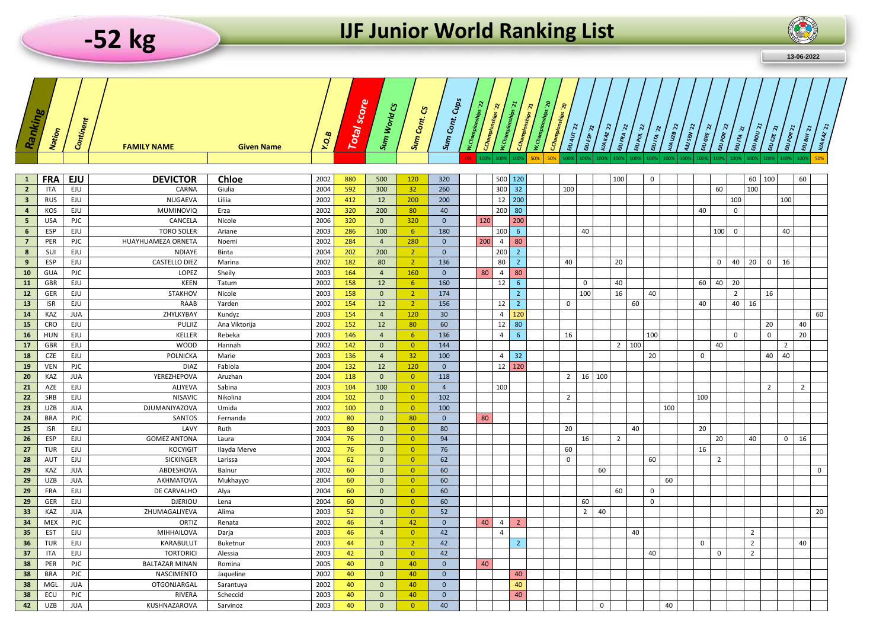# -52 kg

## IJF Junior World Ranking List

13-06-2022

| Ranking | Nation | Continent | FAMILY NAME | Given Name | Y.O.B | Total score | Sum World CS | Sum Cont. CS | Sum Cont. Cups | W.Championships '22 | C.Championships '22 | W.Championships '21 | C.Championships '21 | W.Championships '20 | C.Championships '20 | EJU AUT 22 | EJU ESP 22 | JUA KAZ 22 | EJU FRA 22 | EJU POL 22 | EJU ITA 22 | JUA UZB 22 | AJU SEN 22 | EJU GRE 22 | EJU POR 22 | EJU ITA 21 | EJU ROU 21 | EJU CZE 21 | EJU POR 21 | EJU BIH 21 | JUA KAZ 21 |
|---|---|---|---|---|---|---|---|---|---|---|---|---|---|---|---|---|---|---|---|---|---|---|---|---|---|---|---|---|---|---|---|
| | | | | | | | | | | 0% | 100% | 100% | 100% | 50% | 50% | 100% | 100% | 100% | 100% | 100% | 100% | 100% | 100% | 100% | 100% | 100% | 100% | 100% | 100% | 100% | 50% |
| **1** | **FRA** | **EJU** | **DEVICTOR** | **Chloe** | 2002 | 880 | 500 | 120 | 320 | | | 500 | 120 | | | | | | 100 | | 0 | | | | | | 60 | 100 | | 60 | |
| 2 | ITA | EJU | CARNA | Giulia | 2004 | 592 | 300 | 32 | 260 | | | 300 | 32 | | | 100 | | | | | | | | | 60 | | 100 | | | | |
| 3 | RUS | EJU | NUGAEVA | Liliia | 2002 | 412 | 12 | 200 | 200 | | | 12 | 200 | | | | | | | | | | | | | 100 | | | 100 | | |
| 4 | KOS | EJU | MUMINOVIQ | Erza | 2002 | 320 | 200 | 80 | 40 | | | 200 | 80 | | | | | | | | | | | 40 | | 0 | | | | | |
| 5 | USA | PJC | CANCELA | Nicole | 2006 | 320 | 0 | 320 | 0 | | 120 | | 200 | | | | | | | | | | | | | | | | | | |
| 6 | ESP | EJU | TORO SOLER | Ariane | 2003 | 286 | 100 | 6 | 180 | | | 100 | 6 | | | | 40 | | | | | | | | 100 | 0 | | | 40 | | |
| 7 | PER | PJC | HUAYHUAMEZA ORNETA | Noemi | 2002 | 284 | 4 | 280 | 0 | | 200 | 4 | 80 | | | | | | | | | | | | | | | | | | |
| 8 | SUI | EJU | NDIAYE | Binta | 2004 | 202 | 200 | 2 | 0 | | | 200 | 2 | | | | | | | | | | | | | | | | | | |
| 9 | ESP | EJU | CASTELLO DIEZ | Marina | 2002 | 182 | 80 | 2 | 136 | | | 80 | 2 | | | 40 | | | 20 | | | | | | 0 | 40 | 20 | 0 | 16 | | |
| 10 | GUA | PJC | LOPEZ | Sheily | 2003 | 164 | 4 | 160 | 0 | | 80 | 4 | 80 | | | | | | | | | | | | | | | | | | |
| 11 | GBR | EJU | KEEN | Tatum | 2002 | 158 | 12 | 6 | 160 | | | 12 | 6 | | | | 0 | | 40 | | | | | 60 | 40 | 20 | | | | | |
| 12 | GER | EJU | STAKHOV | Nicole | 2003 | 158 | 0 | 2 | 174 | | | | 2 | | | | 100 | | 16 | | 40 | | | | | 2 | | 16 | | | |
| 13 | ISR | EJU | RAAB | Yarden | 2002 | 154 | 12 | 2 | 156 | | | 12 | 2 | | | 0 | | | | 60 | | | | 40 | | 40 | 16 | | | | |
| 14 | KAZ | JUA | ZHYLKYBAY | Kundyz | 2003 | 154 | 4 | 120 | 30 | | | 4 | 120 | | | | | | | | | | | | | | | | | | 60 |
| 15 | CRO | EJU | PULJIZ | Ana Viktorija | 2002 | 152 | 12 | 80 | 60 | | | 12 | 80 | | | | | | | | | | | | | | | 20 | | 40 | |
| 16 | HUN | EJU | KELLER | Rebeka | 2003 | 146 | 4 | 6 | 136 | | | 4 | 6 | | | 16 | | | | | 100 | | | | | 0 | | 0 | | 20 | |
| 17 | GBR | EJU | WOOD | Hannah | 2002 | 142 | 0 | 0 | 144 | | | | | | | | | | 2 | 100 | | | | | 40 | | | | 2 | | |
| 18 | CZE | EJU | POLNICKA | Marie | 2003 | 136 | 4 | 32 | 100 | | | 4 | 32 | | | | | | | | 20 | | | 0 | | | | 40 | 40 | | |
| 19 | VEN | PJC | DIAZ | Fabiola | 2004 | 132 | 12 | 120 | 0 | | | 12 | 120 | | | | | | | | | | | | | | | | | | |
| 20 | KAZ | JUA | YEREZHEPOVA | Aruzhan | 2004 | 118 | 0 | 0 | 118 | | | | | | | 2 | 16 | 100 | | | | | | | | | | | | | |
| 21 | AZE | EJU | ALIYEVA | Sabina | 2003 | 104 | 100 | 0 | 4 | | | 100 | | | | | | | | | | | | | | | | 2 | | 2 | |
| 22 | SRB | EJU | NISAVIC | Nikolina | 2004 | 102 | 0 | 0 | 102 | | | | | | | 2 | | | | | | | | 100 | | | | | | | |
| 23 | UZB | JUA | DJUMANIYAZOVA | Umida | 2002 | 100 | 0 | 0 | 100 | | | | | | | | | | | | | 100 | | | | | | | | | |
| 24 | BRA | PJC | SANTOS | Fernanda | 2002 | 80 | 0 | 80 | 0 | | 80 | | | | | | | | | | | | | | | | | | | | |
| 25 | ISR | EJU | LAVY | Ruth | 2003 | 80 | 0 | 0 | 80 | | | | | | | 20 | | | | 40 | | | | 20 | | | | | | | |
| 26 | ESP | EJU | GOMEZ ANTONA | Laura | 2004 | 76 | 0 | 0 | 94 | | | | | | | | 16 | | 2 | | | | | | 20 | | 40 | | 0 | 16 | |
| 27 | TUR | EJU | KOCYIGIT | Ilayda Merve | 2002 | 76 | 0 | 0 | 76 | | | | | | | 60 | | | | | | | | 16 | | | | | | | |
| 28 | AUT | EJU | SICKINGER | Larissa | 2004 | 62 | 0 | 0 | 62 | | | | | | | 0 | | | | | 60 | | | | 2 | | | | | | |
| 29 | KAZ | JUA | ABDESHOVA | Balnur | 2002 | 60 | 0 | 0 | 60 | | | | | | | | | 60 | | | | | | | | | | | | | 0 |
| 29 | UZB | JUA | AKHMATOVA | Mukhayyo | 2004 | 60 | 0 | 0 | 60 | | | | | | | | | | | | | 60 | | | | | | | | | |
| 29 | FRA | EJU | DE CARVALHO | Alya | 2004 | 60 | 0 | 0 | 60 | | | | | | | | | | 60 | | 0 | | | | | | | | | | |
| 29 | GER | EJU | DJERIOU | Lena | 2004 | 60 | 0 | 0 | 60 | | | | | | | | 60 | | | | 0 | | | | | | | | | | |
| 33 | KAZ | JUA | ZHUMAGALIYEVA | Alima | 2003 | 52 | 0 | 0 | 52 | | | | | | | | 2 | 40 | | | | | | | | | | | | | 20 |
| 34 | MEX | PJC | ORTIZ | Renata | 2002 | 46 | 4 | 42 | 0 | | 40 | 4 | 2 | | | | | | | | | | | | | | | | | | |
| 35 | EST | EJU | MIHHAILOVA | Darja | 2003 | 46 | 4 | 0 | 42 | | | 4 | | | | | | | | 40 | | | | | | | 2 | | | | |
| 36 | TUR | EJU | KARABULUT | Buketnur | 2003 | 44 | 0 | 2 | 42 | | | | 2 | | | | | | | | | | | 0 | | | 2 | | | 40 | |
| 37 | ITA | EJU | TORTORICI | Alessia | 2003 | 42 | 0 | 0 | 42 | | | | | | | | | | | | 40 | | | | 0 | | 2 | | | | |
| 38 | PER | PJC | BALTAZAR MINAN | Romina | 2005 | 40 | 0 | 40 | 0 | | 40 | | | | | | | | | | | | | | | | | | | | |
| 38 | BRA | PJC | NASCIMENTO | Jaqueline | 2002 | 40 | 0 | 40 | 0 | | | | 40 | | | | | | | | | | | | | | | | | | |
| 38 | MGL | JUA | OTGONJARGAL | Sarantuya | 2002 | 40 | 0 | 40 | 0 | | | | 40 | | | | | | | | | | | | | | | | | | |
| 38 | ECU | PJC | RIVERA | Scheccid | 2003 | 40 | 0 | 40 | 0 | | | | 40 | | | | | | | | | | | | | | | | | | |
| 42 | UZB | JUA | KUSHNAZAROVA | Sarvinoz | 2003 | 40 | 0 | 0 | 40 | | | | | | | | | 0 | | | | 40 | | | | | | | | | |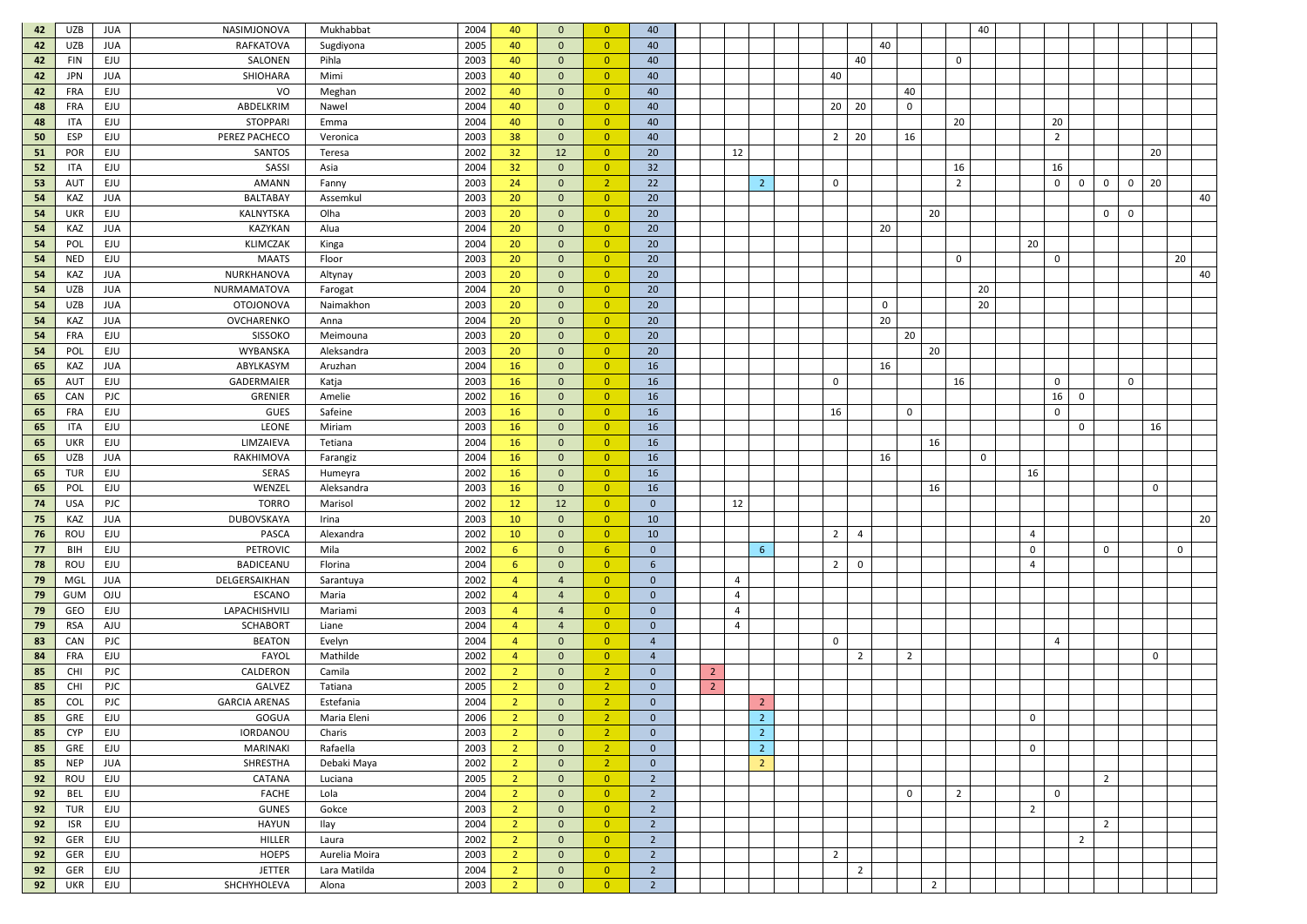| | | | | | | | | | | | | | | | | | | | | | | | | | | | | | | | |
|---|---|---|---|---|---|---|---|---|---|---|---|---|---|---|---|---|---|---|---|---|---|---|---|---|---|---|---|---|---|---|---|
| 42 | UZB | JUA | NASIMJONOVA | Mukhabbat | 2004 | 40 | 0 | 0 | 40 | | | | | | | | | | | | | 40 | | | | | | | | | |
| 42 | UZB | JUA | RAFKATOVA | Sugdiyona | 2005 | 40 | 0 | 0 | 40 | | | | | | | | | 40 | | | | | | | | | | | | | |
| 42 | FIN | EJU | SALONEN | Pihla | 2003 | 40 | 0 | 0 | 40 | | | | | | | | 40 | | | | 0 | | | | | | | | | | |
| 42 | JPN | JUA | SHIOHARA | Mimi | 2003 | 40 | 0 | 0 | 40 | | | | | | | 40 | | | | | | | | | | | | | | | |
| 42 | FRA | EJU | VO | Meghan | 2002 | 40 | 0 | 0 | 40 | | | | | | | | | | 40 | | | | | | | | | | | | |
| 48 | FRA | EJU | ABDELKRIM | Nawel | 2004 | 40 | 0 | 0 | 40 | | | | | | | 20 | 20 | | 0 | | | | | | | | | | | | |
| 48 | ITA | EJU | STOPPARI | Emma | 2004 | 40 | 0 | 0 | 40 | | | | | | | | | | | | 20 | | | | 20 | | | | | | |
| 50 | ESP | EJU | PEREZ PACHECO | Veronica | 2003 | 38 | 0 | 0 | 40 | | | | | | | 2 | 20 | | 16 | | | | | | 2 | | | | | | |
| 51 | POR | EJU | SANTOS | Teresa | 2002 | 32 | 12 | 0 | 20 | | | 12 | | | | | | | | | | | | | | | | | 20 | | |
| 52 | ITA | EJU | SASSI | Asia | 2004 | 32 | 0 | 0 | 32 | | | | | | | | | | | | 16 | | | | 16 | | | | | | |
| 53 | AUT | EJU | AMANN | Fanny | 2003 | 24 | 0 | 2 | 22 | | | | 2 | | | 0 | | | | | 2 | | | | 0 | 0 | 0 | 0 | 20 | | |
| 54 | KAZ | JUA | BALTABAY | Assemkul | 2003 | 20 | 0 | 0 | 20 | | | | | | | | | | | | | | | | | | | | | | 40 |
| 54 | UKR | EJU | KALNYTSKA | Olha | 2003 | 20 | 0 | 0 | 20 | | | | | | | | | | | 20 | | | | | | | 0 | 0 | | | |
| 54 | KAZ | JUA | KAZYKAN | Alua | 2004 | 20 | 0 | 0 | 20 | | | | | | | | | 20 | | | | | | | | | | | | | |
| 54 | POL | EJU | KLIMCZAK | Kinga | 2004 | 20 | 0 | 0 | 20 | | | | | | | | | | | | | | | 20 | | | | | | | |
| 54 | NED | EJU | MAATS | Floor | 2003 | 20 | 0 | 0 | 20 | | | | | | | | | | | | 0 | | | | 0 | | | | | 20 | |
| 54 | KAZ | JUA | NURKHANOVA | Altynay | 2003 | 20 | 0 | 0 | 20 | | | | | | | | | | | | | | | | | | | | | | 40 |
| 54 | UZB | JUA | NURMAMATOVA | Farogat | 2004 | 20 | 0 | 0 | 20 | | | | | | | | | | | | | 20 | | | | | | | | | |
| 54 | UZB | JUA | OTOJONOVA | Naimakhon | 2003 | 20 | 0 | 0 | 20 | | | | | | | | | 0 | | | | 20 | | | | | | | | | |
| 54 | KAZ | JUA | OVCHARENKO | Anna | 2004 | 20 | 0 | 0 | 20 | | | | | | | | | 20 | | | | | | | | | | | | | |
| 54 | FRA | EJU | SISSOKO | Meimouna | 2003 | 20 | 0 | 0 | 20 | | | | | | | | | | 20 | | | | | | | | | | | | |
| 54 | POL | EJU | WYBANSKA | Aleksandra | 2003 | 20 | 0 | 0 | 20 | | | | | | | | | | | 20 | | | | | | | | | | | |
| 65 | KAZ | JUA | ABYLKASYM | Aruzhan | 2004 | 16 | 0 | 0 | 16 | | | | | | | | | 16 | | | | | | | | | | | | | |
| 65 | AUT | EJU | GADERMAIER | Katja | 2003 | 16 | 0 | 0 | 16 | | | | | | | 0 | | | | | 16 | | | | 0 | | | 0 | | | |
| 65 | CAN | PJC | GRENIER | Amelie | 2002 | 16 | 0 | 0 | 16 | | | | | | | | | | | | | | | | 16 | 0 | | | | | |
| 65 | FRA | EJU | GUES | Safeine | 2003 | 16 | 0 | 0 | 16 | | | | | | | 16 | | | 0 | | | | | | 0 | | | | | | |
| 65 | ITA | EJU | LEONE | Miriam | 2003 | 16 | 0 | 0 | 16 | | | | | | | | | | | | | | | | | 0 | | | 16 | | |
| 65 | UKR | EJU | LIMZAIEVA | Tetiana | 2004 | 16 | 0 | 0 | 16 | | | | | | | | | | | 16 | | | | | | | | | | | |
| 65 | UZB | JUA | RAKHIMOVA | Farangiz | 2004 | 16 | 0 | 0 | 16 | | | | | | | | | 16 | | | | 0 | | | | | | | | | |
| 65 | TUR | EJU | SERAS | Humeyra | 2002 | 16 | 0 | 0 | 16 | | | | | | | | | | | | | | | 16 | | | | | | | |
| 65 | POL | EJU | WENZEL | Aleksandra | 2003 | 16 | 0 | 0 | 16 | | | | | | | | | | | 16 | | | | | | | | | 0 | | |
| 74 | USA | PJC | TORRO | Marisol | 2002 | 12 | 12 | 0 | 0 | | | 12 | | | | | | | | | | | | | | | | | | | |
| 75 | KAZ | JUA | DUBOVSKAYA | Irina | 2003 | 10 | 0 | 0 | 10 | | | | | | | | | | | | | | | | | | | | | | 20 |
| 76 | ROU | EJU | PASCA | Alexandra | 2002 | 10 | 0 | 0 | 10 | | | | | | | 2 | 4 | | | | | | | 4 | | | | | | | |
| 77 | BIH | EJU | PETROVIC | Mila | 2002 | 6 | 0 | 6 | 0 | | | | 6 | | | | | | | | | | | 0 | | | 0 | | | 0 | |
| 78 | ROU | EJU | BADICEANU | Florina | 2004 | 6 | 0 | 0 | 6 | | | | | | | 2 | 0 | | | | | | | 4 | | | | | | | |
| 79 | MGL | JUA | DELGERSAIKHAN | Sarantuya | 2002 | 4 | 4 | 0 | 0 | | | 4 | | | | | | | | | | | | | | | | | | | |
| 79 | GUM | OJU | ESCANO | Maria | 2002 | 4 | 4 | 0 | 0 | | | 4 | | | | | | | | | | | | | | | | | | | |
| 79 | GEO | EJU | LAPACHISHVILI | Mariami | 2003 | 4 | 4 | 0 | 0 | | | 4 | | | | | | | | | | | | | | | | | | | |
| 79 | RSA | AJU | SCHABORT | Liane | 2004 | 4 | 4 | 0 | 0 | | | 4 | | | | | | | | | | | | | | | | | | | |
| 83 | CAN | PJC | BEATON | Evelyn | 2004 | 4 | 0 | 0 | 4 | | | | | | | 0 | | | | | | | | | 4 | | | | | | |
| 84 | FRA | EJU | FAYOL | Mathilde | 2002 | 4 | 0 | 0 | 4 | | | | | | | | 2 | | 2 | | | | | | | | | | 0 | | |
| 85 | CHI | PJC | CALDERON | Camila | 2002 | 2 | 0 | 2 | 0 | | 2 | | | | | | | | | | | | | | | | | | | | |
| 85 | CHI | PJC | GALVEZ | Tatiana | 2005 | 2 | 0 | 2 | 0 | | 2 | | | | | | | | | | | | | | | | | | | | |
| 85 | COL | PJC | GARCIA ARENAS | Estefania | 2004 | 2 | 0 | 2 | 0 | | | | 2 | | | | | | | | | | | | | | | | | | |
| 85 | GRE | EJU | GOGUA | Maria Eleni | 2006 | 2 | 0 | 2 | 0 | | | | 2 | | | | | | | | | | | 0 | | | | | | | |
| 85 | CYP | EJU | IORDANOU | Charis | 2003 | 2 | 0 | 2 | 0 | | | | 2 | | | | | | | | | | | | | | | | | | |
| 85 | GRE | EJU | MARINAKI | Rafaella | 2003 | 2 | 0 | 2 | 0 | | | | 2 | | | | | | | | | | | 0 | | | | | | | |
| 85 | NEP | JUA | SHRESTHA | Debaki Maya | 2002 | 2 | 0 | 2 | 0 | | | | 2 | | | | | | | | | | | | | | | | | | |
| 92 | ROU | EJU | CATANA | Luciana | 2005 | 2 | 0 | 0 | 2 | | | | | | | | | | | | | | | | | | 2 | | | | |
| 92 | BEL | EJU | FACHE | Lola | 2004 | 2 | 0 | 0 | 2 | | | | | | | | | | 0 | | 2 | | | | 0 | | | | | | |
| 92 | TUR | EJU | GUNES | Gokce | 2003 | 2 | 0 | 0 | 2 | | | | | | | | | | | | | | | 2 | | | | | | | |
| 92 | ISR | EJU | HAYUN | Ilay | 2004 | 2 | 0 | 0 | 2 | | | | | | | | | | | | | | | | | | 2 | | | | |
| 92 | GER | EJU | HILLER | Laura | 2002 | 2 | 0 | 0 | 2 | | | | | | | | | | | | | | | | | 2 | | | | | |
| 92 | GER | EJU | HOEPS | Aurelia Moira | 2003 | 2 | 0 | 0 | 2 | | | | | | | 2 | | | | | | | | | | | | | | | |
| 92 | GER | EJU | JETTER | Lara Matilda | 2004 | 2 | 0 | 0 | 2 | | | | | | | | 2 | | | | | | | | | | | | | | |
| 92 | UKR | EJU | SHCHYHOLEVA | Alona | 2003 | 2 | 0 | 0 | 2 | | | | | | | | | | | 2 | | | | | | | | | | | |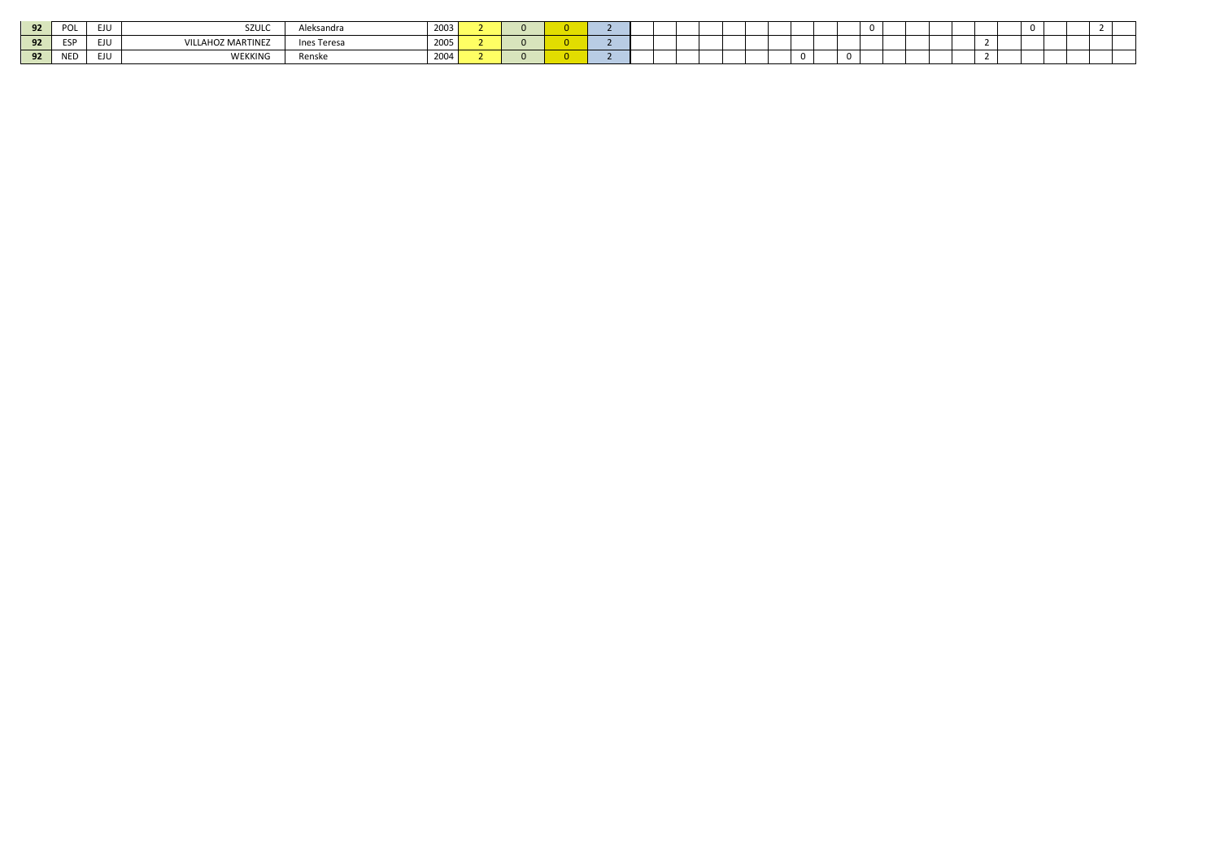| | | | | | | | | | | | | | | | | | | | | | | | | | | | | | | | |
|---|---|---|---|---|---|---|---|---|---|---|---|---|---|---|---|---|---|---|---|---|---|---|---|---|---|---|---|---|---|---|---|
| **92** | POL | EJU | SZULC | Aleksandra | 2003 | 2 | 0 | 0 | 2 | | | | | | | | | | | 0 | | | | | | | 0 | | | 2 | |
| **92** | ESP | EJU | VILLAHOZ MARTINEZ | Ines Teresa | 2005 | 2 | 0 | 0 | 2 | | | | | | | | | | | | | | | | 2 | | | | | | |
| **92** | NED | EJU | WEKKING | Renske | 2004 | 2 | 0 | 0 | 2 | | | | | | | | 0 | | 0 | | | | | | 2 | | | | | | |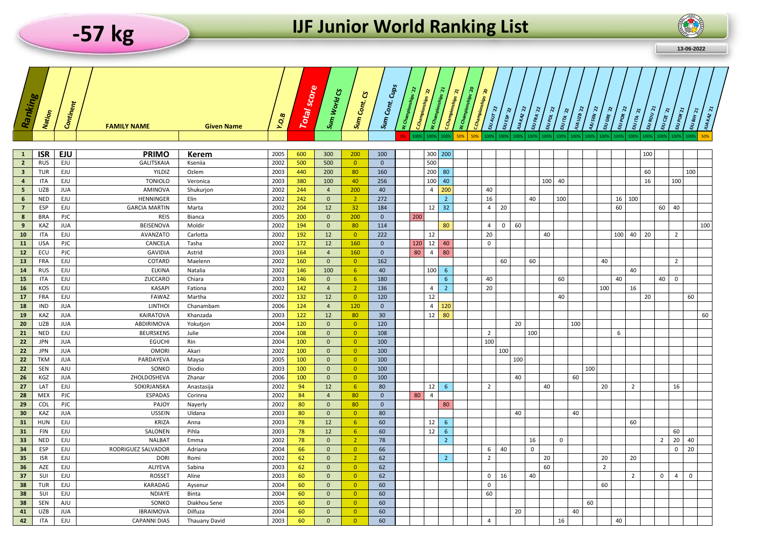# -57 kg

# IJF Junior World Ranking List

13-06-2022

| Ranking | Nation | Continent | FAMILY NAME | Given Name | Y.O.B | Total score | Sum World CS | Sum Cont. CS | Sum Cont. Cups | W.Championships '22 | C.Championships '22 | W.Championships '21 | C.Championships '21 | W.Championships '20 | C.Championships '20 | EJU AUT '22 | EJU ESP '22 | JUA KAZ '22 | EJU FRA '22 | EJU POL '22 | EJU ITA '22 | JUA UZB '22 | AJU SEN '22 | EJU GRE '22 | EJU POR '22 | EJU ITA '21 | EJU ROU '21 | EJU CZE '21 | EJU POR '21 | EJU BIH '21 | JUA KAZ '21 |
|---|---|---|---|---|---|---|---|---|---|---|---|---|---|---|---|---|---|---|---|---|---|---|---|---|---|---|---|---|---|---|---|
| | | | | | | | | | | 0% | 100% | 100% | 100% | 50% | 50% | 100% | 100% | 100% | 100% | 100% | 100% | 100% | 100% | 100% | 100% | 100% | 100% | 100% | 100% | 100% | 50% |
| 1 | ISR | EJU | PRIMO | Kerem | 2005 | 600 | 300 | 200 | 100 | | | 300 | 200 | | | | | | | | | | | | | | 100 | | | | |
| 2 | RUS | EJU | GALITSKAIA | Kseniia | 2002 | 500 | 500 | 0 | 0 | | | 500 | | | | | | | | | | | | | | | | | | | |
| 3 | TUR | EJU | YILDIZ | Ozlem | 2003 | 440 | 200 | 80 | 160 | | | 200 | 80 | | | | | | | | | | | | | | 60 | | | 100 | |
| 4 | ITA | EJU | TONIOLO | Veronica | 2003 | 380 | 100 | 40 | 256 | | | 100 | 40 | | | | | | | 100 | 40 | | | | | | 16 | | 100 | | |
| 5 | UZB | JUA | AMINOVA | Shukurjon | 2002 | 244 | 4 | 200 | 40 | | | 4 | 200 | | | 40 | | | | | | | | | | | | | | | |
| 6 | NED | EJU | HENNINGER | Elin | 2002 | 242 | 0 | 2 | 272 | | | | 2 | | | 16 | | | 40 | | 100 | | | | 16 | 100 | | | | | |
| 7 | ESP | EJU | GARCIA MARTIN | Marta | 2002 | 204 | 12 | 32 | 184 | | | 12 | 32 | | | 4 | 20 | | | | | | | | 60 | | | 60 | 40 | | |
| 8 | BRA | PJC | REIS | Bianca | 2005 | 200 | 0 | 200 | 0 | | 200 | | | | | | | | | | | | | | | | | | | | |
| 9 | KAZ | JUA | BEISENOVA | Moldir | 2002 | 194 | 0 | 80 | 114 | | | | 80 | | | 4 | 0 | 60 | | | | | | | | | | | | | 100 |
| 10 | ITA | EJU | AVANZATO | Carlotta | 2002 | 192 | 12 | 0 | 222 | | | 12 | | | | 20 | | | | 40 | | | | | 100 | 40 | 20 | | 2 | | |
| 11 | USA | PJC | CANCELA | Tasha | 2002 | 172 | 12 | 160 | 0 | | 120 | 12 | 40 | | | 0 | | | | | | | | | | | | | | | |
| 12 | ECU | PJC | GAVIDIA | Astrid | 2003 | 164 | 4 | 160 | 0 | | 80 | 4 | 80 | | | | | | | | | | | | | | | | | | |
| 13 | FRA | EJU | COTARD | Maelenn | 2002 | 160 | 0 | 0 | 162 | | | | | | | | 60 | | 60 | | | | | 40 | | | | | 2 | | |
| 14 | RUS | EJU | ELKINA | Natalia | 2002 | 146 | 100 | 6 | 40 | | | 100 | 6 | | | | | | | | | | | | | 40 | | | | | |
| 15 | ITA | EJU | ZUCCARO | Chiara | 2003 | 146 | 0 | 6 | 180 | | | | 6 | | | 40 | | | | | 60 | | | | 40 | | | 40 | 0 | | |
| 16 | KOS | EJU | KASAPI | Fationa | 2002 | 142 | 4 | 2 | 136 | | | 4 | 2 | | | 20 | | | | | | | | 100 | | 16 | | | | | |
| 17 | FRA | EJU | FAWAZ | Martha | 2002 | 132 | 12 | 0 | 120 | | | 12 | | | | | | | | | 40 | | | | | | 20 | | | 60 | |
| 18 | IND | JUA | LINTHOI | Chanambam | 2006 | 124 | 4 | 120 | 0 | | | 4 | 120 | | | | | | | | | | | | | | | | | | |
| 19 | KAZ | JUA | KAIRATOVA | Khanzada | 2003 | 122 | 12 | 80 | 30 | | | 12 | 80 | | | | | | | | | | | | | | | | | | 60 |
| 20 | UZB | JUA | ABDIRIMOVA | Yokutjon | 2004 | 120 | 0 | 0 | 120 | | | | | | | | | 20 | | | | 100 | | | | | | | | | |
| 21 | NED | EJU | BEURSKENS | Julie | 2004 | 108 | 0 | 0 | 108 | | | | | | | 2 | | | 100 | | | | | | 6 | | | | | | |
| 22 | JPN | JUA | EGUCHI | Rin | 2004 | 100 | 0 | 0 | 100 | | | | | | | 100 | | | | | | | | | | | | | | | |
| 22 | JPN | JUA | OMORI | Akari | 2002 | 100 | 0 | 0 | 100 | | | | | | | | 100 | | | | | | | | | | | | | | |
| 22 | TKM | JUA | PARDAYEVA | Maysa | 2005 | 100 | 0 | 0 | 100 | | | | | | | | | 100 | | | | | | | | | | | | | |
| 22 | SEN | AJU | SONKO | Diodio | 2003 | 100 | 0 | 0 | 100 | | | | | | | | | | | | | | 100 | | | | | | | | |
| 26 | KGZ | JUA | ZHOLDOSHEVA | Zhanar | 2006 | 100 | 0 | 0 | 100 | | | | | | | | | 40 | | | | 60 | | | | | | | | | |
| 27 | LAT | EJU | SOKIRJANSKA | Anastasija | 2002 | 94 | 12 | 6 | 80 | | | 12 | 6 | | | 2 | | | | 40 | | | | 20 | | 2 | | | 16 | | |
| 28 | MEX | PJC | ESPADAS | Corinna | 2002 | 84 | 4 | 80 | 0 | | 80 | 4 | | | | | | | | | | | | | | | | | | | |
| 29 | COL | PJC | PAJOY | Nayerly | 2002 | 80 | 0 | 80 | 0 | | | | 80 | | | | | | | | | | | | | | | | | | |
| 30 | KAZ | JUA | USSEIN | Uldana | 2003 | 80 | 0 | 0 | 80 | | | | | | | | | 40 | | | | 40 | | | | | | | | | |
| 31 | HUN | EJU | KRIZA | Anna | 2003 | 78 | 12 | 6 | 60 | | | 12 | 6 | | | | | | | | | | | | | 60 | | | | | |
| 31 | FIN | EJU | SALONEN | Pihla | 2003 | 78 | 12 | 6 | 60 | | | 12 | 6 | | | | | | | | | | | | | | | | 60 | | |
| 33 | NED | EJU | NALBAT | Emma | 2002 | 78 | 0 | 2 | 78 | | | | 2 | | | | | | 16 | | 0 | | | | | | | 2 | 20 | 40 | |
| 34 | ESP | EJU | RODRIGUEZ SALVADOR | Adriana | 2004 | 66 | 0 | 0 | 66 | | | | | | | 6 | 40 | | 0 | | | | | | | | | | 0 | 20 | |
| 35 | ISR | EJU | DORI | Romi | 2002 | 62 | 0 | 2 | 62 | | | | 2 | | | 2 | | | | 20 | | | | 20 | | 20 | | | | | |
| 36 | AZE | EJU | ALIYEVA | Sabina | 2003 | 62 | 0 | 0 | 62 | | | | | | | | | | | 60 | | | | 2 | | | | | | | |
| 37 | SUI | EJU | ROSSET | Aline | 2003 | 60 | 0 | 0 | 62 | | | | | | | 0 | 16 | | 40 | | | | | | | 2 | | 0 | 4 | 0 | |
| 38 | TUR | EJU | KARADAG | Aysenur | 2004 | 60 | 0 | 0 | 60 | | | | | | | 0 | | | | | | | | 60 | | | | | | | |
| 38 | SUI | EJU | NDIAYE | Binta | 2004 | 60 | 0 | 0 | 60 | | | | | | | 60 | | | | | | | | | | | | | | | |
| 38 | SEN | AJU | SONKO | Diakhou Sene | 2005 | 60 | 0 | 0 | 60 | | | | | | | | | | | | | | 60 | | | | | | | | |
| 41 | UZB | JUA | IBRAIMOVA | Dilfuza | 2004 | 60 | 0 | 0 | 60 | | | | | | | | | 20 | | | | 40 | | | | | | | | | |
| 42 | ITA | EJU | CAPANNI DIAS | Thauany David | 2003 | 60 | 0 | 0 | 60 | | | | | | | 4 | | | | | 16 | | | | 40 | | | | | | |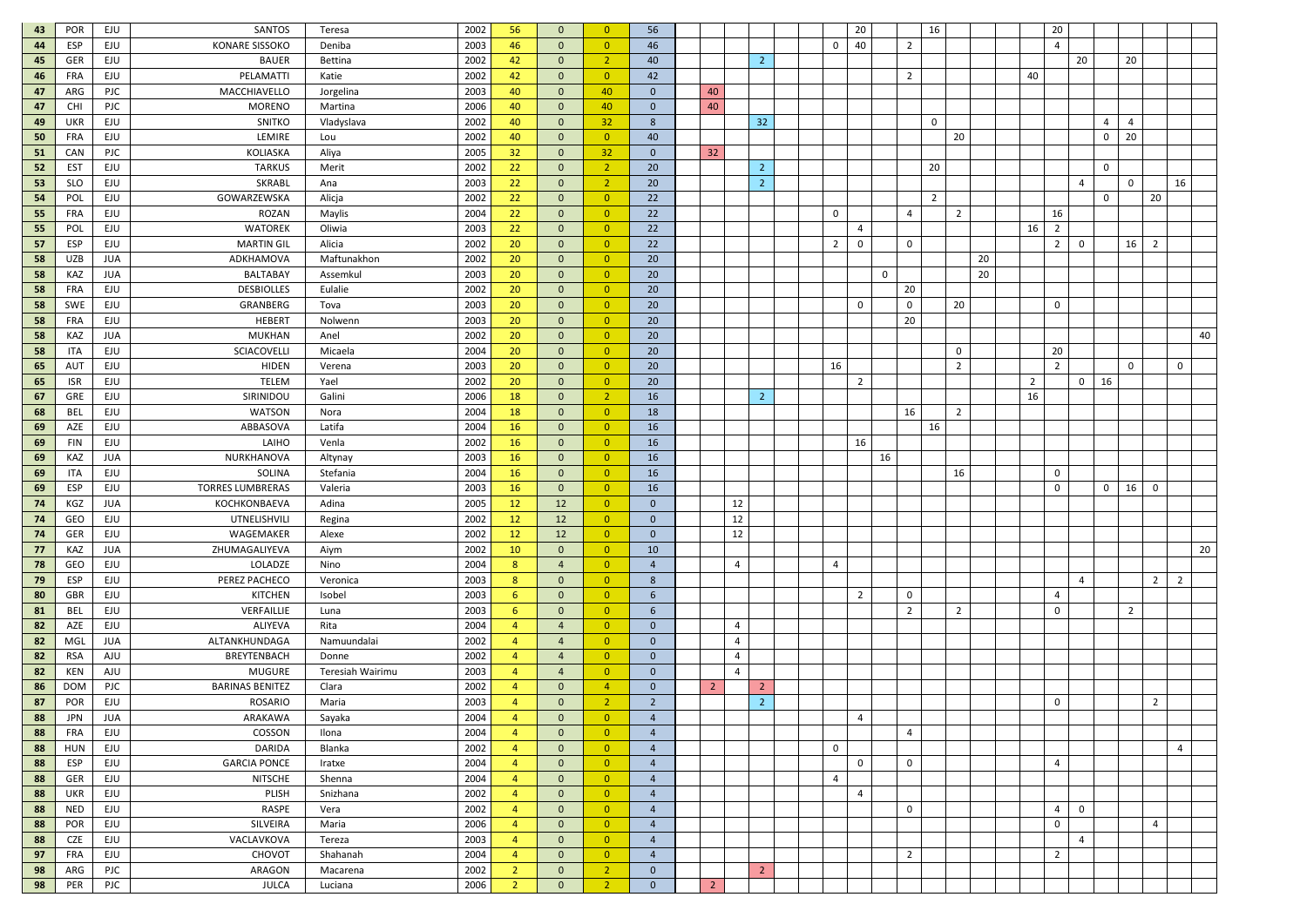| | | | | | | | | | | | | | | | | | | | | | | | | | | | | | | |
|---|---|---|---|---|---|---|---|---|---|---|---|---|---|---|---|---|---|---|---|---|---|---|---|---|---|---|---|---|---|---|
| 43 | POR | EJU | SANTOS | Teresa | 2002 | 56 | 0 | 0 | 56 | | | | | | | 20 | | | 16 | | | | | 20 | | | | | | |
| 44 | ESP | EJU | KONARE SISSOKO | Deniba | 2003 | 46 | 0 | 0 | 46 | | | | | | 0 | 40 | | 2 | | | | | | 4 | | | | | | |
| 45 | GER | EJU | BAUER | Bettina | 2002 | 42 | 0 | 2 | 40 | | | 2 | | | | | | | | | | | | | 20 | | 20 | | | |
| 46 | FRA | EJU | PELAMATTI | Katie | 2002 | 42 | 0 | 0 | 42 | | | | | | | | | 2 | | | | | 40 | | | | | | | |
| 47 | ARG | PJC | MACCHIAVELLO | Jorgelina | 2003 | 40 | 0 | 40 | 0 | 40 | | | | | | | | | | | | | | | | | | | | |
| 47 | CHI | PJC | MORENO | Martina | 2006 | 40 | 0 | 40 | 0 | 40 | | | | | | | | | | | | | | | | | | | | |
| 49 | UKR | EJU | SNITKO | Vladyslava | 2002 | 40 | 0 | 32 | 8 | | | 32 | | | | | | | 0 | | | | | | | 4 | 4 | | | |
| 50 | FRA | EJU | LEMIRE | Lou | 2002 | 40 | 0 | 0 | 40 | | | | | | | | | | | 20 | | | | | | 0 | 20 | | | |
| 51 | CAN | PJC | KOLIASKA | Aliya | 2005 | 32 | 0 | 32 | 0 | 32 | | | | | | | | | | | | | | | | | | | | |
| 52 | EST | EJU | TARKUS | Merit | 2002 | 22 | 0 | 2 | 20 | | | 2 | | | | | | | 20 | | | | | | | 0 | | | | |
| 53 | SLO | EJU | SKRABL | Ana | 2003 | 22 | 0 | 2 | 20 | | | 2 | | | | | | | | | | | | | 4 | | 0 | | 16 | |
| 54 | POL | EJU | GOWARZEWSKA | Alicja | 2002 | 22 | 0 | 0 | 22 | | | | | | | | | | 2 | | | | | | | 0 | | 20 | | |
| 55 | FRA | EJU | ROZAN | Maylis | 2004 | 22 | 0 | 0 | 22 | | | | | | 0 | | | 4 | | 2 | | | | 16 | | | | | | |
| 55 | POL | EJU | WATOREK | Oliwia | 2003 | 22 | 0 | 0 | 22 | | | | | | | 4 | | | | | | | 16 | 2 | | | | | | |
| 57 | ESP | EJU | MARTIN GIL | Alicia | 2002 | 20 | 0 | 0 | 22 | | | | | | 2 | 0 | | 0 | | | | | | 2 | 0 | | 16 | 2 | | |
| 58 | UZB | JUA | ADKHAMOVA | Maftunakhon | 2002 | 20 | 0 | 0 | 20 | | | | | | | | | | | | 20 | | | | | | | | | |
| 58 | KAZ | JUA | BALTABAY | Assemkul | 2003 | 20 | 0 | 0 | 20 | | | | | | | | 0 | | | | 20 | | | | | | | | | |
| 58 | FRA | EJU | DESBIOLLES | Eulalie | 2002 | 20 | 0 | 0 | 20 | | | | | | | | | 20 | | | | | | | | | | | | |
| 58 | SWE | EJU | GRANBERG | Tova | 2003 | 20 | 0 | 0 | 20 | | | | | | | 0 | | 0 | | 20 | | | | 0 | | | | | | |
| 58 | FRA | EJU | HEBERT | Nolwenn | 2003 | 20 | 0 | 0 | 20 | | | | | | | | | 20 | | | | | | | | | | | | |
| 58 | KAZ | JUA | MUKHAN | Anel | 2002 | 20 | 0 | 0 | 20 | | | | | | | | | | | | | | | | | | | | | 40 |
| 58 | ITA | EJU | SCIACOVELLI | Micaela | 2004 | 20 | 0 | 0 | 20 | | | | | | | | | | | 0 | | | | 20 | | | | | | |
| 65 | AUT | EJU | HIDEN | Verena | 2003 | 20 | 0 | 0 | 20 | | | | | | 16 | | | | | 2 | | | | 2 | | | 0 | | 0 | |
| 65 | ISR | EJU | TELEM | Yael | 2002 | 20 | 0 | 0 | 20 | | | | | | | 2 | | | | | | | 2 | | 0 | 16 | | | | |
| 67 | GRE | EJU | SIRINIDOU | Galini | 2006 | 18 | 0 | 2 | 16 | | | 2 | | | | | | | | | | | 16 | | | | | | | |
| 68 | BEL | EJU | WATSON | Nora | 2004 | 18 | 0 | 0 | 18 | | | | | | | | | 16 | | 2 | | | | | | | | | | |
| 69 | AZE | EJU | ABBASOVA | Latifa | 2004 | 16 | 0 | 0 | 16 | | | | | | | | | | 16 | | | | | | | | | | | |
| 69 | FIN | EJU | LAIHO | Venla | 2002 | 16 | 0 | 0 | 16 | | | | | | | 16 | | | | | | | | | | | | | | |
| 69 | KAZ | JUA | NURKHANOVA | Altynay | 2003 | 16 | 0 | 0 | 16 | | | | | | | | 16 | | | | | | | | | | | | | |
| 69 | ITA | EJU | SOLINA | Stefania | 2004 | 16 | 0 | 0 | 16 | | | | | | | | | | | 16 | | | | 0 | | | | | | |
| 69 | ESP | EJU | TORRES LUMBRERAS | Valeria | 2003 | 16 | 0 | 0 | 16 | | | | | | | | | | | | | | | 0 | | 0 | 16 | 0 | | |
| 74 | KGZ | JUA | KOCHKONBAEVA | Adina | 2005 | 12 | 12 | 0 | 0 | | 12 | | | | | | | | | | | | | | | | | | | |
| 74 | GEO | EJU | UTNELISHVILI | Regina | 2002 | 12 | 12 | 0 | 0 | | 12 | | | | | | | | | | | | | | | | | | | |
| 74 | GER | EJU | WAGEMAKER | Alexe | 2002 | 12 | 12 | 0 | 0 | | 12 | | | | | | | | | | | | | | | | | | | |
| 77 | KAZ | JUA | ZHUMAGALIYEVA | Aiym | 2002 | 10 | 0 | 0 | 10 | | | | | | | | | | | | | | | | | | | | | 20 |
| 78 | GEO | EJU | LOLADZE | Nino | 2004 | 8 | 4 | 0 | 4 | | 4 | | | | 4 | | | | | | | | | | | | | | | |
| 79 | ESP | EJU | PEREZ PACHECO | Veronica | 2003 | 8 | 0 | 0 | 8 | | | | | | | | | | | | | | | | 4 | | | 2 | 2 | |
| 80 | GBR | EJU | KITCHEN | Isobel | 2003 | 6 | 0 | 0 | 6 | | | | | | | 2 | | 0 | | | | | | 4 | | | | | | |
| 81 | BEL | EJU | VERFAILLIE | Luna | 2003 | 6 | 0 | 0 | 6 | | | | | | | | | 2 | | 2 | | | | 0 | | | 2 | | | |
| 82 | AZE | EJU | ALIYEVA | Rita | 2004 | 4 | 4 | 0 | 0 | | 4 | | | | | | | | | | | | | | | | | | | |
| 82 | MGL | JUA | ALTANKHUNDAGA | Namuundalai | 2002 | 4 | 4 | 0 | 0 | | 4 | | | | | | | | | | | | | | | | | | | |
| 82 | RSA | AJU | BREYTENBACH | Donne | 2002 | 4 | 4 | 0 | 0 | | 4 | | | | | | | | | | | | | | | | | | | |
| 82 | KEN | AJU | MUGURE | Teresiah Wairimu | 2003 | 4 | 4 | 0 | 0 | | 4 | | | | | | | | | | | | | | | | | | | |
| 86 | DOM | PJC | BARINAS BENITEZ | Clara | 2002 | 4 | 0 | 4 | 0 | 2 | | 2 | | | | | | | | | | | | | | | | | | |
| 87 | POR | EJU | ROSARIO | Maria | 2003 | 4 | 0 | 2 | 2 | | | 2 | | | | | | | | | | | | 0 | | | | 2 | | |
| 88 | JPN | JUA | ARAKAWA | Sayaka | 2004 | 4 | 0 | 0 | 4 | | | | | | | 4 | | | | | | | | | | | | | | |
| 88 | FRA | EJU | COSSON | Ilona | 2004 | 4 | 0 | 0 | 4 | | | | | | | | | 4 | | | | | | | | | | | | |
| 88 | HUN | EJU | DARIDA | Blanka | 2002 | 4 | 0 | 0 | 4 | | | | | | 0 | | | | | | | | | | | | | | 4 | |
| 88 | ESP | EJU | GARCIA PONCE | Iratxe | 2004 | 4 | 0 | 0 | 4 | | | | | | | 0 | | 0 | | | | | | 4 | | | | | | |
| 88 | GER | EJU | NITSCHE | Shenna | 2004 | 4 | 0 | 0 | 4 | | | | | | 4 | | | | | | | | | | | | | | | |
| 88 | UKR | EJU | PLISH | Snizhana | 2002 | 4 | 0 | 0 | 4 | | | | | | | 4 | | | | | | | | | | | | | | |
| 88 | NED | EJU | RASPE | Vera | 2002 | 4 | 0 | 0 | 4 | | | | | | | | | 0 | | | | | | 4 | 0 | | | | | |
| 88 | POR | EJU | SILVEIRA | Maria | 2006 | 4 | 0 | 0 | 4 | | | | | | | | | | | | | | | 0 | | | | 4 | | |
| 88 | CZE | EJU | VACLAVKOVA | Tereza | 2003 | 4 | 0 | 0 | 4 | | | | | | | | | | | | | | | | 4 | | | | | |
| 97 | FRA | EJU | CHOVOT | Shahanah | 2004 | 4 | 0 | 0 | 4 | | | | | | | | | 2 | | | | | | 2 | | | | | | |
| 98 | ARG | PJC | ARAGON | Macarena | 2002 | 2 | 0 | 2 | 0 | | | 2 | | | | | | | | | | | | | | | | | | |
| 98 | PER | PJC | JULCA | Luciana | 2006 | 2 | 0 | 2 | 0 | 2 | | | | | | | | | | | | | | | | | | | | |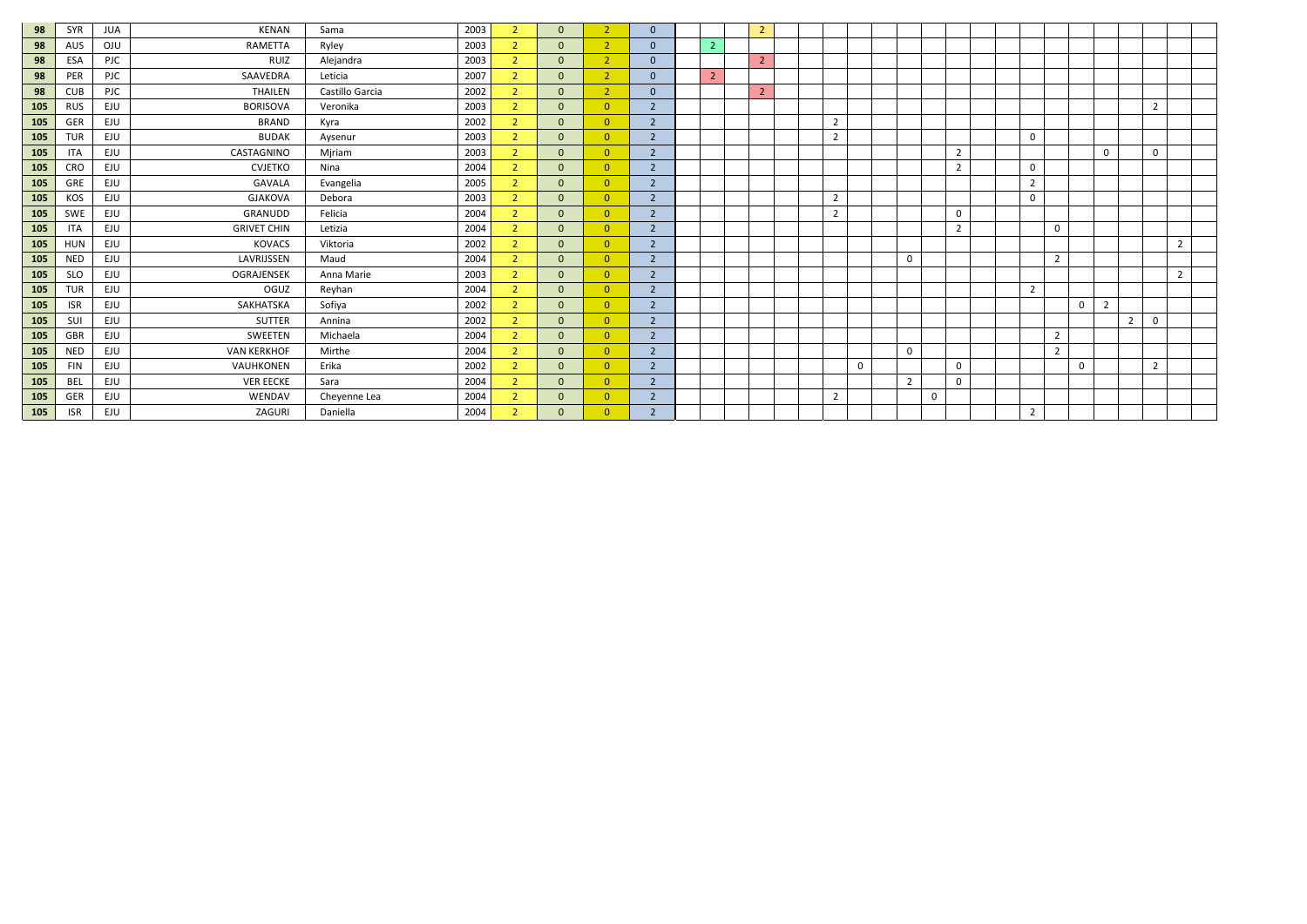| | | | | | | | | | | | | | | | | | | | | | | | | | | | | | | |
|---|---|---|---|---|---|---|---|---|---|---|---|---|---|---|---|---|---|---|---|---|---|---|---|---|---|---|---|---|---|---|
| 98 | SYR | JUA | KENAN | Sama | 2003 | 2 | 0 | 2 | 0 | | | | 2 | | | | | | | | | | | | | | | | | |
| 98 | AUS | OJU | RAMETTA | Ryley | 2003 | 2 | 0 | 2 | 0 | | 2 | | | | | | | | | | | | | | | | | | | |
| 98 | ESA | PJC | RUIZ | Alejandra | 2003 | 2 | 0 | 2 | 0 | | | | 2 | | | | | | | | | | | | | | | | | |
| 98 | PER | PJC | SAAVEDRA | Leticia | 2007 | 2 | 0 | 2 | 0 | | 2 | | | | | | | | | | | | | | | | | | | |
| 98 | CUB | PJC | THAILEN | Castillo Garcia | 2002 | 2 | 0 | 2 | 0 | | | | 2 | | | | | | | | | | | | | | | | | |
| 105 | RUS | EJU | BORISOVA | Veronika | 2003 | 2 | 0 | 0 | 2 | | | | | | | | | | | | | | | | | | | 2 | | |
| 105 | GER | EJU | BRAND | Kyra | 2002 | 2 | 0 | 0 | 2 | | | | | | 2 | | | | | | | | | | | | | | | |
| 105 | TUR | EJU | BUDAK | Aysenur | 2003 | 2 | 0 | 0 | 2 | | | | | | 2 | | | | | | | | 0 | | | | | | | |
| 105 | ITA | EJU | CASTAGNINO | Mjriam | 2003 | 2 | 0 | 0 | 2 | | | | | | | | | | | 2 | | | | | | 0 | | 0 | | |
| 105 | CRO | EJU | CVJETKO | Nina | 2004 | 2 | 0 | 0 | 2 | | | | | | | | | | | 2 | | | 0 | | | | | | | |
| 105 | GRE | EJU | GAVALA | Evangelia | 2005 | 2 | 0 | 0 | 2 | | | | | | | | | | | | | | 2 | | | | | | | |
| 105 | KOS | EJU | GJAKOVA | Debora | 2003 | 2 | 0 | 0 | 2 | | | | | | 2 | | | | | | | | 0 | | | | | | | |
| 105 | SWE | EJU | GRANUDD | Felicia | 2004 | 2 | 0 | 0 | 2 | | | | | | 2 | | | | | 0 | | | | | | | | | | |
| 105 | ITA | EJU | GRIVET CHIN | Letizia | 2004 | 2 | 0 | 0 | 2 | | | | | | | | | | | 2 | | | | 0 | | | | | | |
| 105 | HUN | EJU | KOVACS | Viktoria | 2002 | 2 | 0 | 0 | 2 | | | | | | | | | | | | | | | | | | | | 2 | |
| 105 | NED | EJU | LAVRIJSSEN | Maud | 2004 | 2 | 0 | 0 | 2 | | | | | | | | | 0 | | | | | | 2 | | | | | | |
| 105 | SLO | EJU | OGRAJENSEK | Anna Marie | 2003 | 2 | 0 | 0 | 2 | | | | | | | | | | | | | | | | | | | | 2 | |
| 105 | TUR | EJU | OGUZ | Reyhan | 2004 | 2 | 0 | 0 | 2 | | | | | | | | | | | | | | 2 | | | | | | | |
| 105 | ISR | EJU | SAKHATSKA | Sofiya | 2002 | 2 | 0 | 0 | 2 | | | | | | | | | | | | | | | | 0 | 2 | | | | |
| 105 | SUI | EJU | SUTTER | Annina | 2002 | 2 | 0 | 0 | 2 | | | | | | | | | | | | | | | | | | 2 | 0 | | |
| 105 | GBR | EJU | SWEETEN | Michaela | 2004 | 2 | 0 | 0 | 2 | | | | | | | | | | | | | | | 2 | | | | | | |
| 105 | NED | EJU | VAN KERKHOF | Mirthe | 2004 | 2 | 0 | 0 | 2 | | | | | | | | | 0 | | | | | | 2 | | | | | | |
| 105 | FIN | EJU | VAUHKONEN | Erika | 2002 | 2 | 0 | 0 | 2 | | | | | | | 0 | | | | 0 | | | | | 0 | | | 2 | | |
| 105 | BEL | EJU | VER EECKE | Sara | 2004 | 2 | 0 | 0 | 2 | | | | | | | | | 2 | | 0 | | | | | | | | | | |
| 105 | GER | EJU | WENDAV | Cheyenne Lea | 2004 | 2 | 0 | 0 | 2 | | | | | | 2 | | | | 0 | | | | | | | | | | | |
| 105 | ISR | EJU | ZAGURI | Daniella | 2004 | 2 | 0 | 0 | 2 | | | | | | | | | | | | | | 2 | | | | | | | |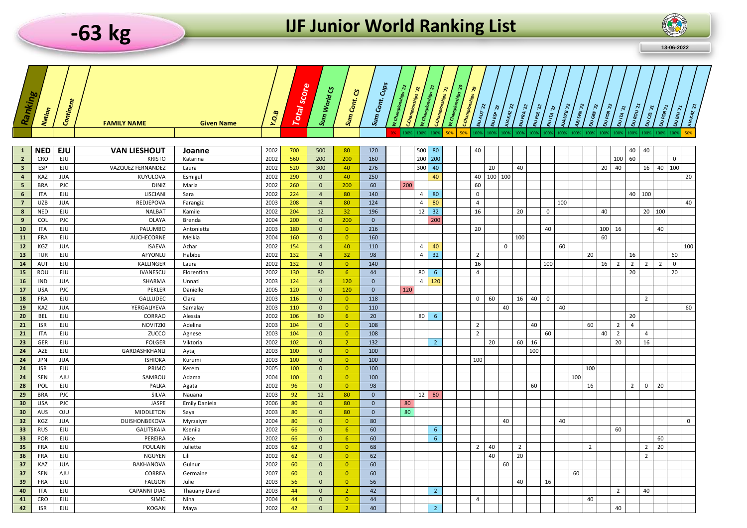# -63 kg

# IJF Junior World Ranking List

13-06-2022

| Ranking | Nation | Continent | FAMILY NAME | Given Name | Y.O.B | Total score | Sum World CS | Sum Cont. CS | Sum Cont. Cups | W.Championships '22 | C.Championships '22 | W.Championships '21 | C.Championships '21 | W.Championships '20 | C.Championships '20 | EJU AUT 22 | EJU ESP 22 | JUA KAZ 22 | EJU FRA 22 | EJU POL 22 | EJU ITA 22 | JUA UZB 22 | AJU SEN 22 | EJU GRE 22 | EJU POR 22 | EJU ITA 21 | EJU ROU 21 | EJU CZE 21 | EJU POR 21 | EJU BIH 21 | JUA KAZ 21 |
|---|---|---|---|---|---|---|---|---|---|---|---|---|---|---|---|---|---|---|---|---|---|---|---|---|---|---|---|---|---|---|---|
| | | | | | | | | | | 0% | 100% | 100% | 100% | 50% | 50% | 100% | 100% | 100% | 100% | 100% | 100% | 100% | 100% | 100% | 100% | 100% | 100% | 100% | 100% | 100% | 50% |
| **1** | **NED** | **EJU** | **VAN LIESHOUT** | **Joanne** | 2002 | 700 | 500 | 80 | 120 | | | 500 | 80 | | | 40 | | | | | | | | | | | 40 | 40 | | | |
| 2 | CRO | EJU | KRISTO | Katarina | 2002 | 560 | 200 | 200 | 160 | | | 200 | 200 | | | | | | | | | | | | | 100 | 60 | | | 0 | |
| 3 | ESP | EJU | VAZQUEZ FERNANDEZ | Laura | 2002 | 520 | 300 | 40 | 276 | | | 300 | 40 | | | | 20 | | 40 | | | | | | 20 | 40 | | 16 | 40 | 100 | |
| 4 | KAZ | JUA | KUYULOVA | Esmigul | 2002 | 290 | 0 | 40 | 250 | | | | 40 | | | 40 | 100 | 100 | | | | | | | | | | | | | 20 |
| 5 | BRA | PJC | DINIZ | Maria | 2002 | 260 | 0 | 200 | 60 | 200 | | | | | | 60 | | | | | | | | | | | | | | | |
| 6 | ITA | EJU | LISCIANI | Sara | 2002 | 224 | 4 | 80 | 140 | | | 4 | 80 | | | 0 | | | | | | | | | | | 40 | 100 | | | |
| 7 | UZB | JUA | REDJEPOVA | Farangiz | 2003 | 208 | 4 | 80 | 124 | | | 4 | 80 | | | 4 | | | | | | 100 | | | | | | | | | 40 |
| 8 | NED | EJU | NALBAT | Kamile | 2002 | 204 | 12 | 32 | 196 | | | 12 | 32 | | | 16 | | | 20 | | 0 | | | | 40 | | | | 20 | 100 | |
| 9 | COL | PJC | OLAYA | Brenda | 2004 | 200 | 0 | 200 | 0 | | | | 200 | | | | | | | | | | | | | | | | | | |
| 10 | ITA | EJU | PALUMBO | Antonietta | 2003 | 180 | 0 | 0 | 216 | | | | | | | 20 | | | | | 40 | | | | 100 | 16 | | | 40 | | |
| 11 | FRA | EJU | AUCHECORNE | Melkia | 2004 | 160 | 0 | 0 | 160 | | | | | | | | | | 100 | | | | | | 60 | | | | | | |
| 12 | KGZ | JUA | ISAEVA | Azhar | 2002 | 154 | 4 | 40 | 110 | | | 4 | 40 | | | | | 0 | | | | 60 | | | | | | | | | 100 |
| 13 | TUR | EJU | AFYONLU | Habibe | 2002 | 132 | 4 | 32 | 98 | | | 4 | 32 | | | 2 | | | | | | | | 20 | | | 16 | | | 60 | |
| 14 | AUT | EJU | KALLINGER | Laura | 2002 | 132 | 0 | 0 | 140 | | | | | | | 16 | | | | | 100 | | | | 16 | 2 | 2 | 2 | 2 | 0 | |
| 15 | ROU | EJU | IVANESCU | Florentina | 2002 | 130 | 80 | 6 | 44 | | | 80 | 6 | | | 4 | | | | | | | | | | | 20 | | | 20 | |
| 16 | IND | JUA | SHARMA | Unnati | 2003 | 124 | 4 | 120 | 0 | | | 4 | 120 | | | | | | | | | | | | | | | | | | |
| 17 | USA | PJC | PEKLER | Danielle | 2005 | 120 | 0 | 120 | 0 | 120 | | | | | | | | | | | | | | | | | | | | | |
| 18 | FRA | EJU | GALLUDEC | Clara | 2003 | 116 | 0 | 0 | 118 | | | | | | | 0 | 60 | | 16 | 40 | 0 | | | | | | | 2 | | | |
| 19 | KAZ | JUA | YERGALIYEVA | Samalay | 2003 | 110 | 0 | 0 | 110 | | | | | | | | | 40 | | | | 40 | | | | | | | | | 60 |
| 20 | BEL | EJU | CORRAO | Alessia | 2002 | 106 | 80 | 6 | 20 | | | 80 | 6 | | | | | | | | | | | | | | 20 | | | | |
| 21 | ISR | EJU | NOVITZKI | Adelina | 2003 | 104 | 0 | 0 | 108 | | | | | | | 2 | | | | 40 | | | | 60 | | 2 | 4 | | | | |
| 21 | ITA | EJU | ZUCCO | Agnese | 2003 | 104 | 0 | 0 | 108 | | | | | | | 2 | | | | | 60 | | | | 40 | 2 | | 4 | | | |
| 23 | GER | EJU | FOLGER | Viktoria | 2002 | 102 | 0 | 2 | 132 | | | | 2 | | | | 20 | | 60 | 16 | | | | | | 20 | | 16 | | | |
| 24 | AZE | EJU | GARDASHKHANLI | Aytaj | 2003 | 100 | 0 | 0 | 100 | | | | | | | | | | | 100 | | | | | | | | | | | |
| 24 | JPN | JUA | ISHIOKA | Kurumi | 2003 | 100 | 0 | 0 | 100 | | | | | | | 100 | | | | | | | | | | | | | | | |
| 24 | ISR | EJU | PRIMO | Kerem | 2005 | 100 | 0 | 0 | 100 | | | | | | | | | | | | | | | 100 | | | | | | | |
| 24 | SEN | AJU | SAMBOU | Adama | 2004 | 100 | 0 | 0 | 100 | | | | | | | | | | | | | | 100 | | | | | | | | |
| 28 | POL | EJU | PALKA | Agata | 2002 | 96 | 0 | 0 | 98 | | | | | | | | | | | 60 | | | | 16 | | | 2 | 0 | 20 | | |
| 29 | BRA | PJC | SILVA | Nauana | 2003 | 92 | 12 | 80 | 0 | | | 12 | 80 | | | | | | | | | | | | | | | | | | |
| 30 | USA | PJC | JASPE | Emily Daniela | 2006 | 80 | 0 | 80 | 0 | 80 | | | | | | | | | | | | | | | | | | | | | |
| 30 | AUS | OJU | MIDDLETON | Saya | 2003 | 80 | 0 | 80 | 0 | 80 | | | | | | | | | | | | | | | | | | | | | |
| 32 | KGZ | JUA | DUISHONBEKOVA | Myrzaiym | 2004 | 80 | 0 | 0 | 80 | | | | | | | | | 40 | | | | 40 | | | | | | | | | 0 |
| 33 | RUS | EJU | GALITSKAIA | Kseniia | 2002 | 66 | 0 | 6 | 60 | | | | 6 | | | | | | | | | | | | | 60 | | | | | |
| 33 | POR | EJU | PEREIRA | Alice | 2002 | 66 | 0 | 6 | 60 | | | | 6 | | | | | | | | | | | | | | | | 60 | | |
| 35 | FRA | EJU | POULAIN | Juliette | 2003 | 62 | 0 | 0 | 68 | | | | | | | 2 | 40 | | 2 | | | | | 2 | | | | 2 | 20 | | |
| 36 | FRA | EJU | NGUYEN | Lili | 2002 | 62 | 0 | 0 | 62 | | | | | | | | 40 | | 20 | | | | | | | | | 2 | | | |
| 37 | KAZ | JUA | BAKHANOVA | Gulnur | 2002 | 60 | 0 | 0 | 60 | | | | | | | | | 60 | | | | | | | | | | | | | |
| 37 | SEN | AJU | CORREA | Germaine | 2007 | 60 | 0 | 0 | 60 | | | | | | | | | | | | | | 60 | | | | | | | | |
| 39 | FRA | EJU | FALGON | Julie | 2003 | 56 | 0 | 0 | 56 | | | | | | | | | | 40 | | 16 | | | | | | | | | | |
| 40 | ITA | EJU | CAPANNI DIAS | Thauany David | 2003 | 44 | 0 | 2 | 42 | | | | 2 | | | | | | | | | | | | | 2 | | 40 | | | |
| 41 | CRO | EJU | SIMIC | Nina | 2004 | 44 | 0 | 0 | 44 | | | | | | | 4 | | | | | | | | 40 | | | | | | | |
| 42 | ISR | EJU | KOGAN | Maya | 2002 | 42 | 0 | 2 | 40 | | | | 2 | | | | | | | | | | | | | 40 | | | | | |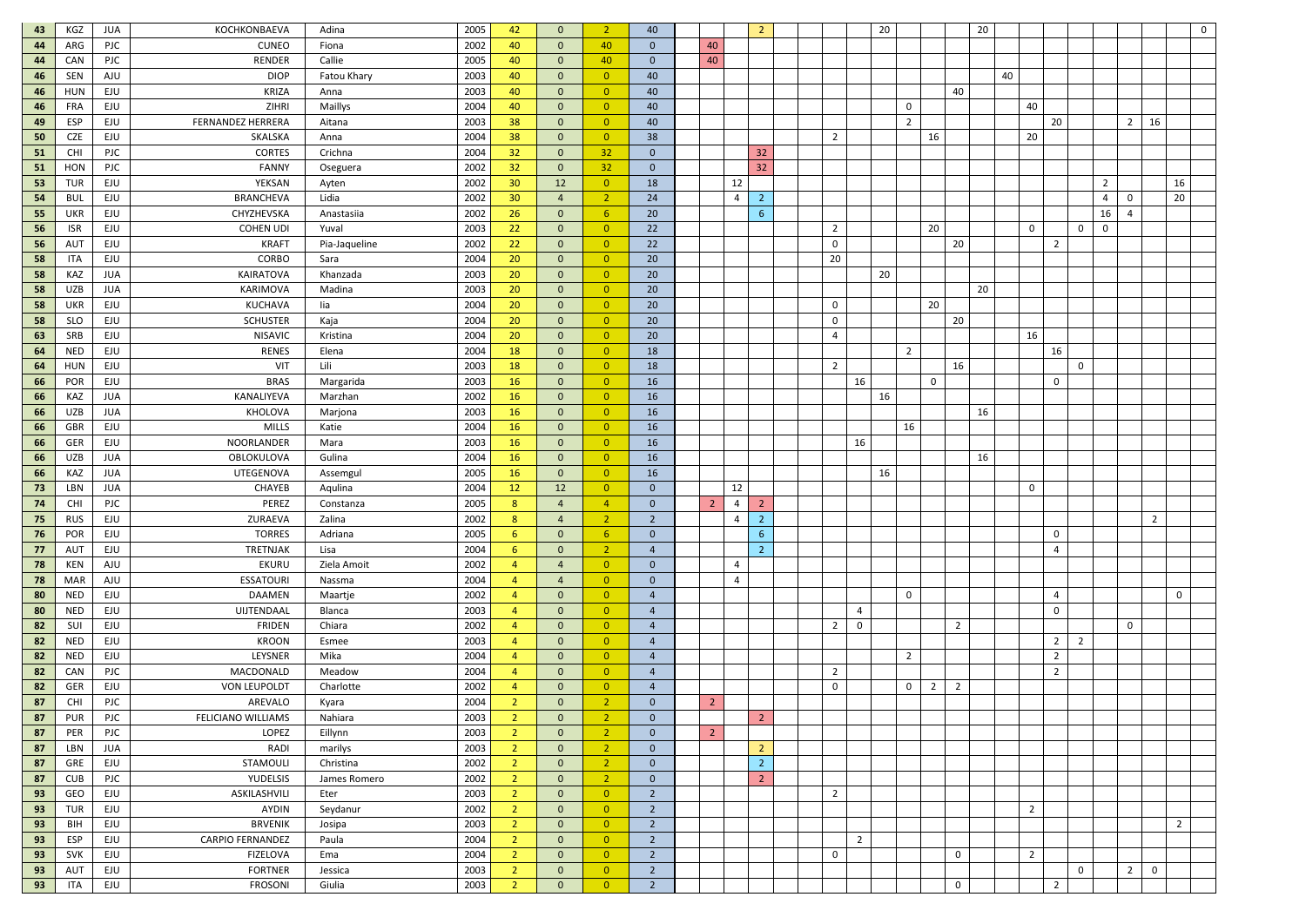| | | | | | | | | | | | | | | | | | | | | | | | | | | | | | | | |
|---|---|---|---|---|---|---|---|---|---|---|---|---|---|---|---|---|---|---|---|---|---|---|---|---|---|---|---|---|---|---|---|
| 43 | KGZ | JUA | KOCHKONBAEVA | Adina | 2005 | 42 | 0 | 2 | 40 | | | | 2 | | | | | 20 | | | | 20 | | | | | | | | | 0 |
| 44 | ARG | PJC | CUNEO | Fiona | 2002 | 40 | 0 | 40 | 0 | | 40 | | | | | | | | | | | | | | | | | | | | |
| 44 | CAN | PJC | RENDER | Callie | 2005 | 40 | 0 | 40 | 0 | | 40 | | | | | | | | | | | | | | | | | | | | |
| 46 | SEN | AJU | DIOP | Fatou Khary | 2003 | 40 | 0 | 0 | 40 | | | | | | | | | | | | | | 40 | | | | | | | | |
| 46 | HUN | EJU | KRIZA | Anna | 2003 | 40 | 0 | 0 | 40 | | | | | | | | | | | | 40 | | | | | | | | | | |
| 46 | FRA | EJU | ZIHRI | Maillys | 2004 | 40 | 0 | 0 | 40 | | | | | | | | | | 0 | | | | | 40 | | | | | | | |
| 49 | ESP | EJU | FERNANDEZ HERRERA | Aitana | 2003 | 38 | 0 | 0 | 40 | | | | | | | | | | 2 | | | | | | 20 | | | 2 | 16 | | |
| 50 | CZE | EJU | SKALSKA | Anna | 2004 | 38 | 0 | 0 | 38 | | | | | | | 2 | | | | 16 | | | | 20 | | | | | | | |
| 51 | CHI | PJC | CORTES | Crichna | 2004 | 32 | 0 | 32 | 0 | | | | 32 | | | | | | | | | | | | | | | | | | |
| 51 | HON | PJC | FANNY | Oseguera | 2002 | 32 | 0 | 32 | 0 | | | | 32 | | | | | | | | | | | | | | | | | | |
| 53 | TUR | EJU | YEKSAN | Ayten | 2002 | 30 | 12 | 0 | 18 | | | 12 | | | | | | | | | | | | | | | 2 | | | 16 | |
| 54 | BUL | EJU | BRANCHEVA | Lidia | 2002 | 30 | 4 | 2 | 24 | | | 4 | 2 | | | | | | | | | | | | | | 4 | 0 | | 20 | |
| 55 | UKR | EJU | CHYZHEVSKA | Anastasiia | 2002 | 26 | 0 | 6 | 20 | | | | 6 | | | | | | | | | | | | | | 16 | 4 | | | |
| 56 | ISR | EJU | COHEN UDI | Yuval | 2003 | 22 | 0 | 0 | 22 | | | | | | | 2 | | | | 20 | | | | 0 | | 0 | 0 | | | | |
| 56 | AUT | EJU | KRAFT | Pia-Jaqueline | 2002 | 22 | 0 | 0 | 22 | | | | | | | 0 | | | | | 20 | | | | 2 | | | | | | |
| 58 | ITA | EJU | CORBO | Sara | 2004 | 20 | 0 | 0 | 20 | | | | | | | 20 | | | | | | | | | | | | | | | |
| 58 | KAZ | JUA | KAIRATOVA | Khanzada | 2003 | 20 | 0 | 0 | 20 | | | | | | | | | 20 | | | | | | | | | | | | | |
| 58 | UZB | JUA | KARIMOVA | Madina | 2003 | 20 | 0 | 0 | 20 | | | | | | | | | | | | | 20 | | | | | | | | | |
| 58 | UKR | EJU | KUCHAVA | Iia | 2004 | 20 | 0 | 0 | 20 | | | | | | | 0 | | | | 20 | | | | | | | | | | | |
| 58 | SLO | EJU | SCHUSTER | Kaja | 2004 | 20 | 0 | 0 | 20 | | | | | | | 0 | | | | | 20 | | | | | | | | | | |
| 63 | SRB | EJU | NISAVIC | Kristina | 2004 | 20 | 0 | 0 | 20 | | | | | | | 4 | | | | | | | | 16 | | | | | | | |
| 64 | NED | EJU | RENES | Elena | 2004 | 18 | 0 | 0 | 18 | | | | | | | | | | 2 | | | | | | 16 | | | | | | |
| 64 | HUN | EJU | VIT | Lili | 2003 | 18 | 0 | 0 | 18 | | | | | | | 2 | | | | | 16 | | | | | 0 | | | | | |
| 66 | POR | EJU | BRAS | Margarida | 2003 | 16 | 0 | 0 | 16 | | | | | | | | 16 | | | 0 | | | | | 0 | | | | | | |
| 66 | KAZ | JUA | KANALIYEVA | Marzhan | 2002 | 16 | 0 | 0 | 16 | | | | | | | | | 16 | | | | | | | | | | | | | |
| 66 | UZB | JUA | KHOLOVA | Marjona | 2003 | 16 | 0 | 0 | 16 | | | | | | | | | | | | | 16 | | | | | | | | | |
| 66 | GBR | EJU | MILLS | Katie | 2004 | 16 | 0 | 0 | 16 | | | | | | | | | | 16 | | | | | | | | | | | | |
| 66 | GER | EJU | NOORLANDER | Mara | 2003 | 16 | 0 | 0 | 16 | | | | | | | | 16 | | | | | | | | | | | | | | |
| 66 | UZB | JUA | OBLOKULOVA | Gulina | 2004 | 16 | 0 | 0 | 16 | | | | | | | | | | | | | 16 | | | | | | | | | |
| 66 | KAZ | JUA | UTEGENOVA | Assemgul | 2005 | 16 | 0 | 0 | 16 | | | | | | | | | 16 | | | | | | | | | | | | | |
| 73 | LBN | JUA | CHAYEB | Aqulina | 2004 | 12 | 12 | 0 | 0 | | | 12 | | | | | | | | | | | | 0 | | | | | | | |
| 74 | CHI | PJC | PEREZ | Constanza | 2005 | 8 | 4 | 4 | 0 | | 2 | 4 | 2 | | | | | | | | | | | | | | | | | | |
| 75 | RUS | EJU | ZURAEVA | Zalina | 2002 | 8 | 4 | 2 | 2 | | | 4 | 2 | | | | | | | | | | | | | | | | 2 | | |
| 76 | POR | EJU | TORRES | Adriana | 2005 | 6 | 0 | 6 | 0 | | | | 6 | | | | | | | | | | | | 0 | | | | | | |
| 77 | AUT | EJU | TRETNJAK | Lisa | 2004 | 6 | 0 | 2 | 4 | | | | 2 | | | | | | | | | | | | 4 | | | | | | |
| 78 | KEN | AJU | EKURU | Ziela Amoit | 2002 | 4 | 4 | 0 | 0 | | | 4 | | | | | | | | | | | | | | | | | | | |
| 78 | MAR | AJU | ESSATOURI | Nassma | 2004 | 4 | 4 | 0 | 0 | | | 4 | | | | | | | | | | | | | | | | | | | |
| 80 | NED | EJU | DAAMEN | Maartje | 2002 | 4 | 0 | 0 | 4 | | | | | | | | | | 0 | | | | | | 4 | | | | | 0 | |
| 80 | NED | EJU | UIJTENDAAL | Blanca | 2003 | 4 | 0 | 0 | 4 | | | | | | | | 4 | | | | | | | | 0 | | | | | | |
| 82 | SUI | EJU | FRIDEN | Chiara | 2002 | 4 | 0 | 0 | 4 | | | | | | | 2 | 0 | | | | 2 | | | | | | | 0 | | | |
| 82 | NED | EJU | KROON | Esmee | 2003 | 4 | 0 | 0 | 4 | | | | | | | | | | | | | | | | 2 | 2 | | | | | |
| 82 | NED | EJU | LEYSNER | Mika | 2004 | 4 | 0 | 0 | 4 | | | | | | | | | | 2 | | | | | | 2 | | | | | | |
| 82 | CAN | PJC | MACDONALD | Meadow | 2004 | 4 | 0 | 0 | 4 | | | | | | | 2 | | | | | | | | | 2 | | | | | | |
| 82 | GER | EJU | VON LEUPOLDT | Charlotte | 2002 | 4 | 0 | 0 | 4 | | | | | | | 0 | | | 0 | 2 | 2 | | | | | | | | | | |
| 87 | CHI | PJC | AREVALO | Kyara | 2004 | 2 | 0 | 2 | 0 | | 2 | | | | | | | | | | | | | | | | | | | | |
| 87 | PUR | PJC | FELICIANO WILLIAMS | Nahiara | 2003 | 2 | 0 | 2 | 0 | | | | 2 | | | | | | | | | | | | | | | | | | |
| 87 | PER | PJC | LOPEZ | Eillynn | 2003 | 2 | 0 | 2 | 0 | | 2 | | | | | | | | | | | | | | | | | | | | |
| 87 | LBN | JUA | RADI | marilys | 2003 | 2 | 0 | 2 | 0 | | | | 2 | | | | | | | | | | | | | | | | | | |
| 87 | GRE | EJU | STAMOULI | Christina | 2002 | 2 | 0 | 2 | 0 | | | | 2 | | | | | | | | | | | | | | | | | | |
| 87 | CUB | PJC | YUDELSIS | James Romero | 2002 | 2 | 0 | 2 | 0 | | | | 2 | | | | | | | | | | | | | | | | | | |
| 93 | GEO | EJU | ASKILASHVILI | Eter | 2003 | 2 | 0 | 0 | 2 | | | | | | | 2 | | | | | | | | | | | | | | | |
| 93 | TUR | EJU | AYDIN | Seydanur | 2002 | 2 | 0 | 0 | 2 | | | | | | | | | | | | | | | 2 | | | | | | | |
| 93 | BIH | EJU | BRVENIK | Josipa | 2003 | 2 | 0 | 0 | 2 | | | | | | | | | | | | | | | | | | | | | 2 | |
| 93 | ESP | EJU | CARPIO FERNANDEZ | Paula | 2004 | 2 | 0 | 0 | 2 | | | | | | | | 2 | | | | | | | | | | | | | | |
| 93 | SVK | EJU | FIZELOVA | Ema | 2004 | 2 | 0 | 0 | 2 | | | | | | | 0 | | | | | 0 | | | 2 | | | | | | | |
| 93 | AUT | EJU | FORTNER | Jessica | 2003 | 2 | 0 | 0 | 2 | | | | | | | | | | | | | | | | | 0 | | 2 | 0 | | |
| 93 | ITA | EJU | FROSONI | Giulia | 2003 | 2 | 0 | 0 | 2 | | | | | | | | | | | | 0 | | | | 2 | | | | | | |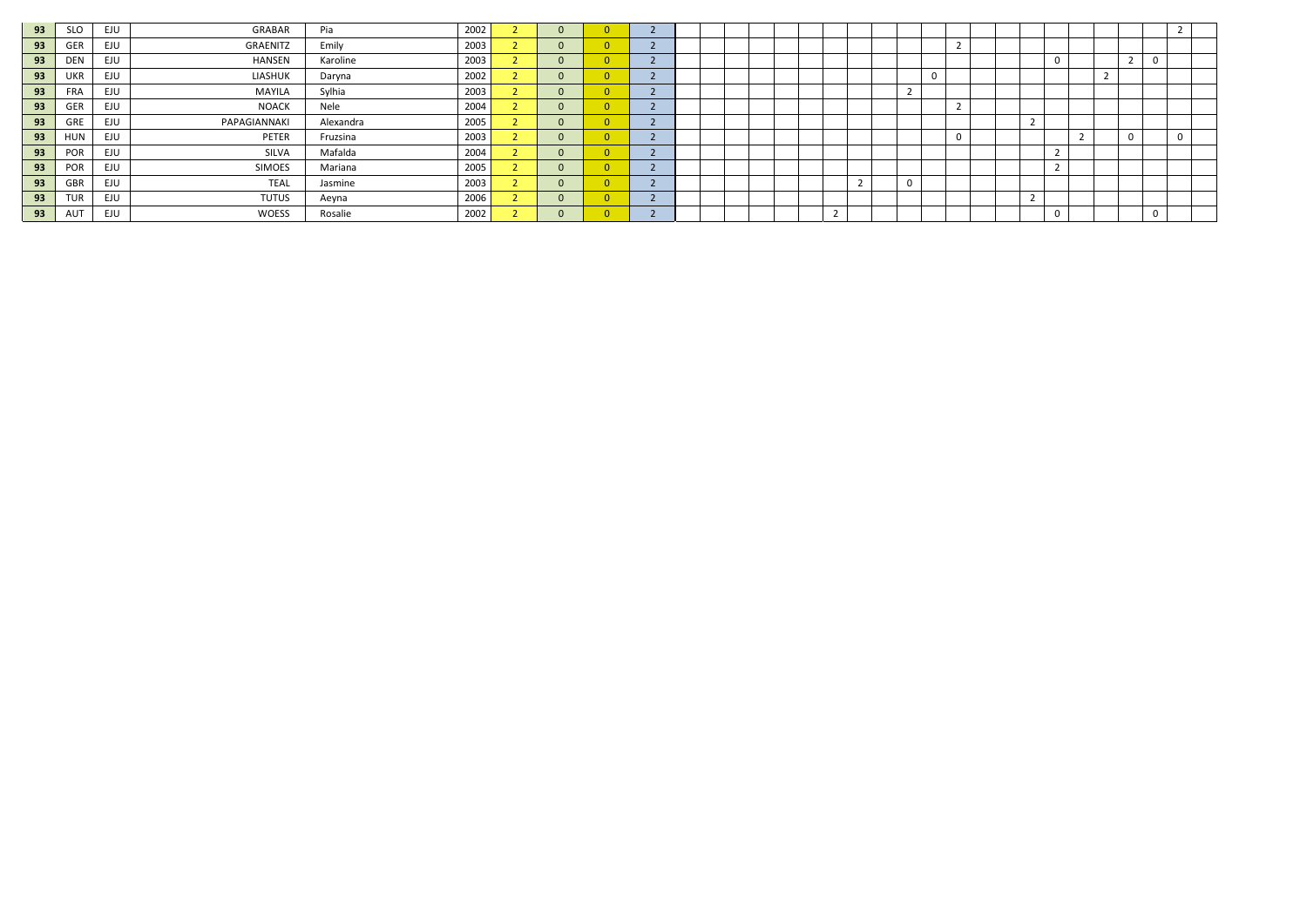| | | | | | | | | | | | | | | | | | | | | | | | | | | | | | | | |
|---|---|---|---|---|---|---|---|---|---|---|---|---|---|---|---|---|---|---|---|---|---|---|---|---|---|---|---|---|---|---|---|
| **93** | SLO | EJU | GRABAR | Pia | 2002 | 2 | 0 | 0 | 2 | | | | | | | | | | | | | | | | | | | | | 2 | |
| **93** | GER | EJU | GRAENITZ | Emily | 2003 | 2 | 0 | 0 | 2 | | | | | | | | | | | | 2 | | | | | | | | | | |
| **93** | DEN | EJU | HANSEN | Karoline | 2003 | 2 | 0 | 0 | 2 | | | | | | | | | | | | | | | | 0 | | | 2 | 0 | | |
| **93** | UKR | EJU | LIASHUK | Daryna | 2002 | 2 | 0 | 0 | 2 | | | | | | | | | | | 0 | | | | | | | 2 | | | | |
| **93** | FRA | EJU | MAYILA | Sylhia | 2003 | 2 | 0 | 0 | 2 | | | | | | | | | | 2 | | | | | | | | | | | | |
| **93** | GER | EJU | NOACK | Nele | 2004 | 2 | 0 | 0 | 2 | | | | | | | | | | | | 2 | | | | | | | | | | |
| **93** | GRE | EJU | PAPAGIANNAKI | Alexandra | 2005 | 2 | 0 | 0 | 2 | | | | | | | | | | | | | | | 2 | | | | | | | |
| **93** | HUN | EJU | PETER | Fruzsina | 2003 | 2 | 0 | 0 | 2 | | | | | | | | | | | | 0 | | | | | 2 | | 0 | | 0 | |
| **93** | POR | EJU | SILVA | Mafalda | 2004 | 2 | 0 | 0 | 2 | | | | | | | | | | | | | | | | 2 | | | | | | |
| **93** | POR | EJU | SIMOES | Mariana | 2005 | 2 | 0 | 0 | 2 | | | | | | | | | | | | | | | | 2 | | | | | | |
| **93** | GBR | EJU | TEAL | Jasmine | 2003 | 2 | 0 | 0 | 2 | | | | | | | | 2 | | 0 | | | | | | | | | | | | |
| **93** | TUR | EJU | TUTUS | Aeyna | 2006 | 2 | 0 | 0 | 2 | | | | | | | | | | | | | | | 2 | | | | | | | |
| **93** | AUT | EJU | WOESS | Rosalie | 2002 | 2 | 0 | 0 | 2 | | | | | | | 2 | | | | | | | | | 0 | | | | 0 | | |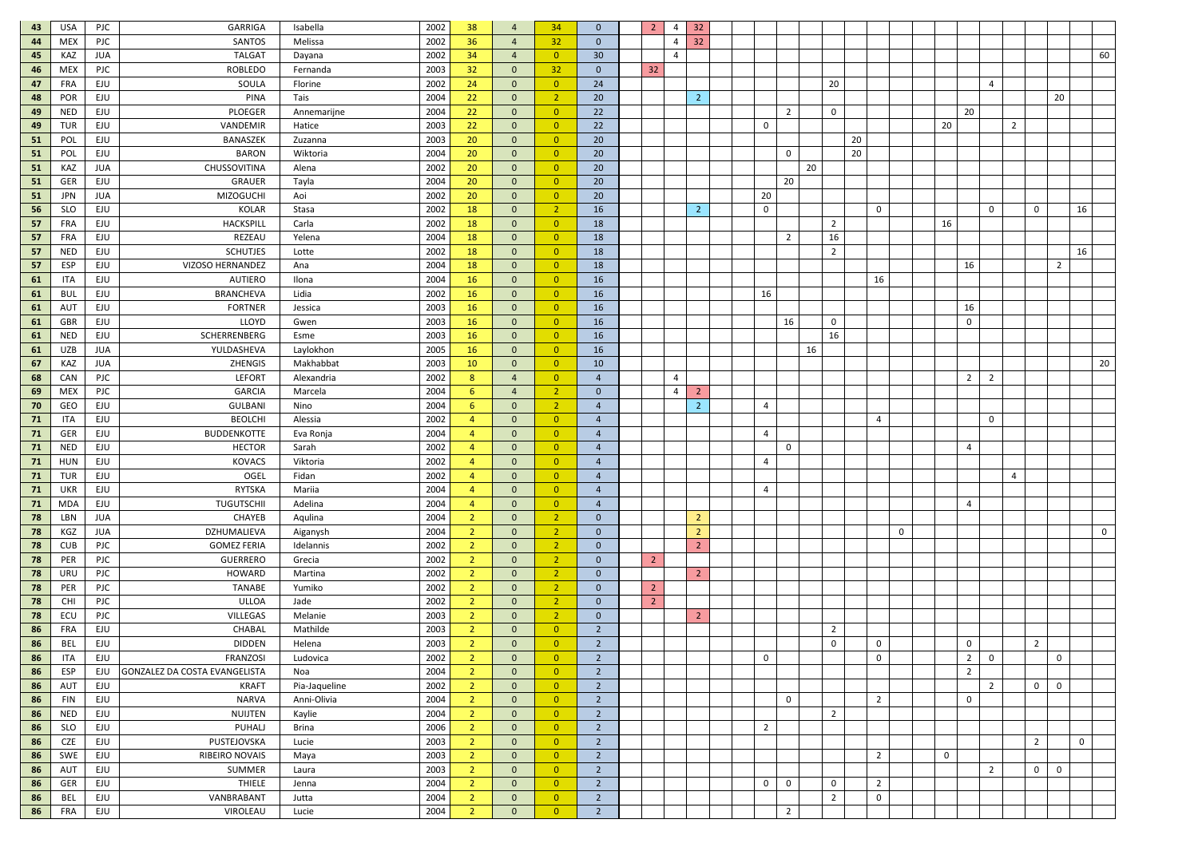| | | | | | | | | | | | | | | | | | | | | | | | | | | | | | |
|---|---|---|---|---|---|---|---|---|---|---|---|---|---|---|---|---|---|---|---|---|---|---|---|---|---|---|---|---|---|
| 43 | USA | PJC | GARRIGA | Isabella | 2002 | 38 | 4 | 34 | 0 | 2 | 4 | 32 | | | | | | | | | | | | | | | | | |
| 44 | MEX | PJC | SANTOS | Melissa | 2002 | 36 | 4 | 32 | 0 | | 4 | 32 | | | | | | | | | | | | | | | | | |
| 45 | KAZ | JUA | TALGAT | Dayana | 2002 | 34 | 4 | 0 | 30 | | 4 | | | | | | | | | | | | | | | | | | 60 |
| 46 | MEX | PJC | ROBLEDO | Fernanda | 2003 | 32 | 0 | 32 | 0 | 32 | | | | | | | | | | | | | | | | | | | |
| 47 | FRA | EJU | SOULA | Florine | 2002 | 24 | 0 | 0 | 24 | | | | | | | | 20 | | | | | | | 4 | | | | | |
| 48 | POR | EJU | PINA | Tais | 2004 | 22 | 0 | 2 | 20 | | | 2 | | | | | | | | | | | | | | | 20 | | |
| 49 | NED | EJU | PLOEGER | Annemarijne | 2004 | 22 | 0 | 0 | 22 | | | | | | 2 | | 0 | | | | | | 20 | | | | | | |
| 49 | TUR | EJU | VANDEMIR | Hatice | 2003 | 22 | 0 | 0 | 22 | | | | | 0 | | | | | | | | 20 | | | 2 | | | | |
| 51 | POL | EJU | BANASZEK | Zuzanna | 2003 | 20 | 0 | 0 | 20 | | | | | | | | | 20 | | | | | | | | | | | |
| 51 | POL | EJU | BARON | Wiktoria | 2004 | 20 | 0 | 0 | 20 | | | | | | 0 | | | 20 | | | | | | | | | | | |
| 51 | KAZ | JUA | CHUSSOVITINA | Alena | 2002 | 20 | 0 | 0 | 20 | | | | | | | 20 | | | | | | | | | | | | | |
| 51 | GER | EJU | GRAUER | Tayla | 2004 | 20 | 0 | 0 | 20 | | | | | | 20 | | | | | | | | | | | | | | |
| 51 | JPN | JUA | MIZOGUCHI | Aoi | 2002 | 20 | 0 | 0 | 20 | | | | | 20 | | | | | | | | | | | | | | | |
| 56 | SLO | EJU | KOLAR | Stasa | 2002 | 18 | 0 | 2 | 16 | | | 2 | | 0 | | | | | 0 | | | | | 0 | | 0 | | 16 | |
| 57 | FRA | EJU | HACKSPILL | Carla | 2002 | 18 | 0 | 0 | 18 | | | | | | | | 2 | | | | | 16 | | | | | | | |
| 57 | FRA | EJU | REZEAU | Yelena | 2004 | 18 | 0 | 0 | 18 | | | | | | 2 | | 16 | | | | | | | | | | | | |
| 57 | NED | EJU | SCHUTJES | Lotte | 2002 | 18 | 0 | 0 | 18 | | | | | | | | 2 | | | | | | | | | | | 16 | |
| 57 | ESP | EJU | VIZOSO HERNANDEZ | Ana | 2004 | 18 | 0 | 0 | 18 | | | | | | | | | | | | | | 16 | | | | 2 | | |
| 61 | ITA | EJU | AUTIERO | Ilona | 2004 | 16 | 0 | 0 | 16 | | | | | | | | | | 16 | | | | | | | | | | |
| 61 | BUL | EJU | BRANCHEVA | Lidia | 2002 | 16 | 0 | 0 | 16 | | | | | 16 | | | | | | | | | | | | | | | |
| 61 | AUT | EJU | FORTNER | Jessica | 2003 | 16 | 0 | 0 | 16 | | | | | | | | | | | | | | 16 | | | | | | |
| 61 | GBR | EJU | LLOYD | Gwen | 2003 | 16 | 0 | 0 | 16 | | | | | | 16 | | 0 | | | | | | 0 | | | | | | |
| 61 | NED | EJU | SCHERRENBERG | Esme | 2003 | 16 | 0 | 0 | 16 | | | | | | | | 16 | | | | | | | | | | | | |
| 61 | UZB | JUA | YULDASHEVA | Laylokhon | 2005 | 16 | 0 | 0 | 16 | | | | | | | 16 | | | | | | | | | | | | | |
| 67 | KAZ | JUA | ZHENGIS | Makhabbat | 2003 | 10 | 0 | 0 | 10 | | | | | | | | | | | | | | | | | | | | 20 |
| 68 | CAN | PJC | LEFORT | Alexandria | 2002 | 8 | 4 | 0 | 4 | | 4 | | | | | | | | | | | | 2 | 2 | | | | | |
| 69 | MEX | PJC | GARCIA | Marcela | 2004 | 6 | 4 | 2 | 0 | | 4 | 2 | | | | | | | | | | | | | | | | | |
| 70 | GEO | EJU | GULBANI | Nino | 2004 | 6 | 0 | 2 | 4 | | | 2 | | 4 | | | | | | | | | | | | | | | |
| 71 | ITA | EJU | BEOLCHI | Alessia | 2002 | 4 | 0 | 0 | 4 | | | | | | | | | | 4 | | | | | 0 | | | | | |
| 71 | GER | EJU | BUDDENKOTTE | Eva Ronja | 2004 | 4 | 0 | 0 | 4 | | | | | 4 | | | | | | | | | | | | | | | |
| 71 | NED | EJU | HECTOR | Sarah | 2002 | 4 | 0 | 0 | 4 | | | | | | 0 | | | | | | | | 4 | | | | | | |
| 71 | HUN | EJU | KOVACS | Viktoria | 2002 | 4 | 0 | 0 | 4 | | | | | 4 | | | | | | | | | | | | | | | |
| 71 | TUR | EJU | OGEL | Fidan | 2002 | 4 | 0 | 0 | 4 | | | | | | | | | | | | | | | | 4 | | | | |
| 71 | UKR | EJU | RYTSKA | Mariia | 2004 | 4 | 0 | 0 | 4 | | | | | 4 | | | | | | | | | | | | | | | |
| 71 | MDA | EJU | TUGUTSCHII | Adelina | 2004 | 4 | 0 | 0 | 4 | | | | | | | | | | | | | | 4 | | | | | | |
| 78 | LBN | JUA | CHAYEB | Aqulina | 2004 | 2 | 0 | 2 | 0 | | | 2 | | | | | | | | | | | | | | | | | |
| 78 | KGZ | JUA | DZHUMALIEVA | Aiganysh | 2004 | 2 | 0 | 2 | 0 | | | 2 | | | | | | | | 0 | | | | | | | | | 0 |
| 78 | CUB | PJC | GOMEZ FERIA | Idelannis | 2002 | 2 | 0 | 2 | 0 | | | 2 | | | | | | | | | | | | | | | | | |
| 78 | PER | PJC | GUERRERO | Grecia | 2002 | 2 | 0 | 2 | 0 | 2 | | | | | | | | | | | | | | | | | | | |
| 78 | URU | PJC | HOWARD | Martina | 2002 | 2 | 0 | 2 | 0 | | | 2 | | | | | | | | | | | | | | | | | |
| 78 | PER | PJC | TANABE | Yumiko | 2002 | 2 | 0 | 2 | 0 | 2 | | | | | | | | | | | | | | | | | | | |
| 78 | CHI | PJC | ULLOA | Jade | 2002 | 2 | 0 | 2 | 0 | 2 | | | | | | | | | | | | | | | | | | | |
| 78 | ECU | PJC | VILLEGAS | Melanie | 2003 | 2 | 0 | 2 | 0 | | | 2 | | | | | | | | | | | | | | | | | |
| 86 | FRA | EJU | CHABAL | Mathilde | 2003 | 2 | 0 | 0 | 2 | | | | | | | | 2 | | | | | | | | | | | | |
| 86 | BEL | EJU | DIDDEN | Helena | 2003 | 2 | 0 | 0 | 2 | | | | | | | | 0 | | 0 | | | | 0 | | | 2 | | | |
| 86 | ITA | EJU | FRANZOSI | Ludovica | 2002 | 2 | 0 | 0 | 2 | | | | | 0 | | | | | 0 | | | | 2 | 0 | | | 0 | | |
| 86 | ESP | EJU | GONZALEZ DA COSTA EVANGELISTA | Noa | 2004 | 2 | 0 | 0 | 2 | | | | | | | | | | | | | | 2 | | | | | | |
| 86 | AUT | EJU | KRAFT | Pia-Jaqueline | 2002 | 2 | 0 | 0 | 2 | | | | | | | | | | | | | | | 2 | | 0 | 0 | | |
| 86 | FIN | EJU | NARVA | Anni-Olivia | 2004 | 2 | 0 | 0 | 2 | | | | | | 0 | | | | 2 | | | | 0 | | | | | | |
| 86 | NED | EJU | NUIJTEN | Kaylie | 2004 | 2 | 0 | 0 | 2 | | | | | | | | 2 | | | | | | | | | | | | |
| 86 | SLO | EJU | PUHALJ | Brina | 2006 | 2 | 0 | 0 | 2 | | | | | 2 | | | | | | | | | | | | | | | |
| 86 | CZE | EJU | PUSTEJOVSKA | Lucie | 2003 | 2 | 0 | 0 | 2 | | | | | | | | | | | | | | | | | 2 | | 0 | |
| 86 | SWE | EJU | RIBEIRO NOVAIS | Maya | 2003 | 2 | 0 | 0 | 2 | | | | | | | | | | 2 | | | 0 | | | | | | | |
| 86 | AUT | EJU | SUMMER | Laura | 2003 | 2 | 0 | 0 | 2 | | | | | | | | | | | | | | | 2 | | 0 | 0 | | |
| 86 | GER | EJU | THIELE | Jenna | 2004 | 2 | 0 | 0 | 2 | | | | | 0 | 0 | | 0 | | 2 | | | | | | | | | | |
| 86 | BEL | EJU | VANBRABANT | Jutta | 2004 | 2 | 0 | 0 | 2 | | | | | | | | 2 | | 0 | | | | | | | | | | |
| 86 | FRA | EJU | VIROLEAU | Lucie | 2004 | 2 | 0 | 0 | 2 | | | | | | 2 | | | | | | | | | | | | | | |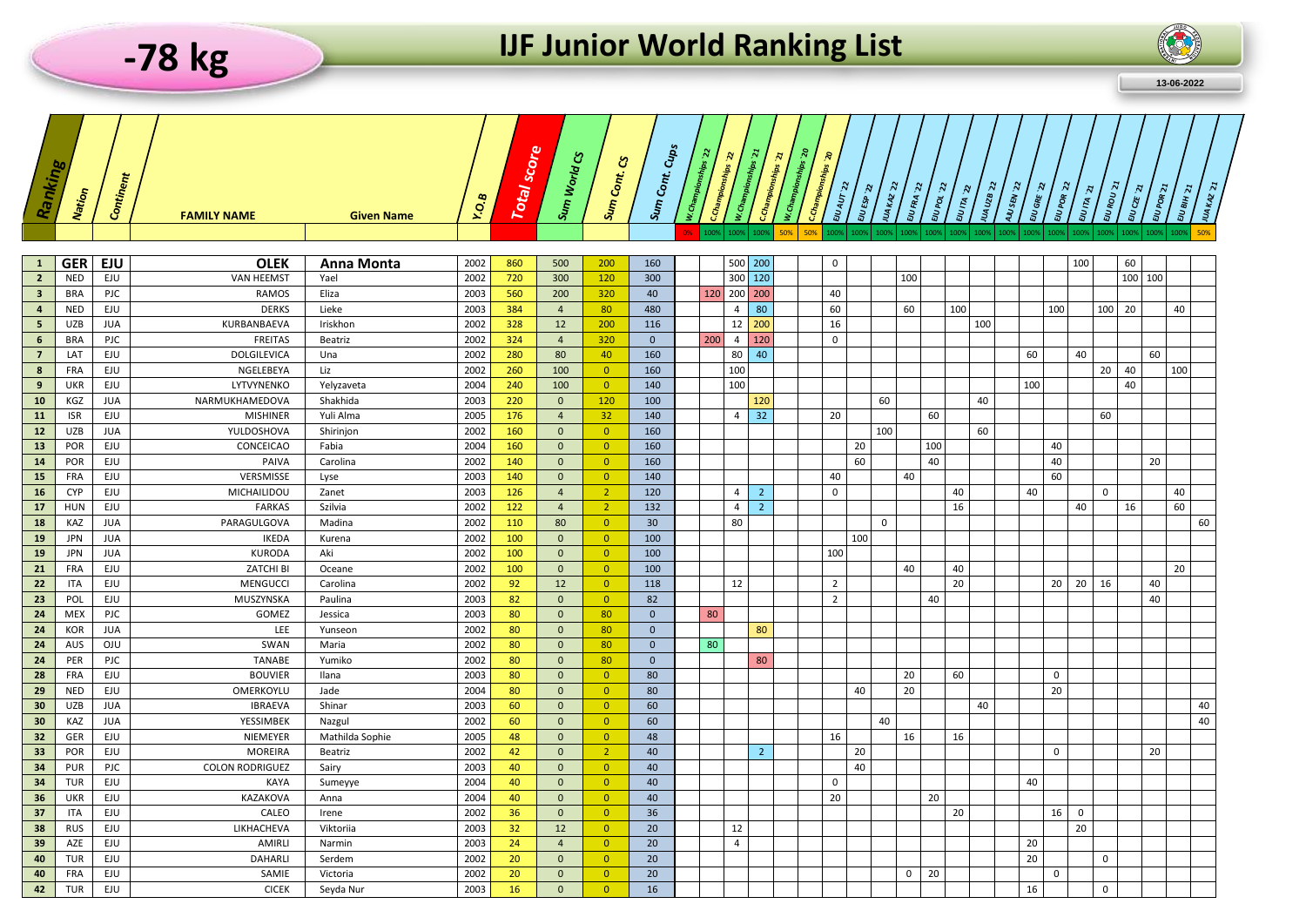# -78 kg

# IJF Junior World Ranking List

13-06-2022

| Ranking | Nation | Continent | FAMILY NAME | Given Name | Y.O.B | Total score | Sum World CS | Sum Cont. CS | Sum Cont. Cups | W.Championships '22 | C.Championships '22 | W.Championships '21 | C.Championships '21 | W.Championships '20 | C.Championships '20 | EJU AUT 22 | EJU ESP 22 | JUA KAZ 22 | EJU FRA 22 | EJU POL 22 | EJU ITA 22 | JUA UZB 22 | AJU SEN 22 | EJU GRE 22 | EJU POR 22 | EJU ITA 21 | EJU ROU 21 | EJU CZE 21 | EJU POR 21 | EJU BIH 21 | JUA KAZ 21 |
|---|---|---|---|---|---|---|---|---|---|---|---|---|---|---|---|---|---|---|---|---|---|---|---|---|---|---|---|---|---|---|---|
| | | | | | | | | | | 0% | 100% | 100% | 100% | 50% | 50% | 100% | 100% | 100% | 100% | 100% | 100% | 100% | 100% | 100% | 100% | 100% | 100% | 100% | 100% | 100% | 50% |
| 1 | GER | EJU | OLEK | Anna Monta | 2002 | 860 | 500 | 200 | 160 | | | 500 | 200 | | | 0 | | | | | | | | | | 100 | | 60 | | | |
| 2 | NED | EJU | VAN HEEMST | Yael | 2002 | 720 | 300 | 120 | 300 | | | 300 | 120 | | | | | | 100 | | | | | | | | | 100 | 100 | | |
| 3 | BRA | PJC | RAMOS | Eliza | 2003 | 560 | 200 | 320 | 40 | | 120 | 200 | 200 | | | 40 | | | | | | | | | | | | | | | |
| 4 | NED | EJU | DERKS | Lieke | 2003 | 384 | 4 | 80 | 480 | | | 4 | 80 | | | 60 | | | 60 | | 100 | | | | 100 | | 100 | 20 | | 40 | |
| 5 | UZB | JUA | KURBANBAEVA | Iriskhon | 2002 | 328 | 12 | 200 | 116 | | | 12 | 200 | | | 16 | | | | | | 100 | | | | | | | | | |
| 6 | BRA | PJC | FREITAS | Beatriz | 2002 | 324 | 4 | 320 | 0 | | 200 | 4 | 120 | | | 0 | | | | | | | | | | | | | | | |
| 7 | LAT | EJU | DOLGILEVICA | Una | 2002 | 280 | 80 | 40 | 160 | | | 80 | 40 | | | | | | | | | | | 60 | | 40 | | | 60 | | |
| 8 | FRA | EJU | NGELEBEYA | Liz | 2002 | 260 | 100 | 0 | 160 | | | 100 | | | | | | | | | | | | | | | 20 | 40 | | 100 | |
| 9 | UKR | EJU | LYTVYNENKO | Yelyzaveta | 2004 | 240 | 100 | 0 | 140 | | | 100 | | | | | | | | | | | | 100 | | | | 40 | | | |
| 10 | KGZ | JUA | NARMUKHAMEDOVA | Shakhida | 2003 | 220 | 0 | 120 | 100 | | | | 120 | | | | | 60 | | | | 40 | | | | | | | | | |
| 11 | ISR | EJU | MISHINER | Yuli Alma | 2005 | 176 | 4 | 32 | 140 | | | 4 | 32 | | | 20 | | | | 60 | | | | | | | 60 | | | | |
| 12 | UZB | JUA | YULDOSHOVA | Shirinjon | 2002 | 160 | 0 | 0 | 160 | | | | | | | | | 100 | | | | 60 | | | | | | | | | |
| 13 | POR | EJU | CONCEICAO | Fabia | 2004 | 160 | 0 | 0 | 160 | | | | | | | | 20 | | | 100 | | | | | 40 | | | | | | |
| 14 | POR | EJU | PAIVA | Carolina | 2002 | 140 | 0 | 0 | 160 | | | | | | | | 60 | | | 40 | | | | | 40 | | | | 20 | | |
| 15 | FRA | EJU | VERSMISSE | Lyse | 2003 | 140 | 0 | 0 | 140 | | | | | | | 40 | | | 40 | | | | | | 60 | | | | | | |
| 16 | CYP | EJU | MICHAILIDOU | Zanet | 2003 | 126 | 4 | 2 | 120 | | | 4 | 2 | | | 0 | | | | | 40 | | | 40 | | | 0 | | | 40 | |
| 17 | HUN | EJU | FARKAS | Szilvia | 2002 | 122 | 4 | 2 | 132 | | | 4 | 2 | | | | | | | | 16 | | | | | 40 | | 16 | | 60 | |
| 18 | KAZ | JUA | PARAGULGOVA | Madina | 2002 | 110 | 80 | 0 | 30 | | | 80 | | | | | | 0 | | | | | | | | | | | | | 60 |
| 19 | JPN | JUA | IKEDA | Kurena | 2002 | 100 | 0 | 0 | 100 | | | | | | | | 100 | | | | | | | | | | | | | | |
| 19 | JPN | JUA | KURODA | Aki | 2002 | 100 | 0 | 0 | 100 | | | | | | | 100 | | | | | | | | | | | | | | | |
| 21 | FRA | EJU | ZATCHI BI | Oceane | 2002 | 100 | 0 | 0 | 100 | | | | | | | | | | 40 | | 40 | | | | | | | | | 20 | |
| 22 | ITA | EJU | MENGUCCI | Carolina | 2002 | 92 | 12 | 0 | 118 | | | 12 | | | | 2 | | | | | 20 | | | | 20 | 20 | 16 | | 40 | | |
| 23 | POL | EJU | MUSZYNSKA | Paulina | 2003 | 82 | 0 | 0 | 82 | | | | | | | 2 | | | | 40 | | | | | | | | | 40 | | |
| 24 | MEX | PJC | GOMEZ | Jessica | 2003 | 80 | 0 | 80 | 0 | | 80 | | | | | | | | | | | | | | | | | | | | |
| 24 | KOR | JUA | LEE | Yunseon | 2002 | 80 | 0 | 80 | 0 | | | | 80 | | | | | | | | | | | | | | | | | | |
| 24 | AUS | OJU | SWAN | Maria | 2002 | 80 | 0 | 80 | 0 | | 80 | | | | | | | | | | | | | | | | | | | | |
| 24 | PER | PJC | TANABE | Yumiko | 2002 | 80 | 0 | 80 | 0 | | | | 80 | | | | | | | | | | | | | | | | | | |
| 28 | FRA | EJU | BOUVIER | Ilana | 2003 | 80 | 0 | 0 | 80 | | | | | | | | | | 20 | | 60 | | | | 0 | | | | | | |
| 29 | NED | EJU | OMERKOYLU | Jade | 2004 | 80 | 0 | 0 | 80 | | | | | | | | 40 | | 20 | | | | | | 20 | | | | | | |
| 30 | UZB | JUA | IBRAEVA | Shinar | 2003 | 60 | 0 | 0 | 60 | | | | | | | | | | | | | 40 | | | | | | | | | 40 |
| 30 | KAZ | JUA | YESSIMBEK | Nazgul | 2002 | 60 | 0 | 0 | 60 | | | | | | | | | 40 | | | | | | | | | | | | | 40 |
| 32 | GER | EJU | NIEMEYER | Mathilda Sophie | 2005 | 48 | 0 | 0 | 48 | | | | | | | 16 | | | 16 | | 16 | | | | | | | | | | |
| 33 | POR | EJU | MOREIRA | Beatriz | 2002 | 42 | 0 | 2 | 40 | | | | 2 | | | | 20 | | | | | | | | 0 | | | | 20 | | |
| 34 | PUR | PJC | COLON RODRIGUEZ | Sairy | 2003 | 40 | 0 | 0 | 40 | | | | | | | | 40 | | | | | | | | | | | | | | |
| 34 | TUR | EJU | KAYA | Sumeyye | 2004 | 40 | 0 | 0 | 40 | | | | | | | 0 | | | | | | | | 40 | | | | | | | |
| 36 | UKR | EJU | KAZAKOVA | Anna | 2004 | 40 | 0 | 0 | 40 | | | | | | | 20 | | | | 20 | | | | | | | | | | | |
| 37 | ITA | EJU | CALEO | Irene | 2002 | 36 | 0 | 0 | 36 | | | | | | | | | | | | 20 | | | | 16 | 0 | | | | | |
| 38 | RUS | EJU | LIKHACHEVA | Viktoriia | 2003 | 32 | 12 | 0 | 20 | | | 12 | | | | | | | | | | | | | | 20 | | | | | |
| 39 | AZE | EJU | AMIRLI | Narmin | 2003 | 24 | 4 | 0 | 20 | | | 4 | | | | | | | | | | | | 20 | | | | | | | |
| 40 | TUR | EJU | DAHARLI | Serdem | 2002 | 20 | 0 | 0 | 20 | | | | | | | | | | | | | | | 20 | | | 0 | | | | |
| 40 | FRA | EJU | SAMIE | Victoria | 2002 | 20 | 0 | 0 | 20 | | | | | | | | | | 0 | 20 | | | | | 0 | | | | | | |
| 42 | TUR | EJU | CICEK | Seyda Nur | 2003 | 16 | 0 | 0 | 16 | | | | | | | | | | | | | | | 16 | | | 0 | | | | |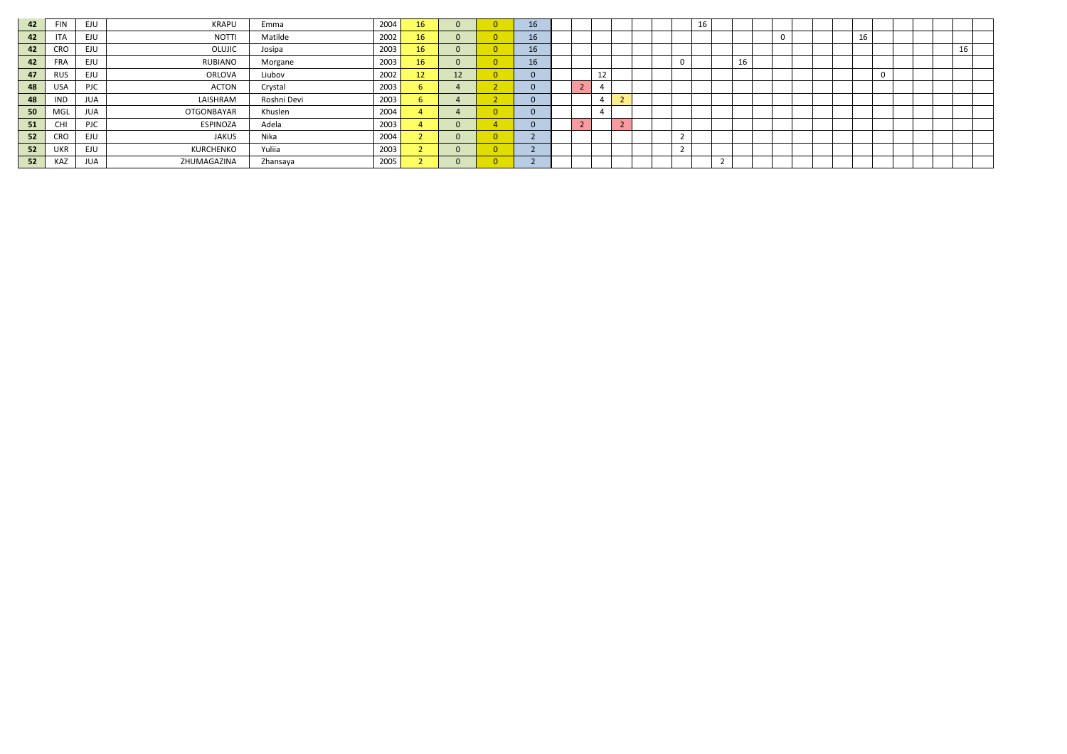| | | | | | | | | | | | | | | | | | | | | | | | | | | | | | | | |
|---|---|---|---|---|---|---|---|---|---|---|---|---|---|---|---|---|---|---|---|---|---|---|---|---|---|---|---|---|---|---|---|
| 42 | FIN | EJU | KRAPU | Emma | 2004 | 16 | 0 | 0 | 16 | | | | | | | | 16 | | | | | | | | | | | | | | |
| 42 | ITA | EJU | NOTTI | Matilde | 2002 | 16 | 0 | 0 | 16 | | | | | | | | | | | | 0 | | | | 16 | | | | | | |
| 42 | CRO | EJU | OLUJIC | Josipa | 2003 | 16 | 0 | 0 | 16 | | | | | | | | | | | | | | | | | | | | | 16 | |
| 42 | FRA | EJU | RUBIANO | Morgane | 2003 | 16 | 0 | 0 | 16 | | | | | | | 0 | | | 16 | | | | | | | | | | | | |
| 47 | RUS | EJU | ORLOVA | Liubov | 2002 | 12 | 12 | 0 | 0 | | | 12 | | | | | | | | | | | | | | 0 | | | | | |
| 48 | USA | PJC | ACTON | Crystal | 2003 | 6 | 4 | 2 | 0 | | 2 | 4 | | | | | | | | | | | | | | | | | | | |
| 48 | IND | JUA | LAISHRAM | Roshni Devi | 2003 | 6 | 4 | 2 | 0 | | | 4 | 2 | | | | | | | | | | | | | | | | | | |
| 50 | MGL | JUA | OTGONBAYAR | Khuslen | 2004 | 4 | 4 | 0 | 0 | | | 4 | | | | | | | | | | | | | | | | | | | |
| 51 | CHI | PJC | ESPINOZA | Adela | 2003 | 4 | 0 | 4 | 0 | | 2 | | 2 | | | | | | | | | | | | | | | | | | |
| 52 | CRO | EJU | JAKUS | Nika | 2004 | 2 | 0 | 0 | 2 | | | | | | | 2 | | | | | | | | | | | | | | | |
| 52 | UKR | EJU | KURCHENKO | Yuliia | 2003 | 2 | 0 | 0 | 2 | | | | | | | 2 | | | | | | | | | | | | | | | |
| 52 | KAZ | JUA | ZHUMAGAZINA | Zhansaya | 2005 | 2 | 0 | 0 | 2 | | | | | | | | | 2 | | | | | | | | | | | | | |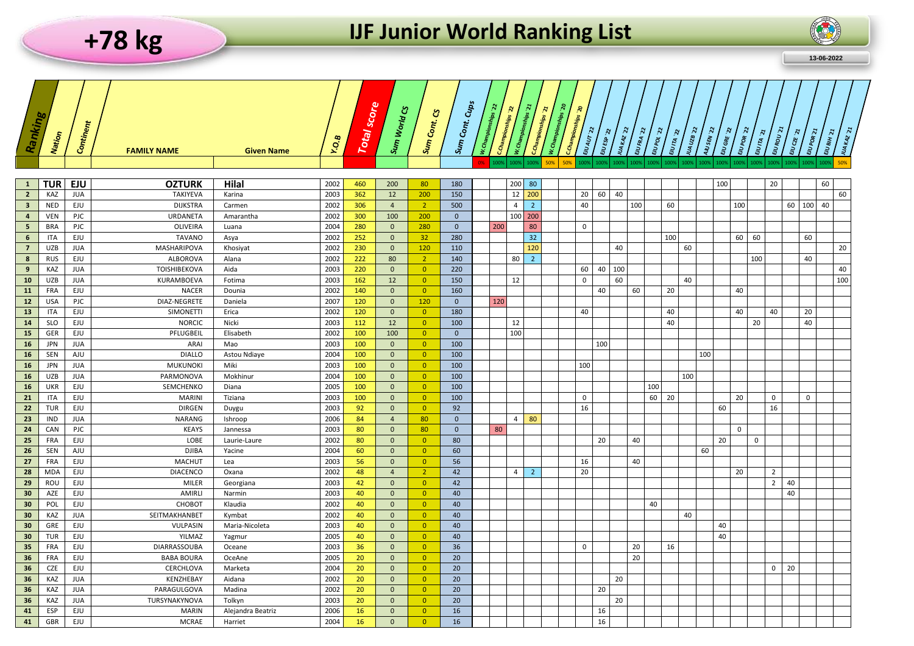| Ranking | Nation | Continent | FAMILY NAME | Given Name | Y.O.B | Total score | Sum World CS | Sum Cont. CS | Sum Cont. Cups | W.Championships '22 | C.Championships '22 | W.Championships '21 | C.Championships '21 | W.Championships '20 | C.Championships '20 | EJU AUT '22 | EJU ESP '22 | JUA KAZ '22 | EJU FRA '22 | EJU POL '22 | EJU ITA '22 | JUA UZB '22 | AJU SEN '22 | EJU GRE '22 | EJU POR '22 | EJU ITA '21 | EJU ROU '21 | EJU CZE '21 | EJU POR '21 | EJU BIH '21 | JUA KAZ '21 |
|---|---|---|---|---|---|---|---|---|---|---|---|---|---|---|---|---|---|---|---|---|---|---|---|---|---|---|---|---|---|---|---|
| | | | | | | | | | | 0% | 100% | 100% | 100% | 50% | 50% | 100% | 100% | 100% | 100% | 100% | 100% | 100% | 100% | 100% | 100% | 100% | 100% | 100% | 100% | 100% | 50% |
| 1 | TUR | EJU | OZTURK | Hilal | 2002 | 460 | 200 | 80 | 180 | | | 200 | 80 | | | | | | | | | | | 100 | | | 20 | | | 60 | |
| 2 | KAZ | JUA | TAKIYEVA | Karina | 2003 | 362 | 12 | 200 | 150 | | | 12 | 200 | | | 20 | 60 | 40 | | | | | | | | | | | | | 60 |
| 3 | NED | EJU | DIJKSTRA | Carmen | 2002 | 306 | 4 | 2 | 500 | | | 4 | 2 | | | 40 | | | 100 | | 60 | | | | 100 | | | 60 | 100 | 40 | |
| 4 | VEN | PJC | URDANETA | Amarantha | 2002 | 300 | 100 | 200 | 0 | | | 100 | 200 | | | | | | | | | | | | | | | | | | |
| 5 | BRA | PJC | OLIVEIRA | Luana | 2004 | 280 | 0 | 280 | 0 | | 200 | | 80 | | | 0 | | | | | | | | | | | | | | | |
| 6 | ITA | EJU | TAVANO | Asya | 2002 | 252 | 0 | 32 | 280 | | | | 32 | | | | | | | | 100 | | | | 60 | 60 | | | 60 | | |
| 7 | UZB | JUA | MASHARIPOVA | Khosiyat | 2002 | 230 | 0 | 120 | 110 | | | | 120 | | | | | 40 | | | | 60 | | | | | | | | | 20 |
| 8 | RUS | EJU | ALBOROVA | Alana | 2002 | 222 | 80 | 2 | 140 | | | 80 | 2 | | | | | | | | | | | | | 100 | | | 40 | | |
| 9 | KAZ | JUA | TOISHIBEKOVA | Aida | 2003 | 220 | 0 | 0 | 220 | | | | | | | 60 | 40 | 100 | | | | | | | | | | | | | 40 |
| 10 | UZB | JUA | KURAMBOEVA | Fotima | 2003 | 162 | 12 | 0 | 150 | | | 12 | | | | 0 | | 60 | | | | 40 | | | | | | | | | 100 |
| 11 | FRA | EJU | NACER | Dounia | 2002 | 140 | 0 | 0 | 160 | | | | | | | | 40 | | 60 | | 20 | | | | 40 | | | | | | |
| 12 | USA | PJC | DIAZ-NEGRETE | Daniela | 2007 | 120 | 0 | 120 | 0 | | 120 | | | | | | | | | | | | | | | | | | | | |
| 13 | ITA | EJU | SIMONETTI | Erica | 2002 | 120 | 0 | 0 | 180 | | | | | | | 40 | | | | | 40 | | | | 40 | | 40 | | 20 | | |
| 14 | SLO | EJU | NORCIC | Nicki | 2003 | 112 | 12 | 0 | 100 | | | 12 | | | | | | | | | 40 | | | | | 20 | | | 40 | | |
| 15 | GER | EJU | PFLUGBEIL | Elisabeth | 2002 | 100 | 100 | 0 | 0 | | | 100 | | | | | | | | | | | | | | | | | | | |
| 16 | JPN | JUA | ARAI | Mao | 2003 | 100 | 0 | 0 | 100 | | | | | | | | 100 | | | | | | | | | | | | | | |
| 16 | SEN | AJU | DIALLO | Astou Ndiaye | 2004 | 100 | 0 | 0 | 100 | | | | | | | | | | | | | | 100 | | | | | | | | |
| 16 | JPN | JUA | MUKUNOKI | Miki | 2003 | 100 | 0 | 0 | 100 | | | | | | | 100 | | | | | | | | | | | | | | | |
| 16 | UZB | JUA | PARMONOVA | Mokhinur | 2004 | 100 | 0 | 0 | 100 | | | | | | | | | | | | | 100 | | | | | | | | | |
| 16 | UKR | EJU | SEMCHENKO | Diana | 2005 | 100 | 0 | 0 | 100 | | | | | | | | | | | 100 | | | | | | | | | | | |
| 21 | ITA | EJU | MARINI | Tiziana | 2003 | 100 | 0 | 0 | 100 | | | | | | | 0 | | | | 60 | 20 | | | | 20 | | 0 | | 0 | | |
| 22 | TUR | EJU | DIRGEN | Duygu | 2003 | 92 | 0 | 0 | 92 | | | | | | | 16 | | | | | | | | 60 | | | 16 | | | | |
| 23 | IND | JUA | NARANG | Ishroop | 2006 | 84 | 4 | 80 | 0 | | | 4 | 80 | | | | | | | | | | | | | | | | | | |
| 24 | CAN | PJC | KEAYS | Jannessa | 2003 | 80 | 0 | 80 | 0 | | 80 | | | | | | | | | | | | | | 0 | | | | | | |
| 25 | FRA | EJU | LOBE | Laurie-Laure | 2002 | 80 | 0 | 0 | 80 | | | | | | | | 20 | | 40 | | | | | 20 | | 0 | | | | | |
| 26 | SEN | AJU | DJIBA | Yacine | 2004 | 60 | 0 | 0 | 60 | | | | | | | | | | | | | | 60 | | | | | | | | |
| 27 | FRA | EJU | MACHUT | Lea | 2003 | 56 | 0 | 0 | 56 | | | | | | | 16 | | | 40 | | | | | | | | | | | | |
| 28 | MDA | EJU | DIACENCO | Oxana | 2002 | 48 | 4 | 2 | 42 | | | 4 | 2 | | | 20 | | | | | | | | | 20 | | 2 | | | | |
| 29 | ROU | EJU | MILER | Georgiana | 2003 | 42 | 0 | 0 | 42 | | | | | | | | | | | | | | | | | | 2 | 40 | | | |
| 30 | AZE | EJU | AMIRLI | Narmin | 2003 | 40 | 0 | 0 | 40 | | | | | | | | | | | | | | | | | | | 40 | | | |
| 30 | POL | EJU | CHOBOT | Klaudia | 2002 | 40 | 0 | 0 | 40 | | | | | | | | | | | 40 | | | | | | | | | | | |
| 30 | KAZ | JUA | SEITMAKHANBET | Kymbat | 2002 | 40 | 0 | 0 | 40 | | | | | | | | | | | | | 40 | | | | | | | | | |
| 30 | GRE | EJU | VULPASIN | Maria-Nicoleta | 2003 | 40 | 0 | 0 | 40 | | | | | | | | | | | | | | | 40 | | | | | | | |
| 30 | TUR | EJU | YILMAZ | Yagmur | 2005 | 40 | 0 | 0 | 40 | | | | | | | | | | | | | | | 40 | | | | | | | |
| 35 | FRA | EJU | DIARRASSOUBA | Oceane | 2003 | 36 | 0 | 0 | 36 | | | | | | | 0 | | | 20 | | 16 | | | | | | | | | | |
| 36 | FRA | EJU | BABA BOURA | OceAne | 2005 | 20 | 0 | 0 | 20 | | | | | | | | | | 20 | | | | | | | | | | | | |
| 36 | CZE | EJU | CERCHLOVA | Marketa | 2004 | 20 | 0 | 0 | 20 | | | | | | | | | | | | | | | | | | 0 | 20 | | | |
| 36 | KAZ | JUA | KENZHEBAY | Aidana | 2002 | 20 | 0 | 0 | 20 | | | | | | | | | 20 | | | | | | | | | | | | | |
| 36 | KAZ | JUA | PARAGULGOVA | Madina | 2002 | 20 | 0 | 0 | 20 | | | | | | | | 20 | | | | | | | | | | | | | | |
| 36 | KAZ | JUA | TURSYNAKYNOVA | Tolkyn | 2003 | 20 | 0 | 0 | 20 | | | | | | | | | 20 | | | | | | | | | | | | | |
| 41 | ESP | EJU | MARIN | Alejandra Beatriz | 2006 | 16 | 0 | 0 | 16 | | | | | | | | 16 | | | | | | | | | | | | | | |
| 41 | GBR | EJU | MCRAE | Harriet | 2004 | 16 | 0 | 0 | 16 | | | | | | | | 16 | | | | | | | | | | | | | | |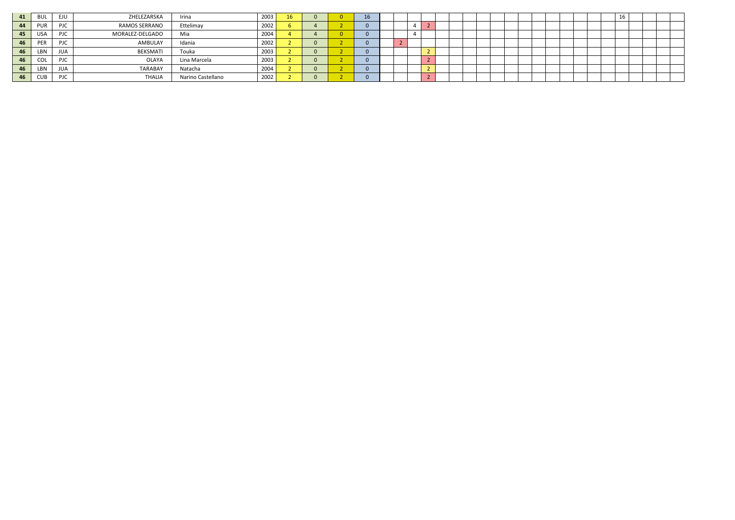| | | | | | | | | | | | | | | | | | | | | | | | | | | | | | | | |
|---|---|---|---|---|---|---|---|---|---|---|---|---|---|---|---|---|---|---|---|---|---|---|---|---|---|---|---|---|---|---|---|
| 41 | BUL | EJU | ZHELEZARSKA | Irina | 2003 | 16 | 0 | 0 | 16 | | | | | | | | | | | | | | | | | | 16 | | | | |
| 44 | PUR | PJC | RAMOS SERRANO | Ettelimay | 2002 | 6 | 4 | 2 | 0 | | | 4 | 2 | | | | | | | | | | | | | | | | | | |
| 45 | USA | PJC | MORALEZ-DELGADO | Mia | 2004 | 4 | 4 | 0 | 0 | | | 4 | | | | | | | | | | | | | | | | | | | |
| 46 | PER | PJC | AMBULAY | Idania | 2002 | 2 | 0 | 2 | 0 | | 2 | | | | | | | | | | | | | | | | | | | | |
| 46 | LBN | JUA | BEKSMATI | Touka | 2003 | 2 | 0 | 2 | 0 | | | | 2 | | | | | | | | | | | | | | | | | | |
| 46 | COL | PJC | OLAYA | Lina Marcela | 2003 | 2 | 0 | 2 | 0 | | | | 2 | | | | | | | | | | | | | | | | | | |
| 46 | LBN | JUA | TARABAY | Natacha | 2004 | 2 | 0 | 2 | 0 | | | | 2 | | | | | | | | | | | | | | | | | | |
| 46 | CUB | PJC | THALIA | Narino Castellano | 2002 | 2 | 0 | 2 | 0 | | | | 2 | | | | | | | | | | | | | | | | | | |